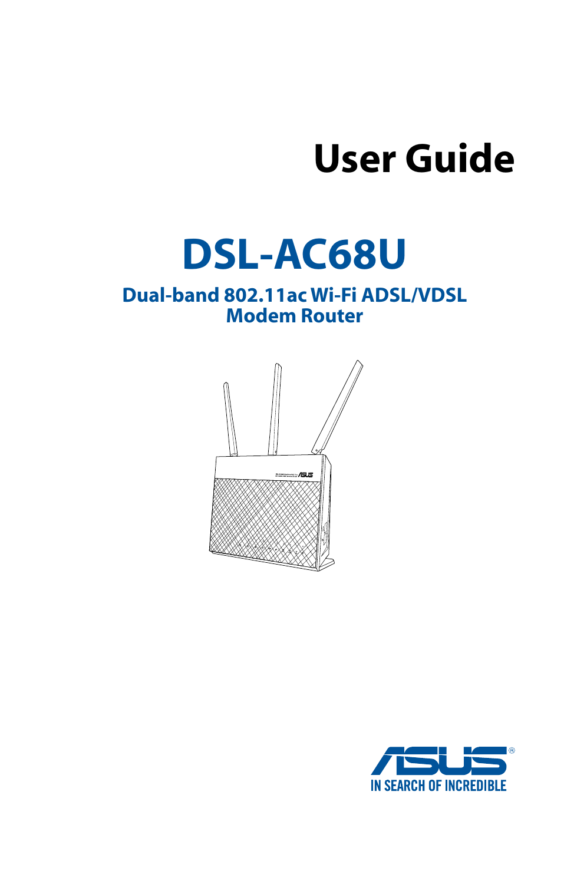# User Guide

# DSL-AC68U

## Dual-band 802.11ac Wi-Fi ADSL/VDSL Modem Router

IN SEARCH OF INCREDIBLE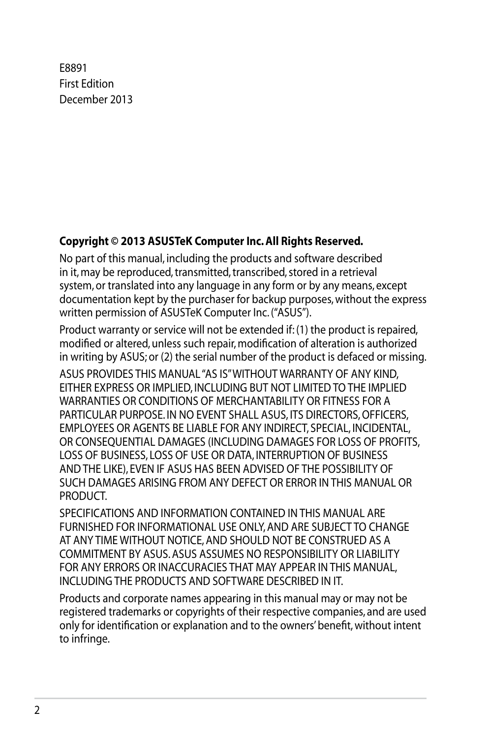E8891
First Edition
December 2013

**Copyright © 2013 ASUSTeK Computer Inc. All Rights Reserved.**

No part of this manual, including the products and software described in it, may be reproduced, transmitted, transcribed, stored in a retrieval system, or translated into any language in any form or by any means, except documentation kept by the purchaser for backup purposes, without the express written permission of ASUSTeK Computer Inc. ("ASUS").

Product warranty or service will not be extended if: (1) the product is repaired, modified or altered, unless such repair, modification of alteration is authorized in writing by ASUS; or (2) the serial number of the product is defaced or missing.

ASUS PROVIDES THIS MANUAL "AS IS" WITHOUT WARRANTY OF ANY KIND, EITHER EXPRESS OR IMPLIED, INCLUDING BUT NOT LIMITED TO THE IMPLIED WARRANTIES OR CONDITIONS OF MERCHANTABILITY OR FITNESS FOR A PARTICULAR PURPOSE. IN NO EVENT SHALL ASUS, ITS DIRECTORS, OFFICERS, EMPLOYEES OR AGENTS BE LIABLE FOR ANY INDIRECT, SPECIAL, INCIDENTAL, OR CONSEQUENTIAL DAMAGES (INCLUDING DAMAGES FOR LOSS OF PROFITS, LOSS OF BUSINESS, LOSS OF USE OR DATA, INTERRUPTION OF BUSINESS AND THE LIKE), EVEN IF ASUS HAS BEEN ADVISED OF THE POSSIBILITY OF SUCH DAMAGES ARISING FROM ANY DEFECT OR ERROR IN THIS MANUAL OR PRODUCT.

SPECIFICATIONS AND INFORMATION CONTAINED IN THIS MANUAL ARE FURNISHED FOR INFORMATIONAL USE ONLY, AND ARE SUBJECT TO CHANGE AT ANY TIME WITHOUT NOTICE, AND SHOULD NOT BE CONSTRUED AS A COMMITMENT BY ASUS. ASUS ASSUMES NO RESPONSIBILITY OR LIABILITY FOR ANY ERRORS OR INACCURACIES THAT MAY APPEAR IN THIS MANUAL, INCLUDING THE PRODUCTS AND SOFTWARE DESCRIBED IN IT.

Products and corporate names appearing in this manual may or may not be registered trademarks or copyrights of their respective companies, and are used only for identification or explanation and to the owners' benefit, without intent to infringe.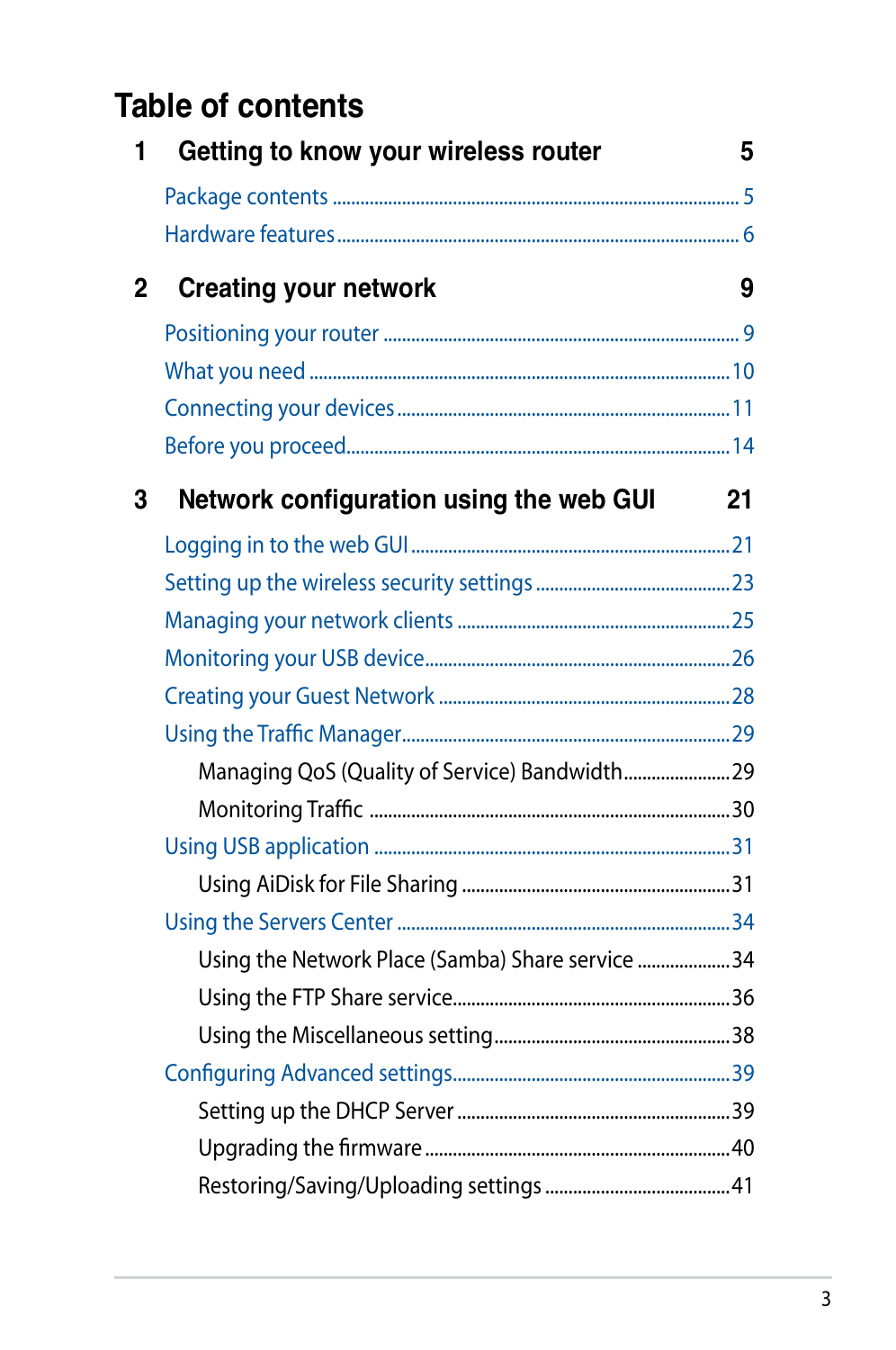# Table of contents

## 1 Getting to know your wireless router 5

Package contents ........................................................................ 5

Hardware features ........................................................................ 6

## 2 Creating your network 9

Positioning your router ................................................................ 9

What you need .......................................................................... 10

Connecting your devices ............................................................ 11

Before you proceed.................................................................... 14

## 3 Network configuration using the web GUI 21

Logging in to the web GUI ......................................................... 21

Setting up the wireless security settings ................................... 23

Managing your network clients .................................................. 25

Monitoring your USB device....................................................... 26

Creating your Guest Network .................................................... 28

Using the Traffic Manager........................................................... 29

- Managing QoS (Quality of Service) Bandwidth....................... 29
- Monitoring Traffic ..................................................................... 30

Using USB application ................................................................ 31

- Using AiDisk for File Sharing ................................................... 31

Using the Servers Center ............................................................ 34

- Using the Network Place (Samba) Share service .................... 34
- Using the FTP Share service.................................................... 36
- Using the Miscellaneous setting............................................... 38

Configuring Advanced settings.................................................... 39

- Setting up the DHCP Server .................................................... 39
- Upgrading the firmware ........................................................... 40
- Restoring/Saving/Uploading settings ....................................... 41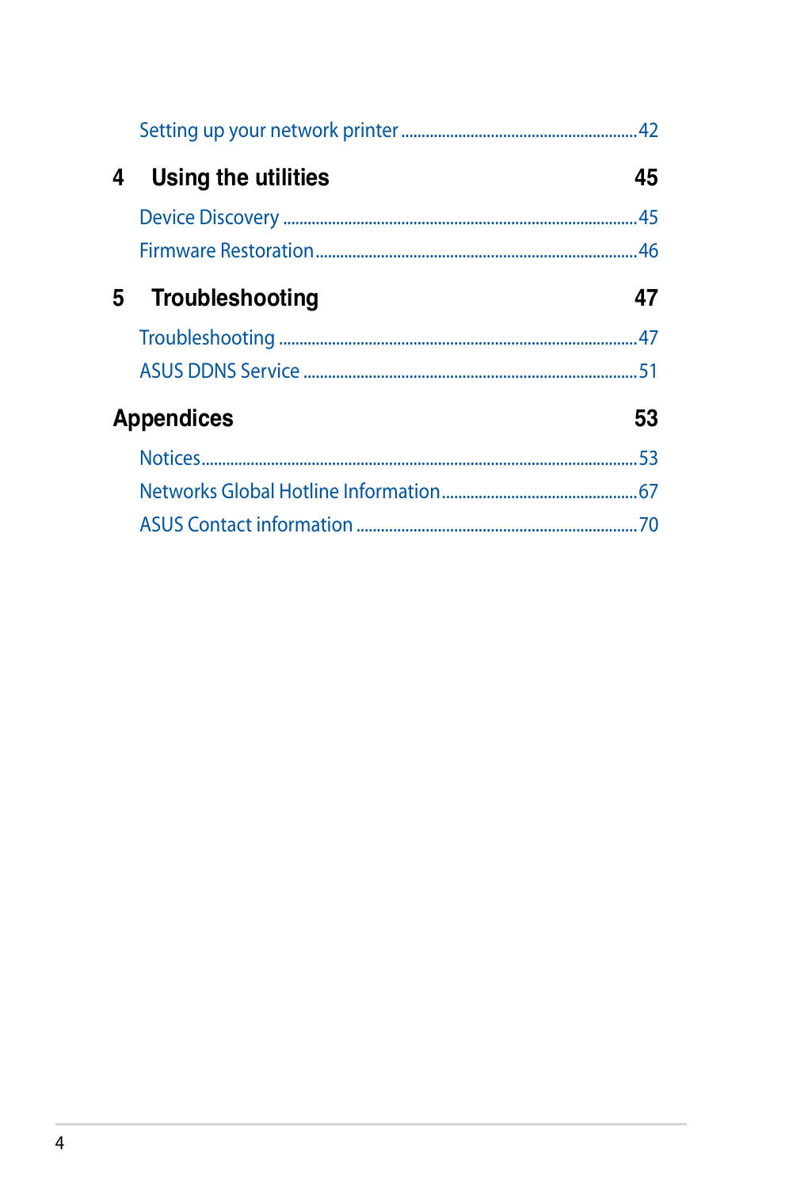Setting up your network printer ........................................................ 42

**4 Using the utilities 45**

Device Discovery ........................................................................ 45

Firmware Restoration ................................................................. 46

**5 Troubleshooting 47**

Troubleshooting ......................................................................... 47

ASUS DDNS Service .................................................................. 51

**Appendices 53**

Notices......................................................................................... 53

Networks Global Hotline Information............................................ 67

ASUS Contact information .......................................................... 70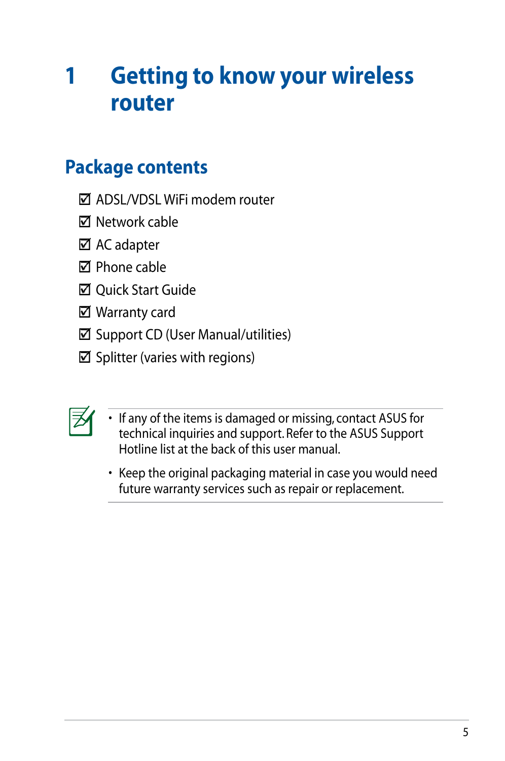# 1 Getting to know your wireless router

## Package contents

- ☑ ADSL/VDSL WiFi modem router
- ☑ Network cable
- ☑ AC adapter
- ☑ Phone cable
- ☑ Quick Start Guide
- ☑ Warranty card
- ☑ Support CD (User Manual/utilities)
- ☑ Splitter (varies with regions)

- If any of the items is damaged or missing, contact ASUS for technical inquiries and support. Refer to the ASUS Support Hotline list at the back of this user manual.
- Keep the original packaging material in case you would need future warranty services such as repair or replacement.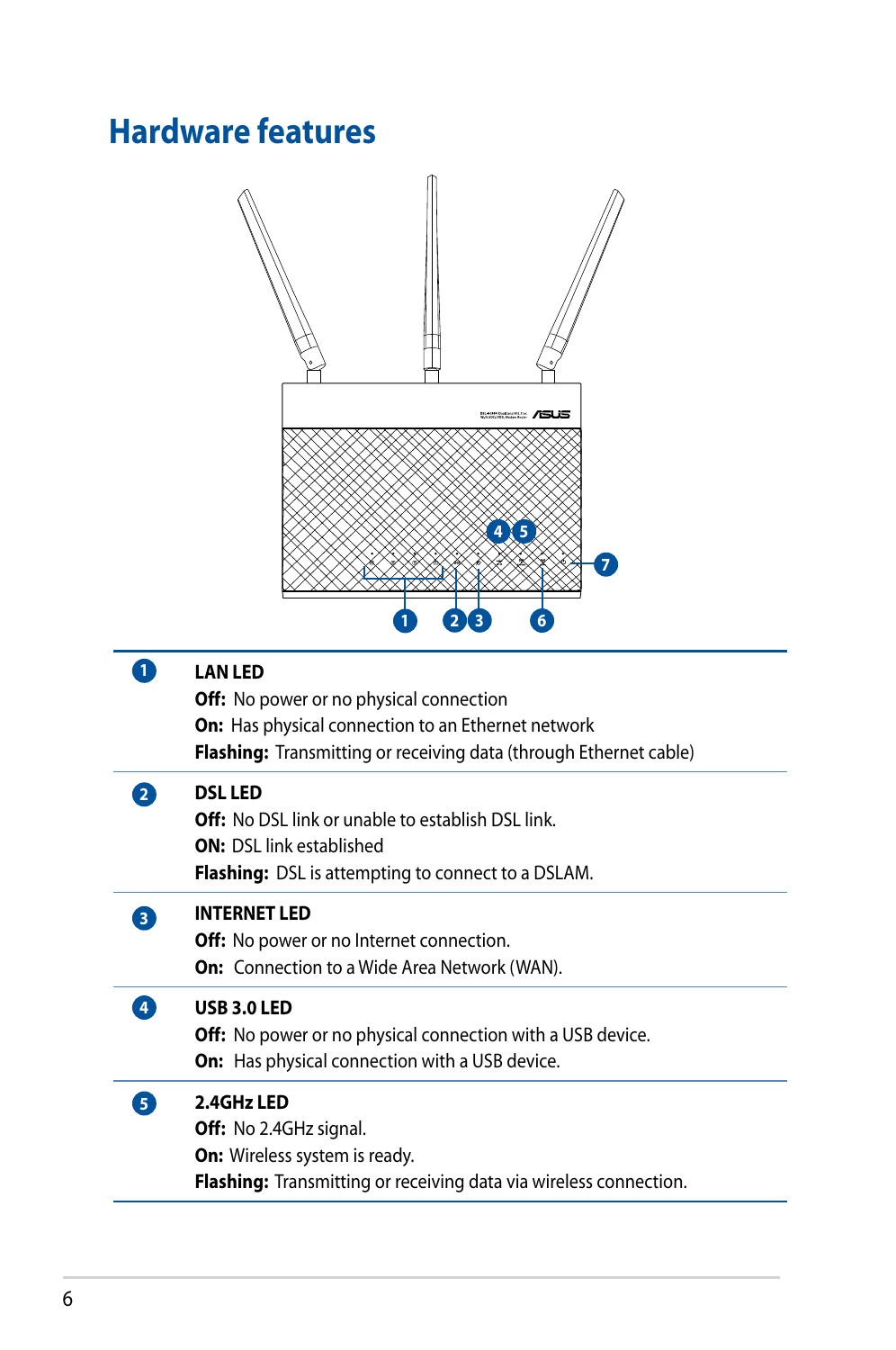# Hardware features

| | |
|---|---|
| 1 | **LAN LED**<br>**Off:** No power or no physical connection<br>**On:** Has physical connection to an Ethernet network<br>**Flashing:** Transmitting or receiving data (through Ethernet cable) |
| 2 | **DSL LED**<br>**Off:** No DSL link or unable to establish DSL link.<br>**ON:** DSL link established<br>**Flashing:** DSL is attempting to connect to a DSLAM. |
| 3 | **INTERNET LED**<br>**Off:** No power or no Internet connection.<br>**On:** Connection to a Wide Area Network (WAN). |
| 4 | **USB 3.0 LED**<br>**Off:** No power or no physical connection with a USB device.<br>**On:** Has physical connection with a USB device. |
| 5 | **2.4GHz LED**<br>**Off:** No 2.4GHz signal.<br>**On:** Wireless system is ready.<br>**Flashing:** Transmitting or receiving data via wireless connection. |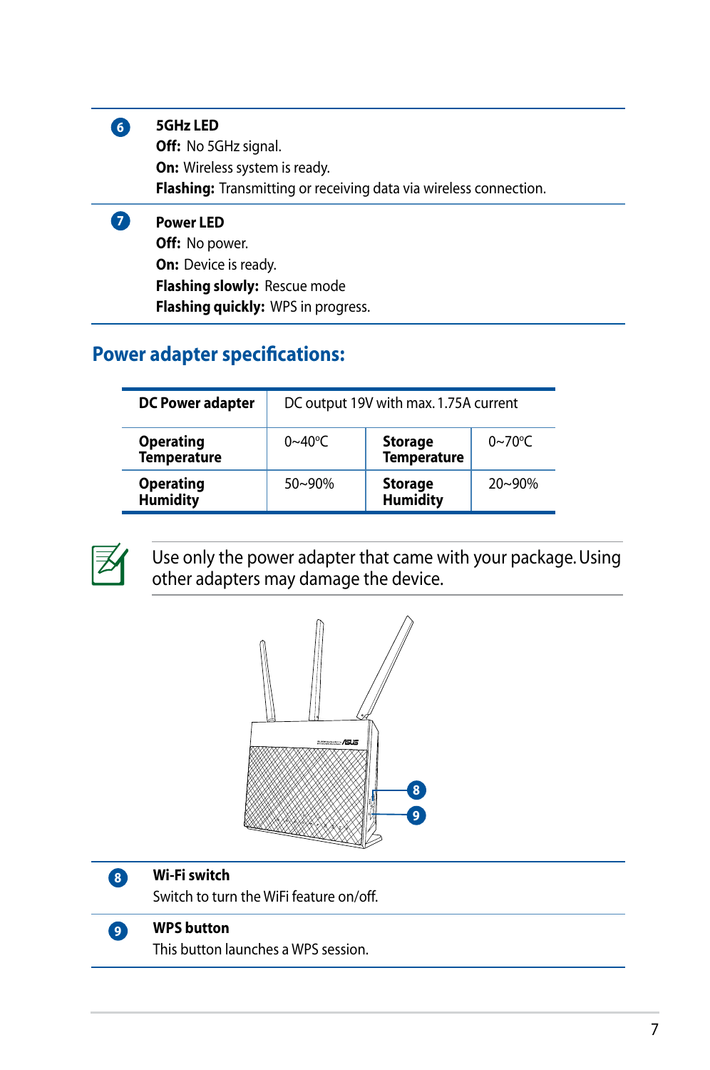| | |
|---|---|
| 6 | **5GHz LED**<br>**Off:** No 5GHz signal.<br>**On:** Wireless system is ready.<br>**Flashing:** Transmitting or receiving data via wireless connection. |
| 7 | **Power LED**<br>**Off:** No power.<br>**On:** Device is ready.<br>**Flashing slowly:** Rescue mode<br>**Flashing quickly:** WPS in progress. |

## Power adapter specifications:

| **DC Power adapter** | DC output 19V with max. 1.75A current | | |
|---|---|---|---|
| **Operating Temperature** | 0~40°C | **Storage Temperature** | 0~70°C |
| **Operating Humidity** | 50~90% | **Storage Humidity** | 20~90% |

Use only the power adapter that came with your package. Using other adapters may damage the device.

| | |
|---|---|
| 8 | **Wi-Fi switch**<br>Switch to turn the WiFi feature on/off. |
| 9 | **WPS button**<br>This button launches a WPS session. |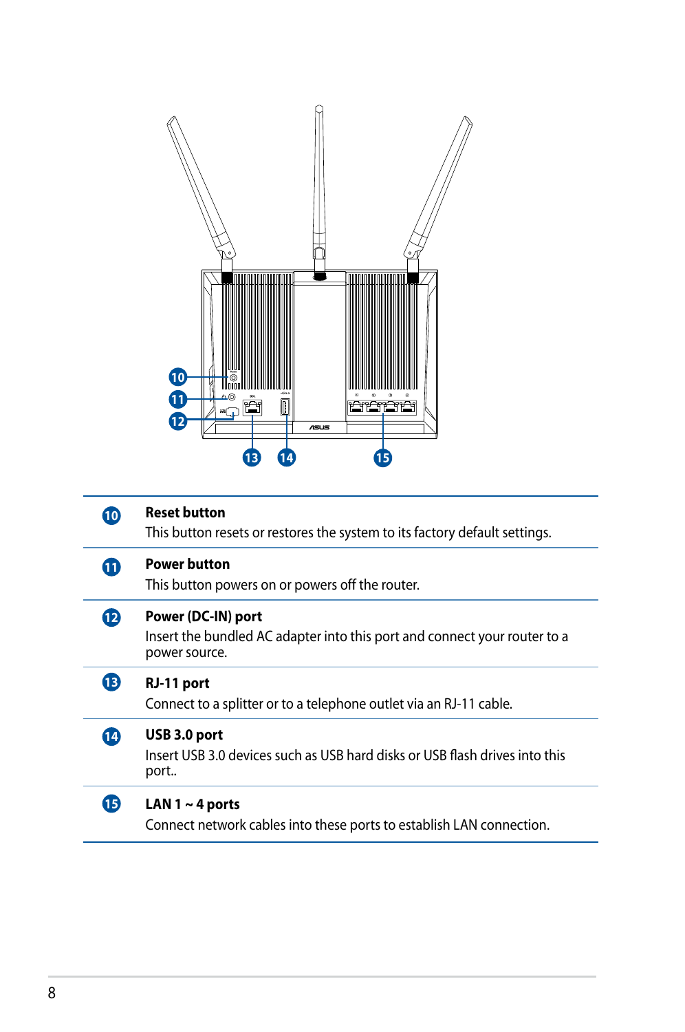| | | |
|---|---|---|
| 10 | **Reset button** | This button resets or restores the system to its factory default settings. |
| 11 | **Power button** | This button powers on or powers off the router. |
| 12 | **Power (DC-IN) port** | Insert the bundled AC adapter into this port and connect your router to a power source. |
| 13 | **RJ-11 port** | Connect to a splitter or to a telephone outlet via an RJ-11 cable. |
| 14 | **USB 3.0 port** | Insert USB 3.0 devices such as USB hard disks or USB flash drives into this port.. |
| 15 | **LAN 1 ~ 4 ports** | Connect network cables into these ports to establish LAN connection. |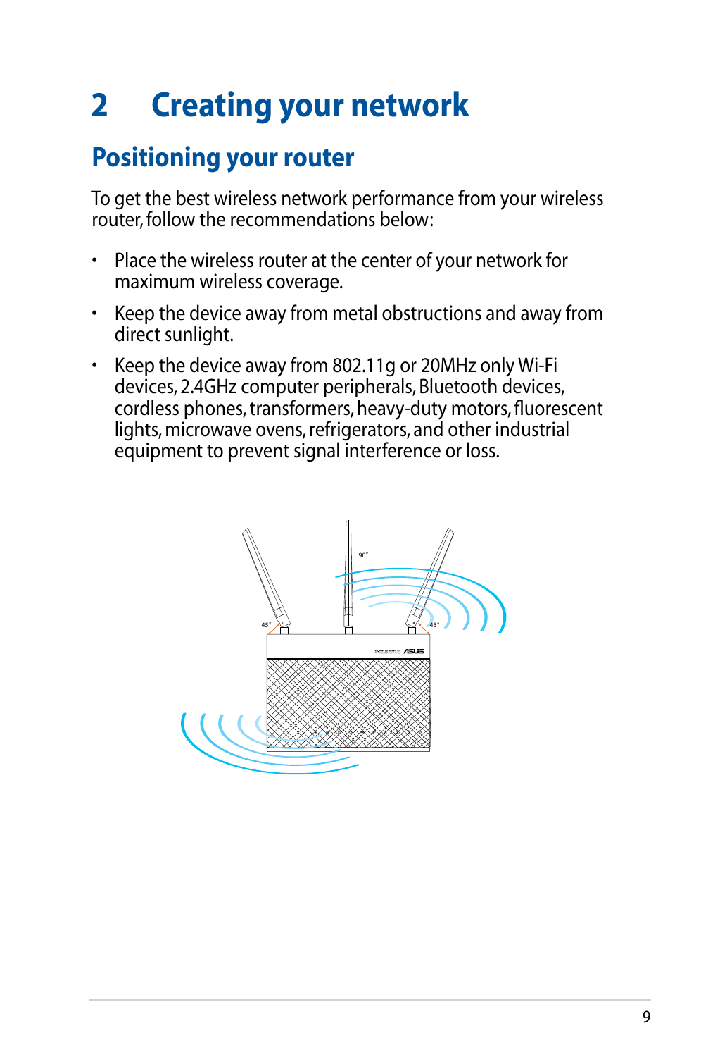# 2 Creating your network

## Positioning your router

To get the best wireless network performance from your wireless router, follow the recommendations below:

- Place the wireless router at the center of your network for maximum wireless coverage.
- Keep the device away from metal obstructions and away from direct sunlight.
- Keep the device away from 802.11g or 20MHz only Wi-Fi devices, 2.4GHz computer peripherals, Bluetooth devices, cordless phones, transformers, heavy-duty motors, fluorescent lights, microwave ovens, refrigerators, and other industrial equipment to prevent signal interference or loss.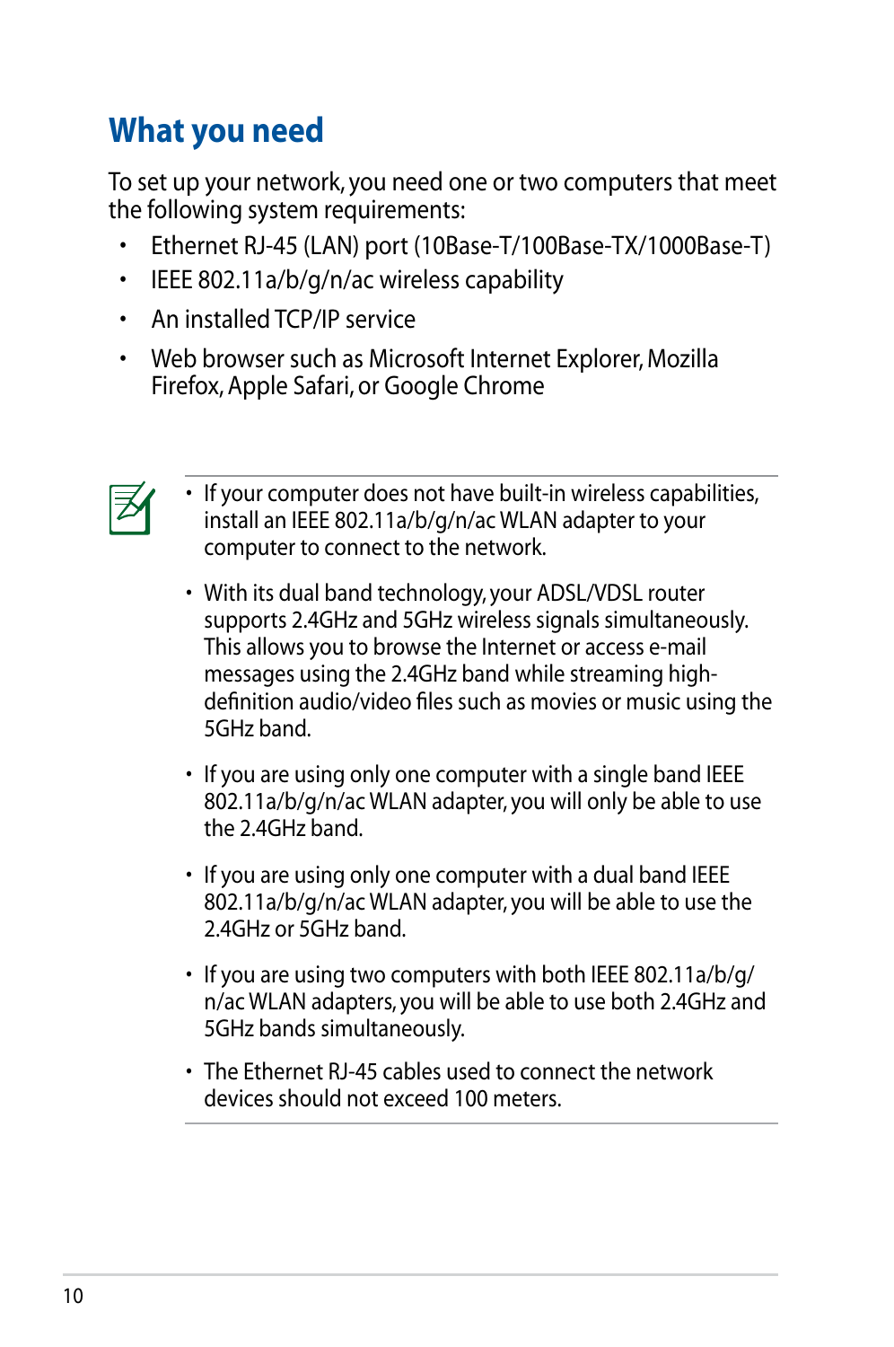## What you need

To set up your network, you need one or two computers that meet the following system requirements:

- Ethernet RJ-45 (LAN) port (10Base-T/100Base-TX/1000Base-T)
- IEEE 802.11a/b/g/n/ac wireless capability
- An installed TCP/IP service
- Web browser such as Microsoft Internet Explorer, Mozilla Firefox, Apple Safari, or Google Chrome

- If your computer does not have built-in wireless capabilities, install an IEEE 802.11a/b/g/n/ac WLAN adapter to your computer to connect to the network.
- With its dual band technology, your ADSL/VDSL router supports 2.4GHz and 5GHz wireless signals simultaneously. This allows you to browse the Internet or access e-mail messages using the 2.4GHz band while streaming high-definition audio/video files such as movies or music using the 5GHz band.
- If you are using only one computer with a single band IEEE 802.11a/b/g/n/ac WLAN adapter, you will only be able to use the 2.4GHz band.
- If you are using only one computer with a dual band IEEE 802.11a/b/g/n/ac WLAN adapter, you will be able to use the 2.4GHz or 5GHz band.
- If you are using two computers with both IEEE 802.11a/b/g/n/ac WLAN adapters, you will be able to use both 2.4GHz and 5GHz bands simultaneously.
- The Ethernet RJ-45 cables used to connect the network devices should not exceed 100 meters.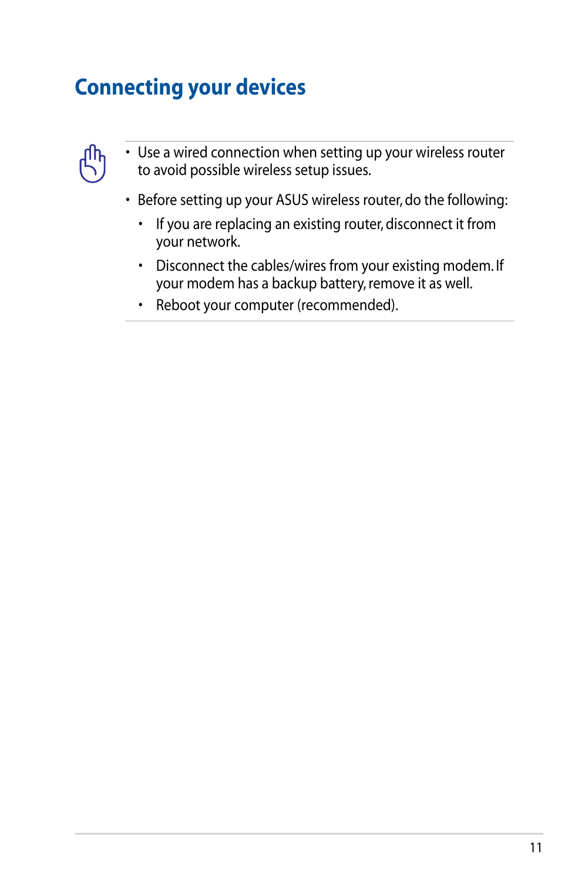# Connecting your devices

- Use a wired connection when setting up your wireless router to avoid possible wireless setup issues.
- Before setting up your ASUS wireless router, do the following:
  - If you are replacing an existing router, disconnect it from your network.
  - Disconnect the cables/wires from your existing modem. If your modem has a backup battery, remove it as well.
  - Reboot your computer (recommended).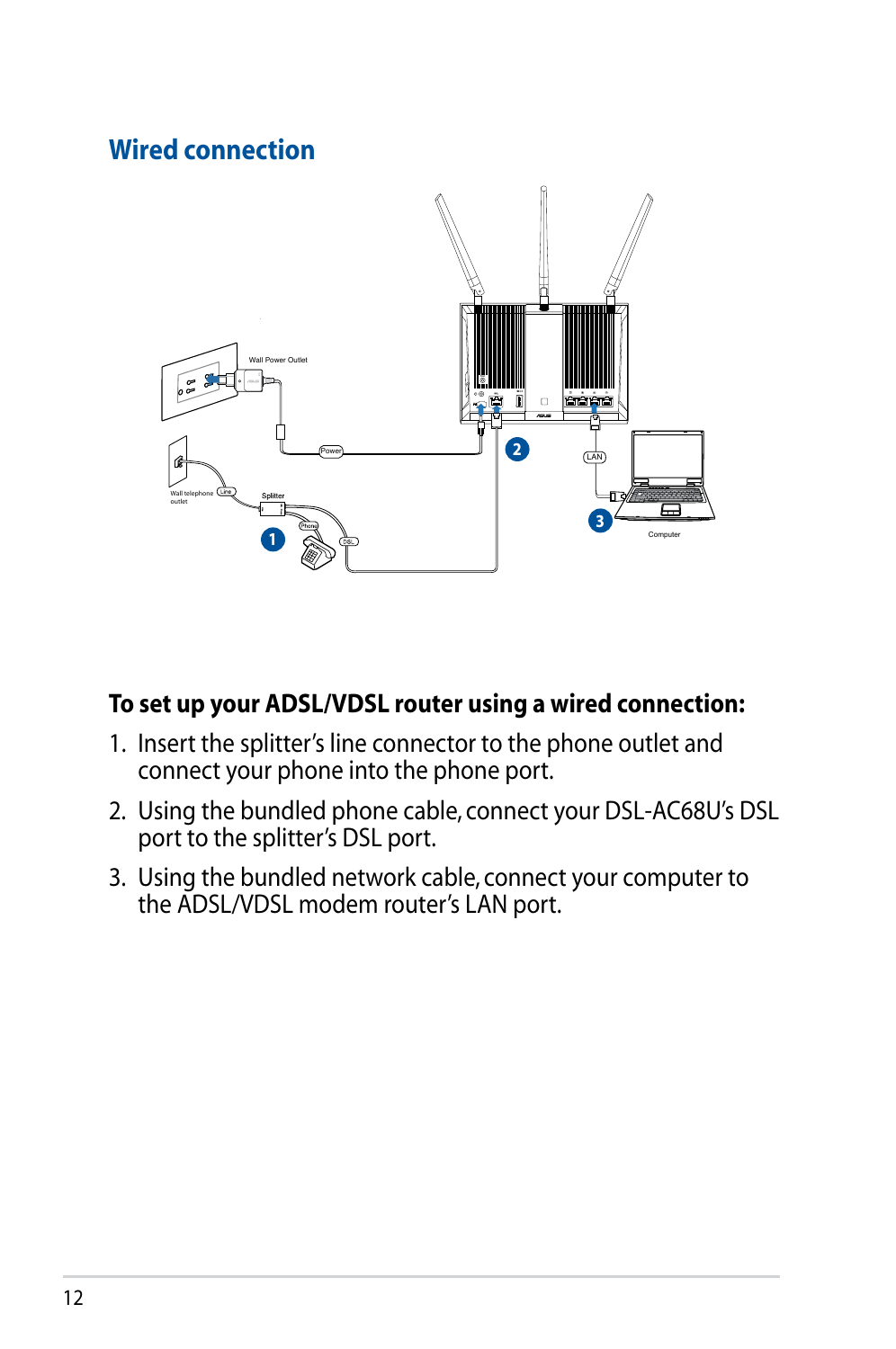## Wired connection

**To set up your ADSL/VDSL router using a wired connection:**

1. Insert the splitter's line connector to the phone outlet and connect your phone into the phone port.
2. Using the bundled phone cable, connect your DSL-AC68U's DSL port to the splitter's DSL port.
3. Using the bundled network cable, connect your computer to the ADSL/VDSL modem router's LAN port.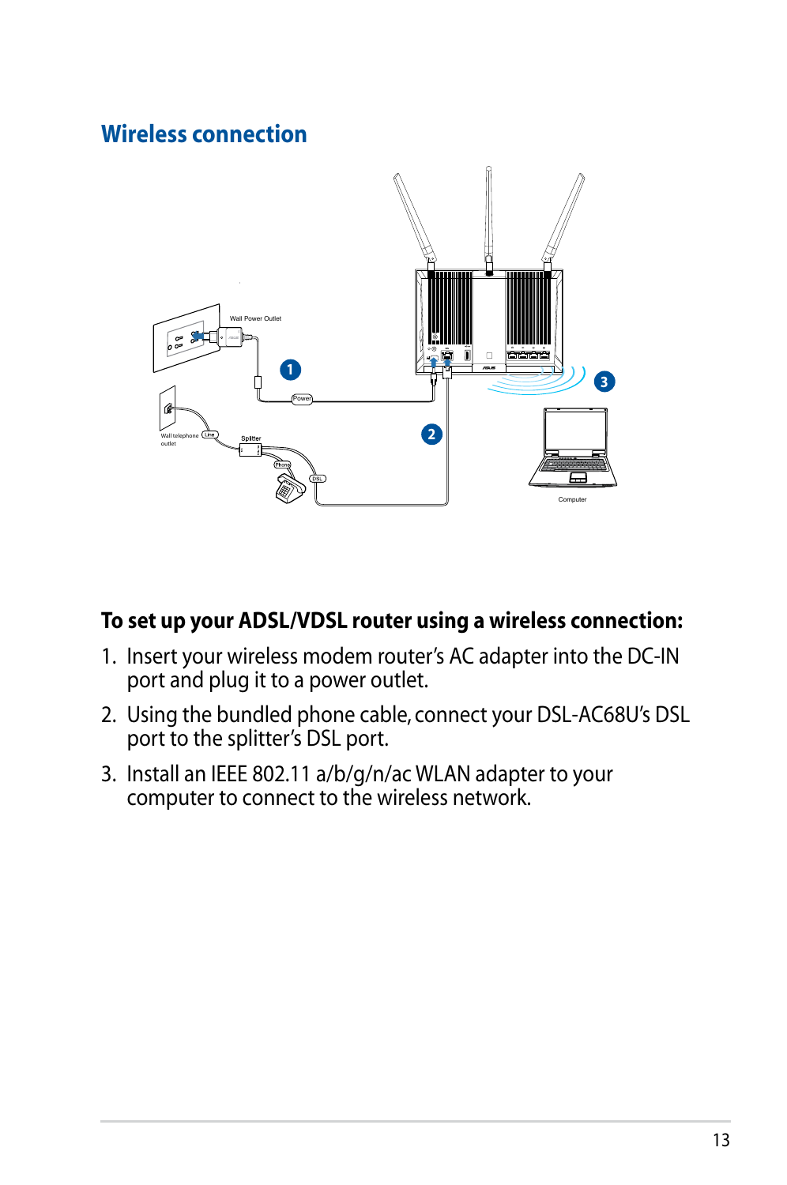## Wireless connection

**To set up your ADSL/VDSL router using a wireless connection:**

1. Insert your wireless modem router's AC adapter into the DC-IN port and plug it to a power outlet.
2. Using the bundled phone cable, connect your DSL-AC68U's DSL port to the splitter's DSL port.
3. Install an IEEE 802.11 a/b/g/n/ac WLAN adapter to your computer to connect to the wireless network.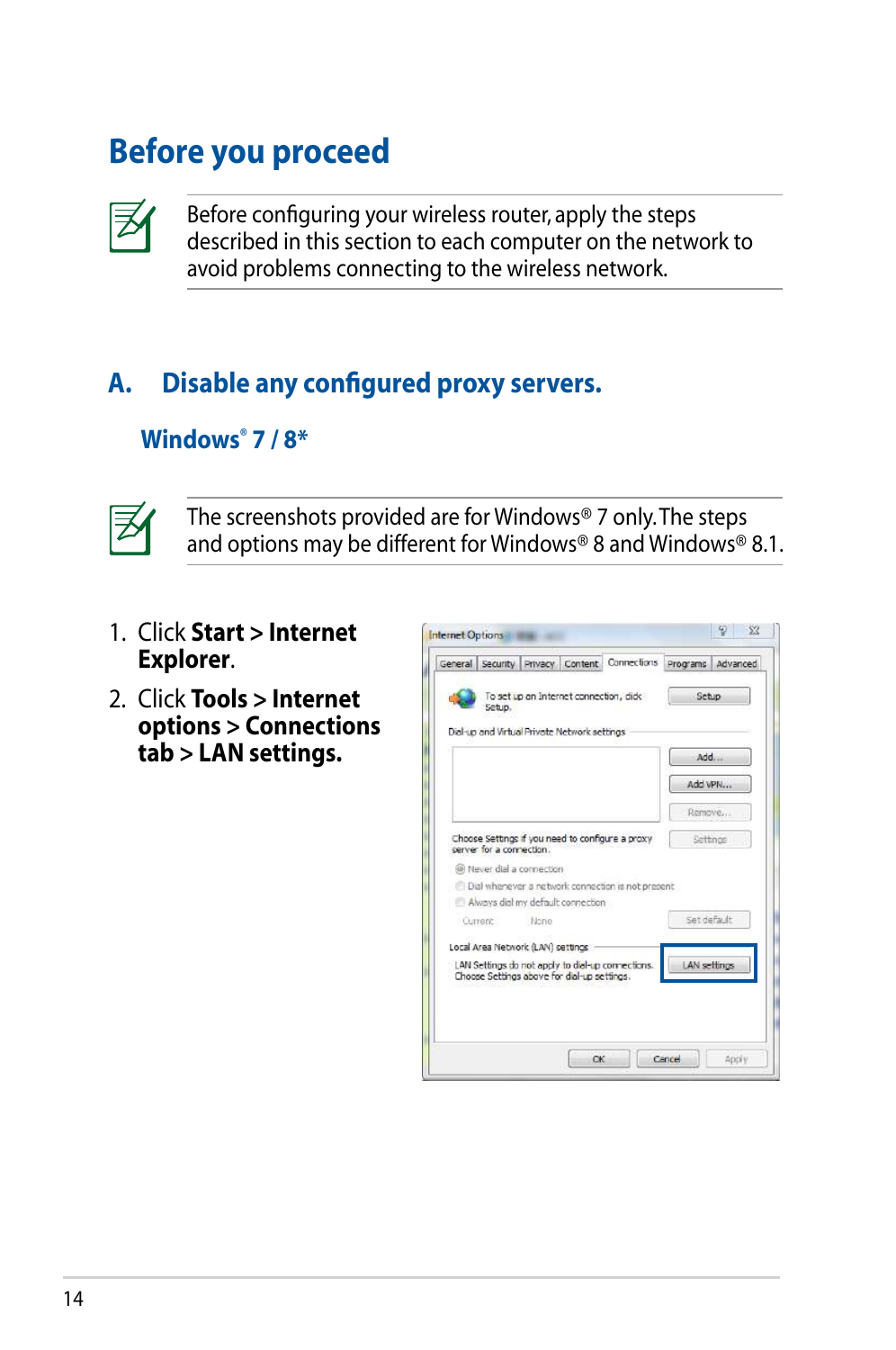# Before you proceed

Before configuring your wireless router, apply the steps described in this section to each computer on the network to avoid problems connecting to the wireless network.

## A. Disable any configured proxy servers.

### Windows® 7 / 8*

The screenshots provided are for Windows® 7 only. The steps and options may be different for Windows® 8 and Windows® 8.1.

1. Click **Start** > **Internet Explorer**.
2. Click **Tools** > **Internet options** > **Connections tab** > **LAN settings.**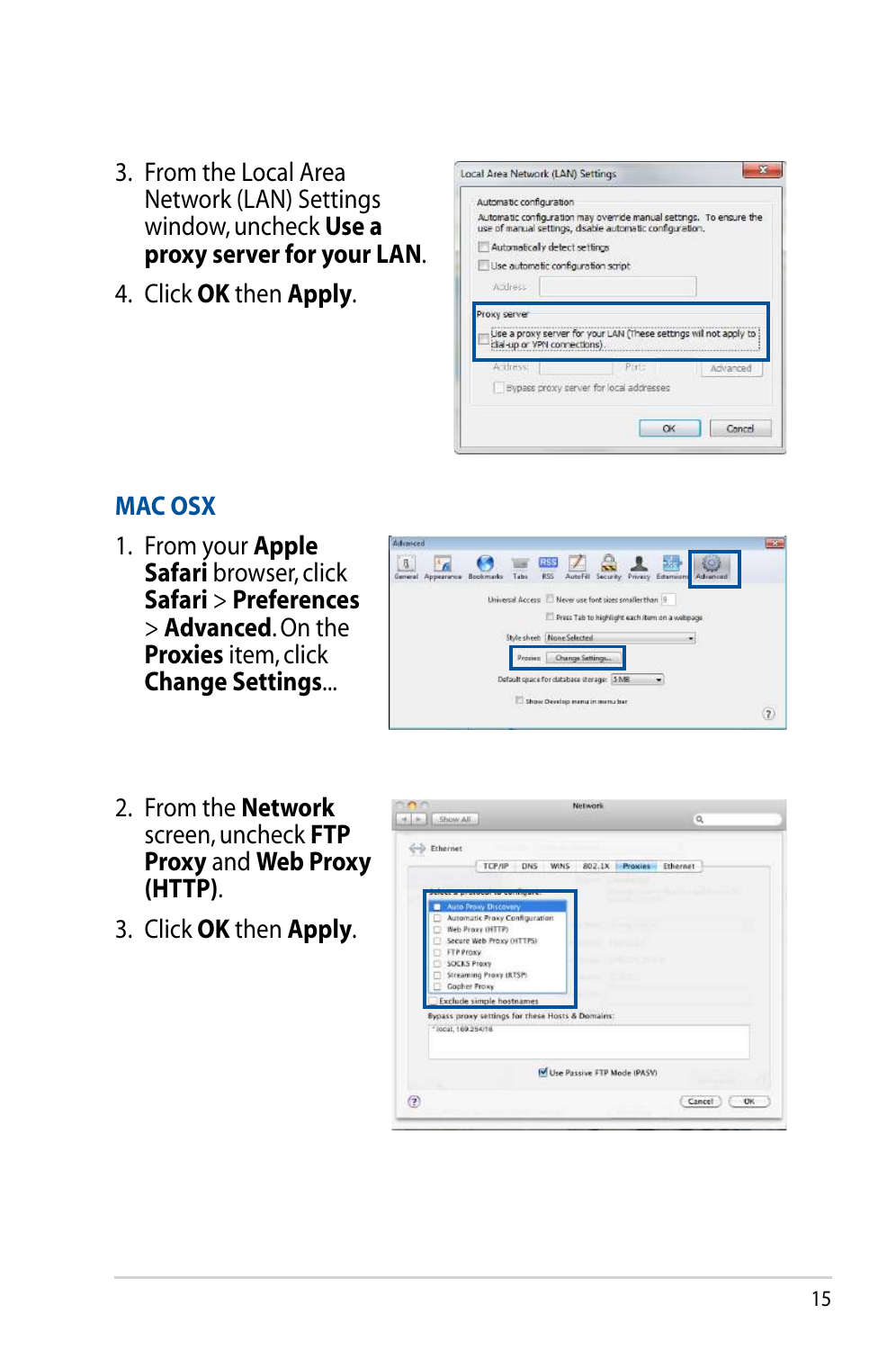3. From the Local Area Network (LAN) Settings window, uncheck **Use a proxy server for your LAN**.
4. Click **OK** then **Apply**.

## MAC OSX

1. From your **Apple Safari** browser, click **Safari** > **Preferences** > **Advanced**. On the **Proxies** item, click **Change Settings**...

2. From the **Network** screen, uncheck **FTP Proxy** and **Web Proxy (HTTP)**.
3. Click **OK** then **Apply**.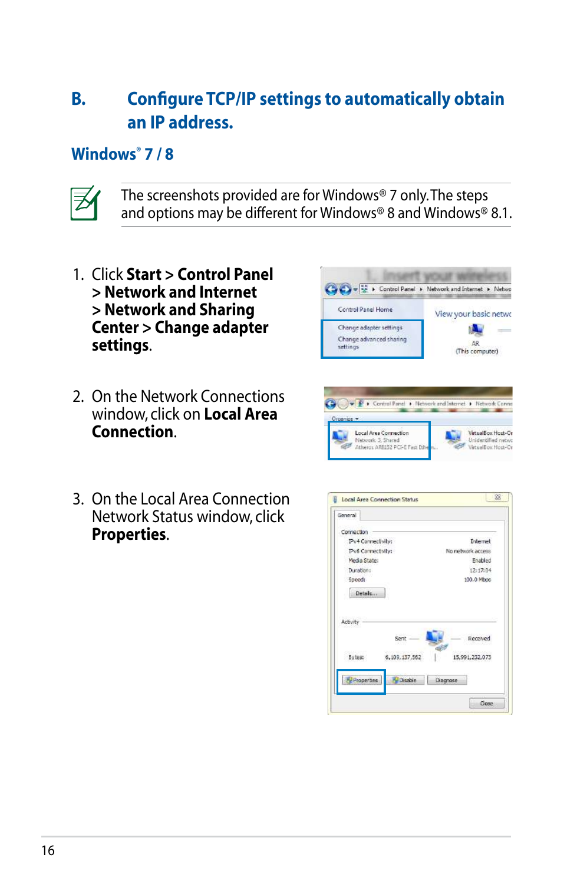## B. Configure TCP/IP settings to automatically obtain an IP address.

### Windows® 7 / 8

The screenshots provided are for Windows® 7 only. The steps and options may be different for Windows® 8 and Windows® 8.1.

1. Click **Start > Control Panel > Network and Internet > Network and Sharing Center > Change adapter settings**.

2. On the Network Connections window, click on **Local Area Connection**.

3. On the Local Area Connection Network Status window, click **Properties**.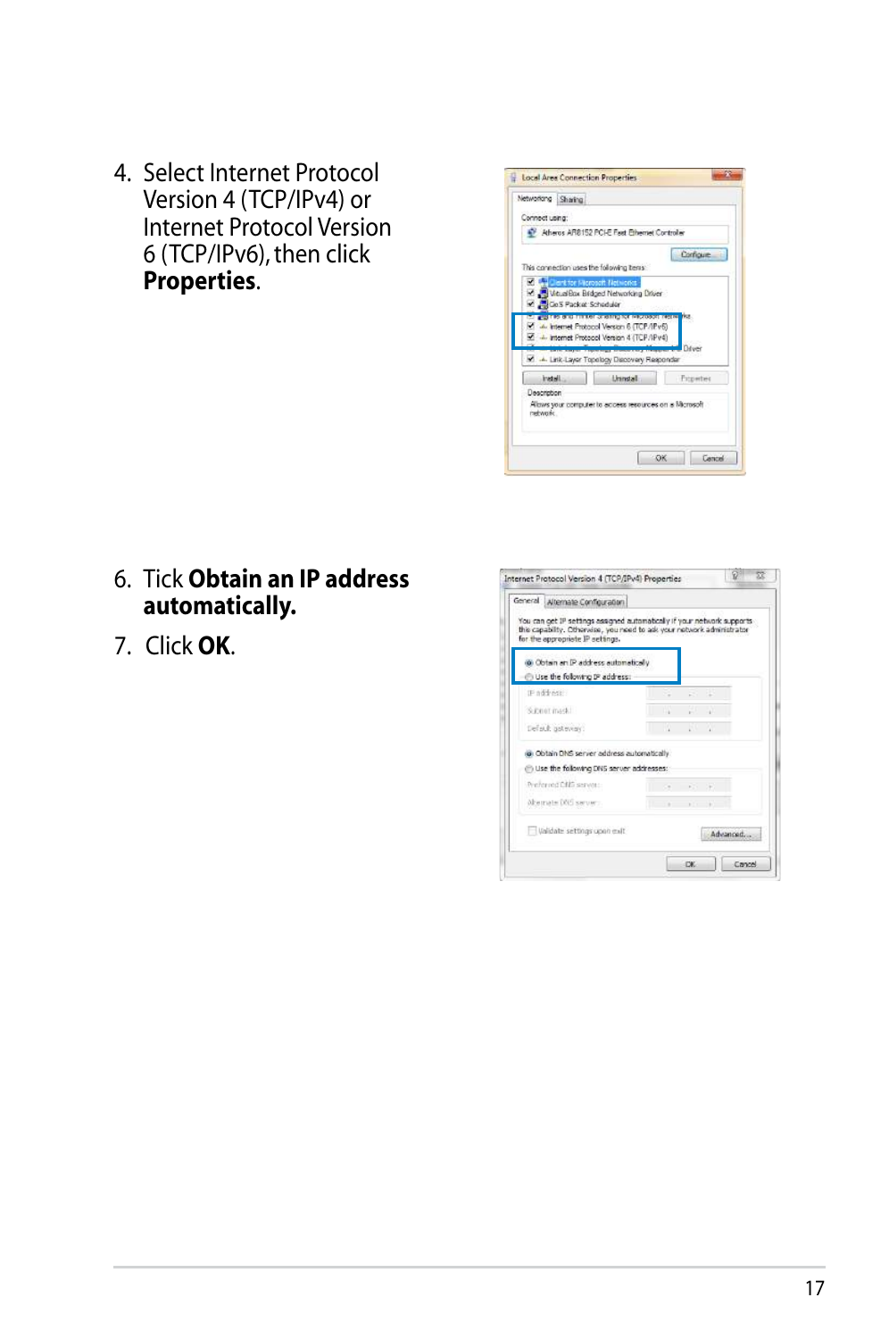4. Select Internet Protocol Version 4 (TCP/IPv4) or Internet Protocol Version 6 (TCP/IPv6), then click **Properties**.

6. Tick **Obtain an IP address automatically.**

7. Click **OK**.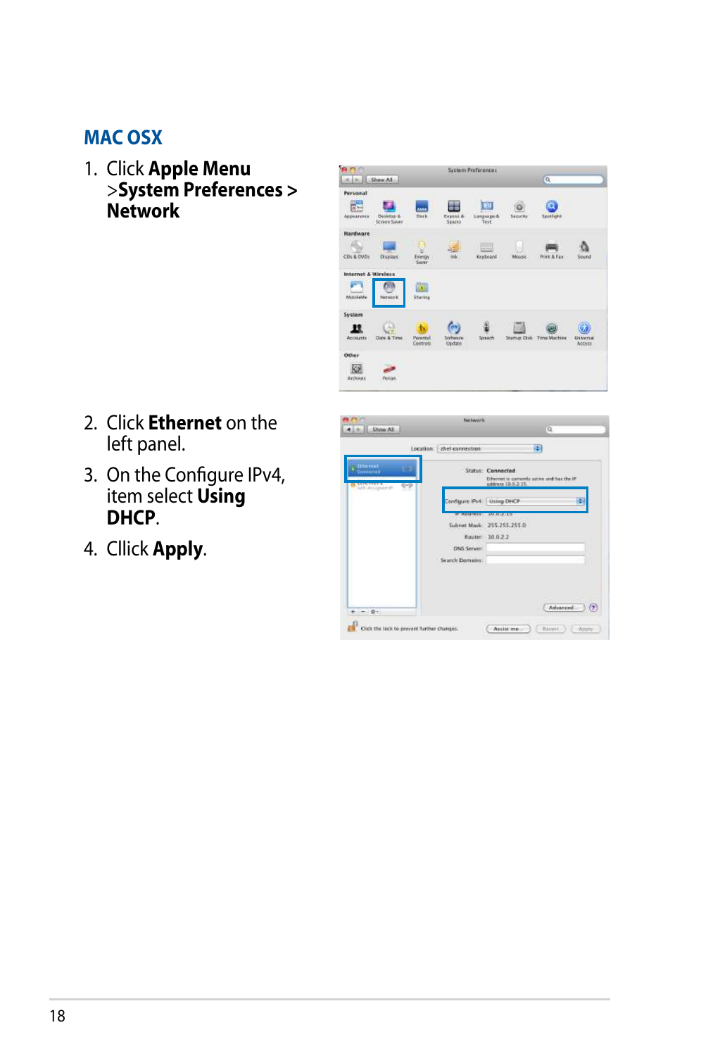## MAC OSX

1. Click **Apple Menu** >**System Preferences > Network**

2. Click **Ethernet** on the left panel.

3. On the Configure IPv4, item select **Using DHCP**.

4. Cllick **Apply**.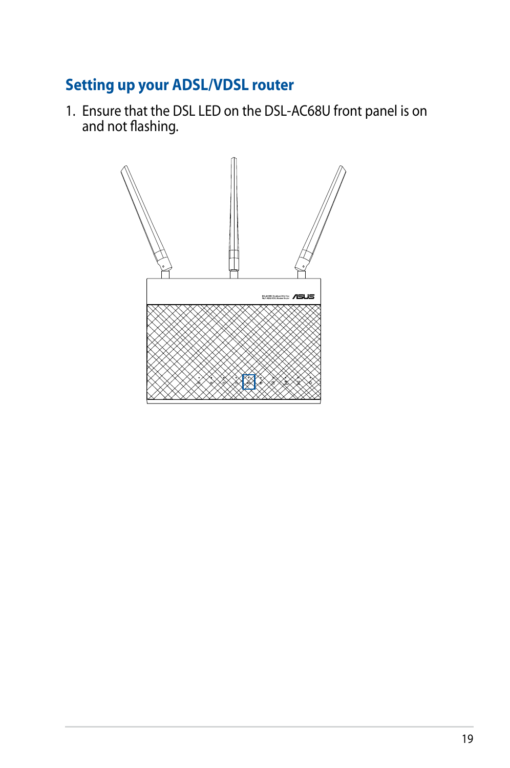## Setting up your ADSL/VDSL router

1. Ensure that the DSL LED on the DSL-AC68U front panel is on and not flashing.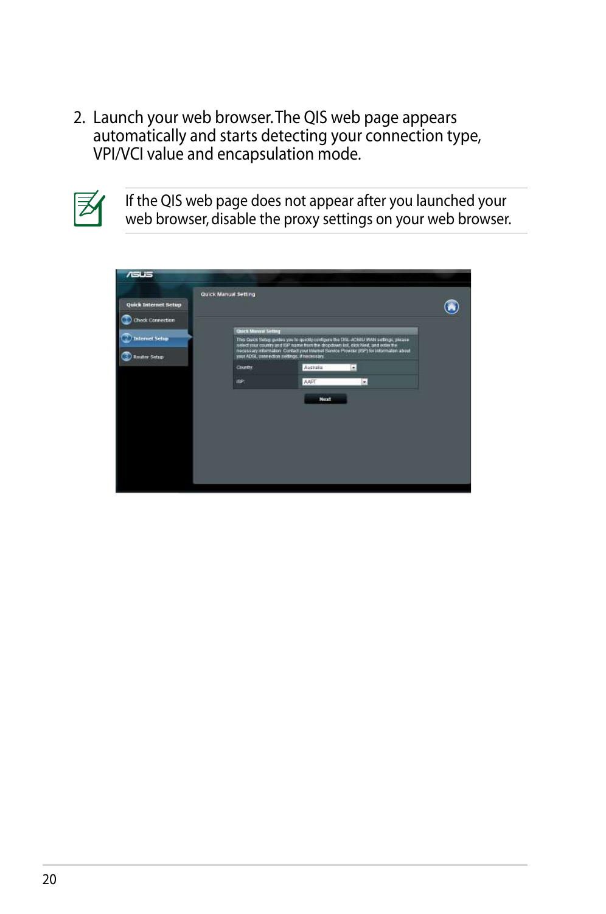2. Launch your web browser. The QIS web page appears automatically and starts detecting your connection type, VPI/VCI value and encapsulation mode.

If the QIS web page does not appear after you launched your web browser, disable the proxy settings on your web browser.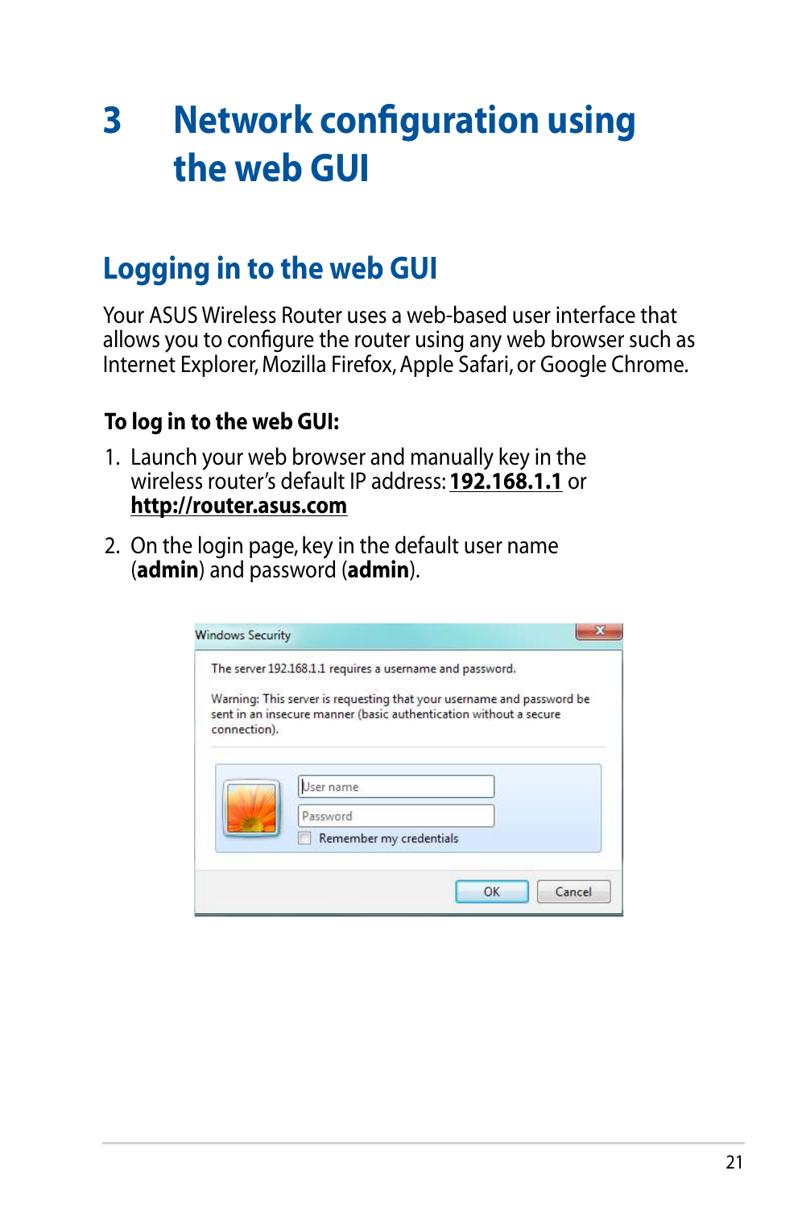# 3 Network configuration using the web GUI

## Logging in to the web GUI

Your ASUS Wireless Router uses a web-based user interface that allows you to configure the router using any web browser such as Internet Explorer, Mozilla Firefox, Apple Safari, or Google Chrome.

**To log in to the web GUI:**

1. Launch your web browser and manually key in the wireless router's default IP address: **192.168.1.1** or **http://router.asus.com**
2. On the login page, key in the default user name (**admin**) and password (**admin**).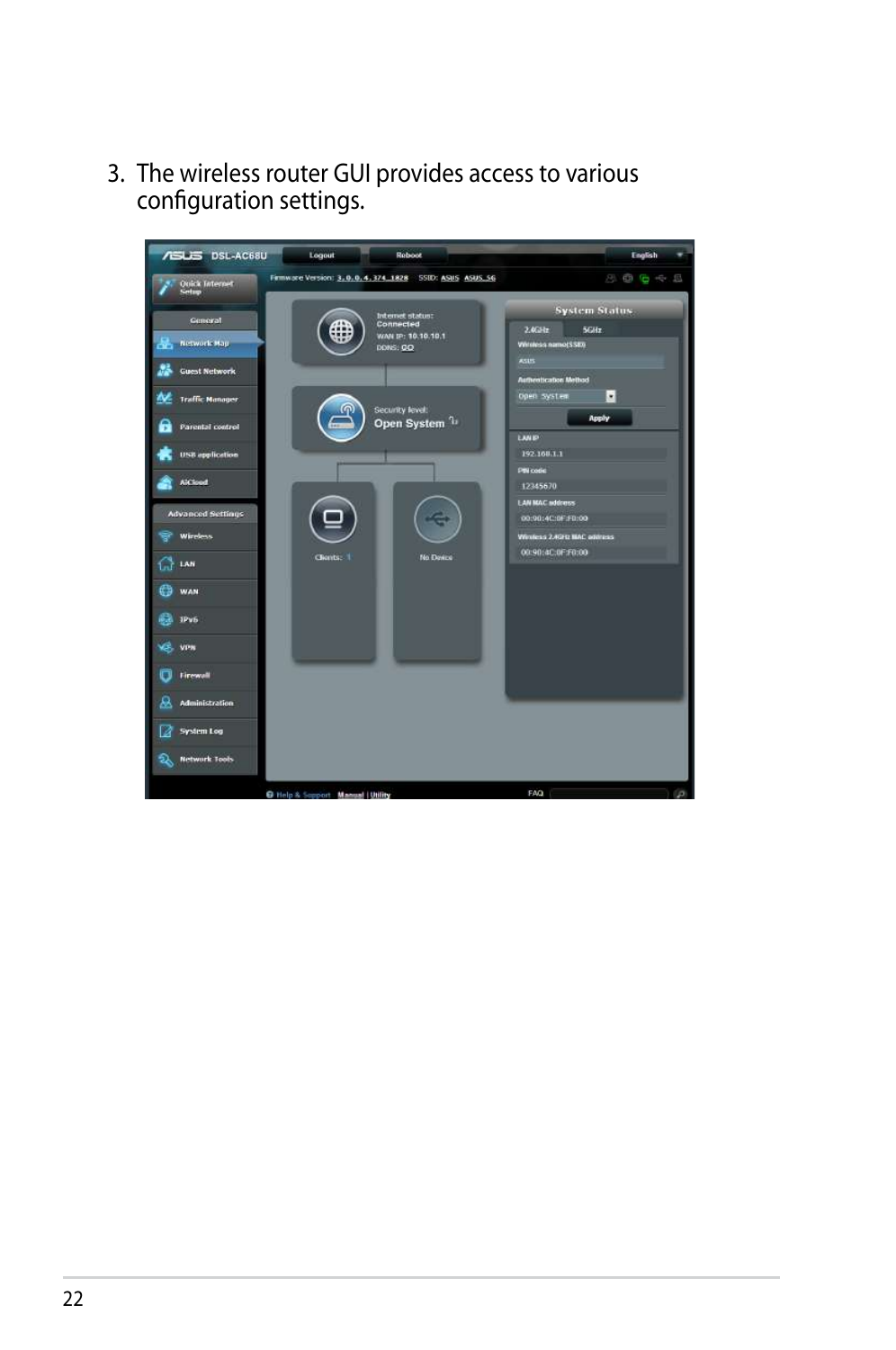3. The wireless router GUI provides access to various configuration settings.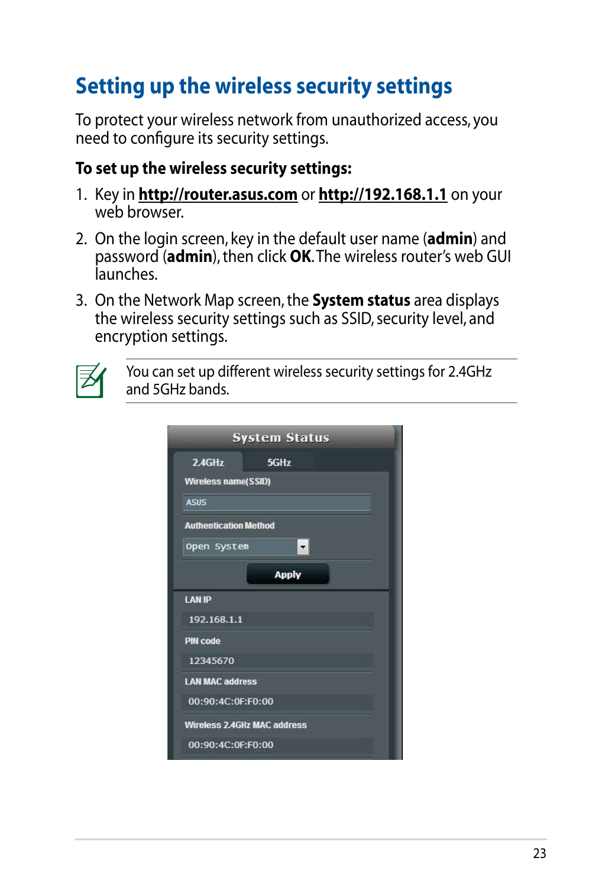# Setting up the wireless security settings

To protect your wireless network from unauthorized access, you need to configure its security settings.

**To set up the wireless security settings:**

1. Key in **http://router.asus.com** or **http://192.168.1.1** on your web browser.
2. On the login screen, key in the default user name (**admin**) and password (**admin**), then click **OK**. The wireless router's web GUI launches.
3. On the Network Map screen, the **System status** area displays the wireless security settings such as SSID, security level, and encryption settings.

> You can set up different wireless security settings for 2.4GHz and 5GHz bands.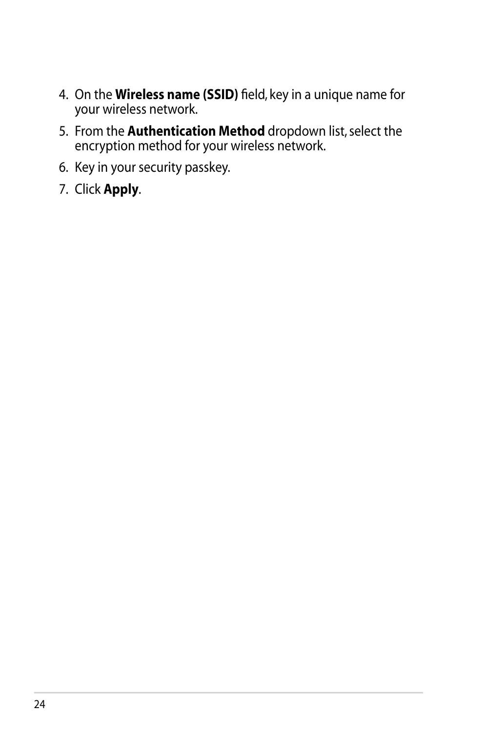4. On the **Wireless name (SSID)** field, key in a unique name for your wireless network.
5. From the **Authentication Method** dropdown list, select the encryption method for your wireless network.
6. Key in your security passkey.
7. Click **Apply**.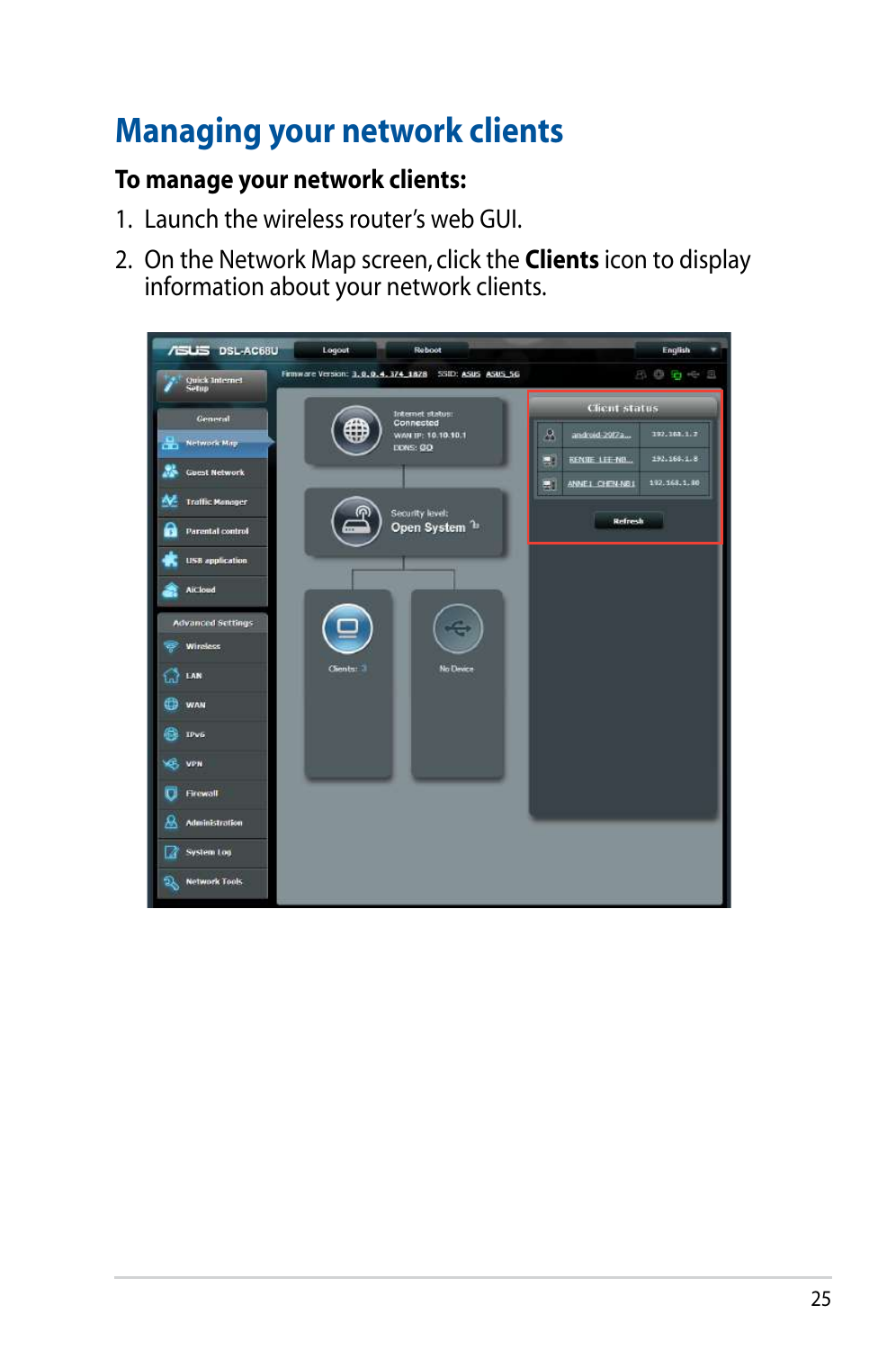# Managing your network clients

**To manage your network clients:**

1. Launch the wireless router's web GUI.
2. On the Network Map screen, click the **Clients** icon to display information about your network clients.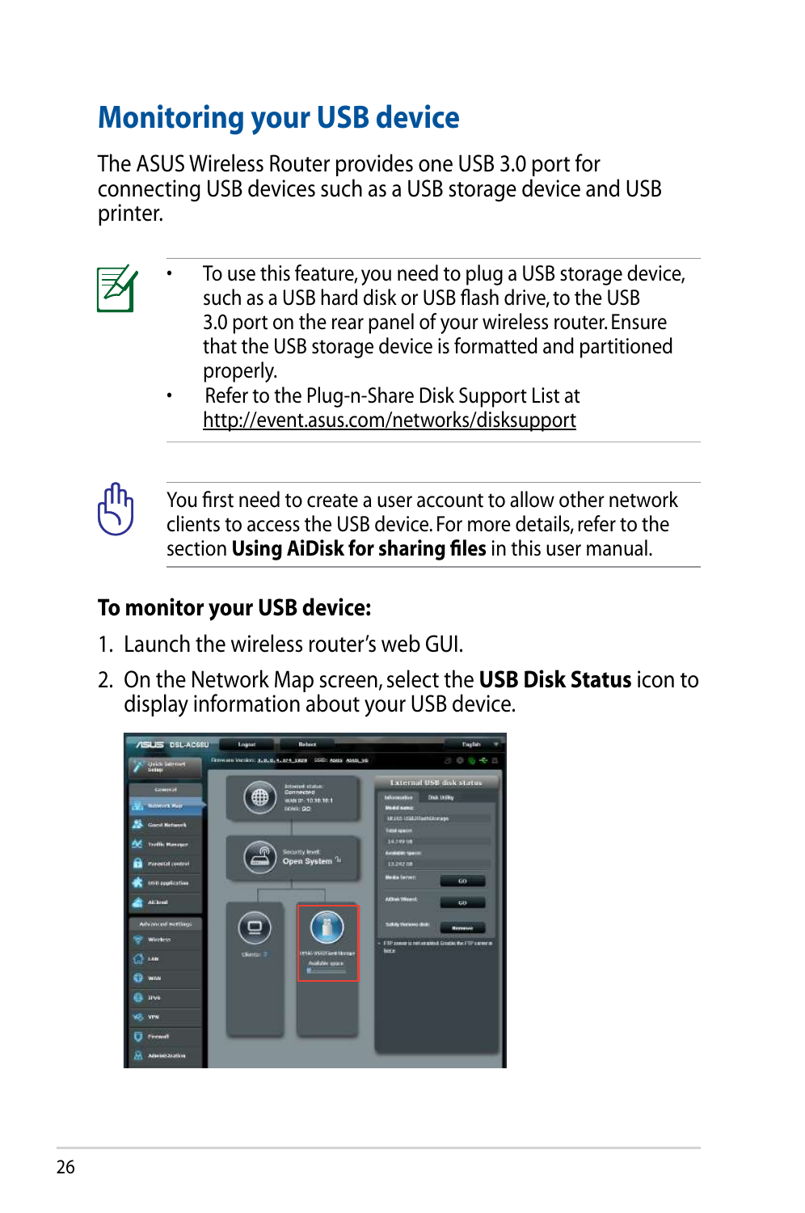# Monitoring your USB device

The ASUS Wireless Router provides one USB 3.0 port for connecting USB devices such as a USB storage device and USB printer.

- To use this feature, you need to plug a USB storage device, such as a USB hard disk or USB flash drive, to the USB 3.0 port on the rear panel of your wireless router. Ensure that the USB storage device is formatted and partitioned properly.
- Refer to the Plug-n-Share Disk Support List at http://event.asus.com/networks/disksupport

You first need to create a user account to allow other network clients to access the USB device. For more details, refer to the section **Using AiDisk for sharing files** in this user manual.

### To monitor your USB device:

1. Launch the wireless router's web GUI.
2. On the Network Map screen, select the **USB Disk Status** icon to display information about your USB device.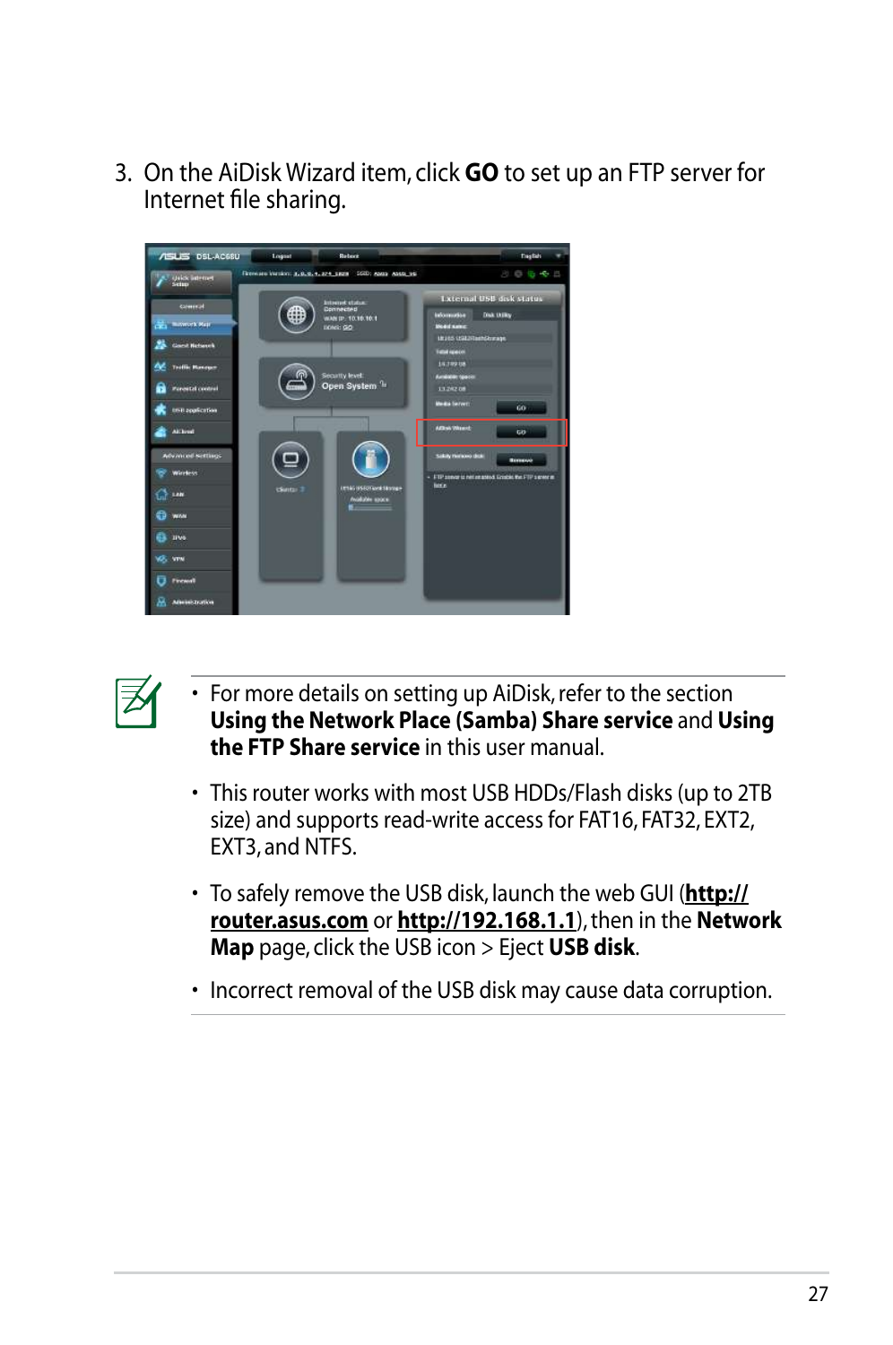3. On the AiDisk Wizard item, click **GO** to set up an FTP server for Internet file sharing.

- For more details on setting up AiDisk, refer to the section **Using the Network Place (Samba) Share service** and **Using the FTP Share service** in this user manual.
- This router works with most USB HDDs/Flash disks (up to 2TB size) and supports read-write access for FAT16, FAT32, EXT2, EXT3, and NTFS.
- To safely remove the USB disk, launch the web GUI (**http://router.asus.com** or **http://192.168.1.1**), then in the **Network Map** page, click the USB icon > Eject **USB disk**.
- Incorrect removal of the USB disk may cause data corruption.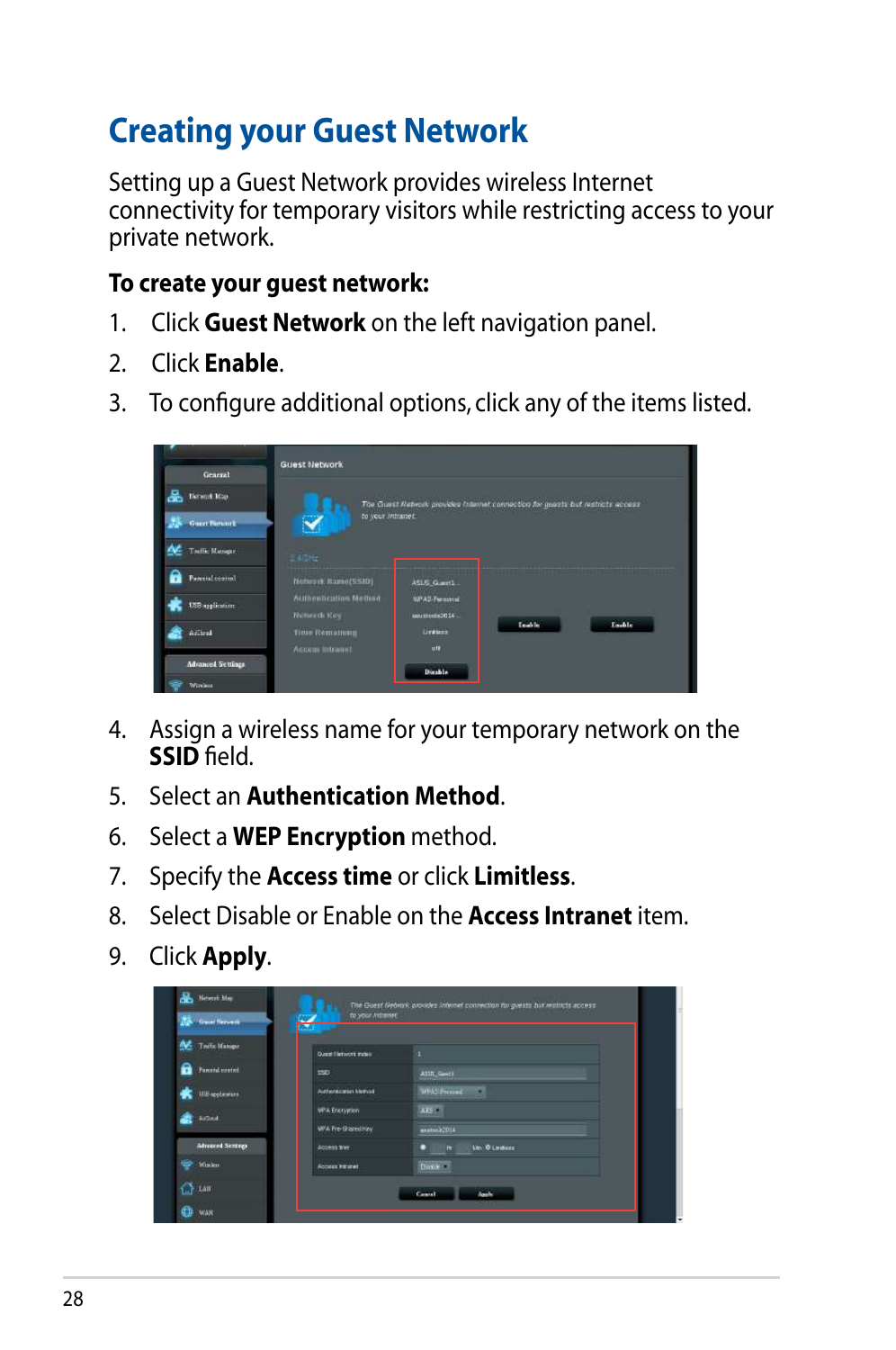# Creating your Guest Network

Setting up a Guest Network provides wireless Internet connectivity for temporary visitors while restricting access to your private network.

**To create your guest network:**

1. Click **Guest Network** on the left navigation panel.
2. Click **Enable**.
3. To configure additional options, click any of the items listed.

4. Assign a wireless name for your temporary network on the **SSID** field.
5. Select an **Authentication Method**.
6. Select a **WEP Encryption** method.
7. Specify the **Access time** or click **Limitless**.
8. Select Disable or Enable on the **Access Intranet** item.
9. Click **Apply**.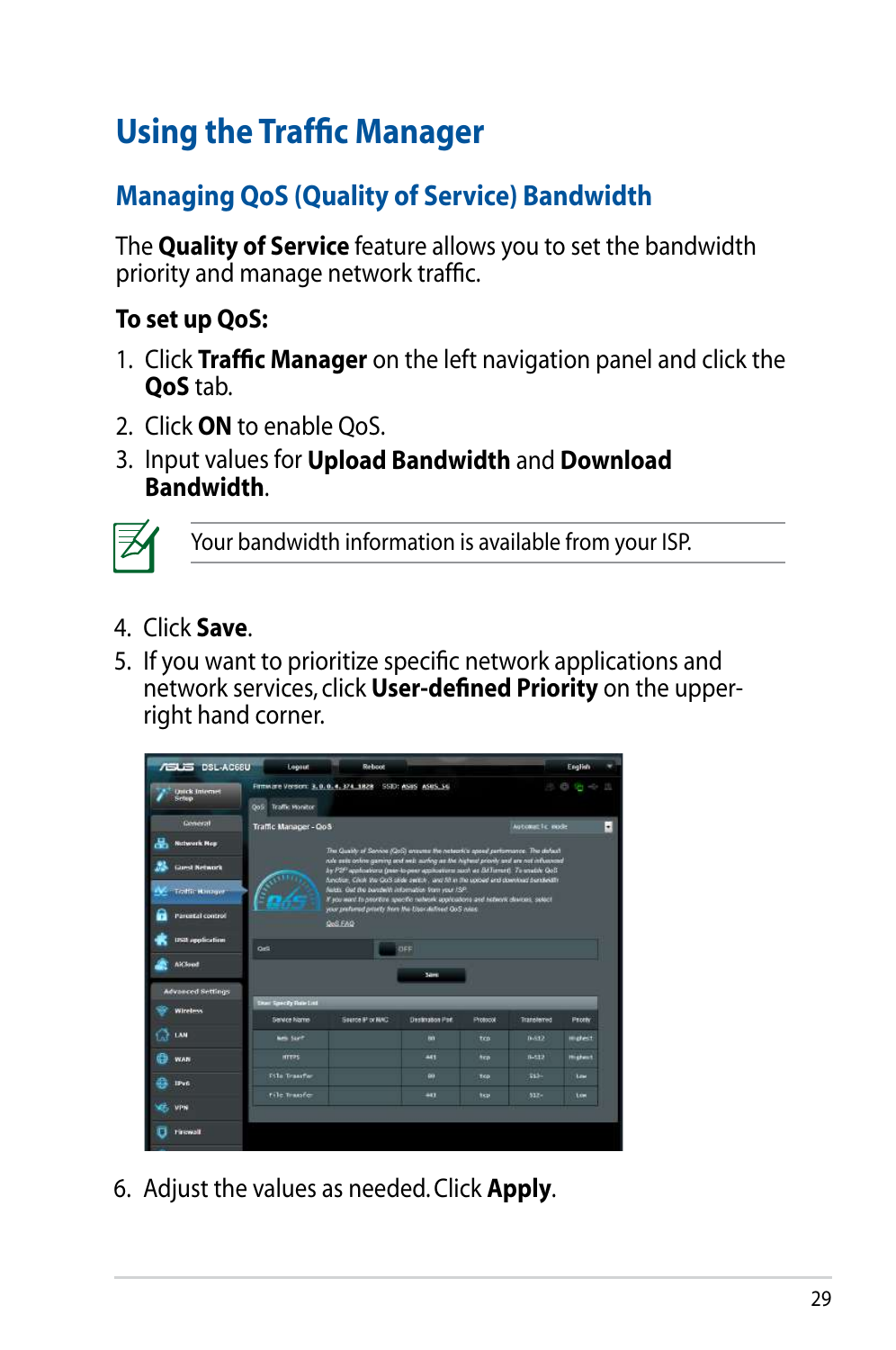# Using the Traffic Manager

## Managing QoS (Quality of Service) Bandwidth

The **Quality of Service** feature allows you to set the bandwidth priority and manage network traffic.

**To set up QoS:**

1. Click **Traffic Manager** on the left navigation panel and click the **QoS** tab.
2. Click **ON** to enable QoS.
3. Input values for **Upload Bandwidth** and **Download Bandwidth**.

> Your bandwidth information is available from your ISP.

4. Click **Save**.
5. If you want to prioritize specific network applications and network services, click **User-defined Priority** on the upper-right hand corner.

6. Adjust the values as needed. Click **Apply**.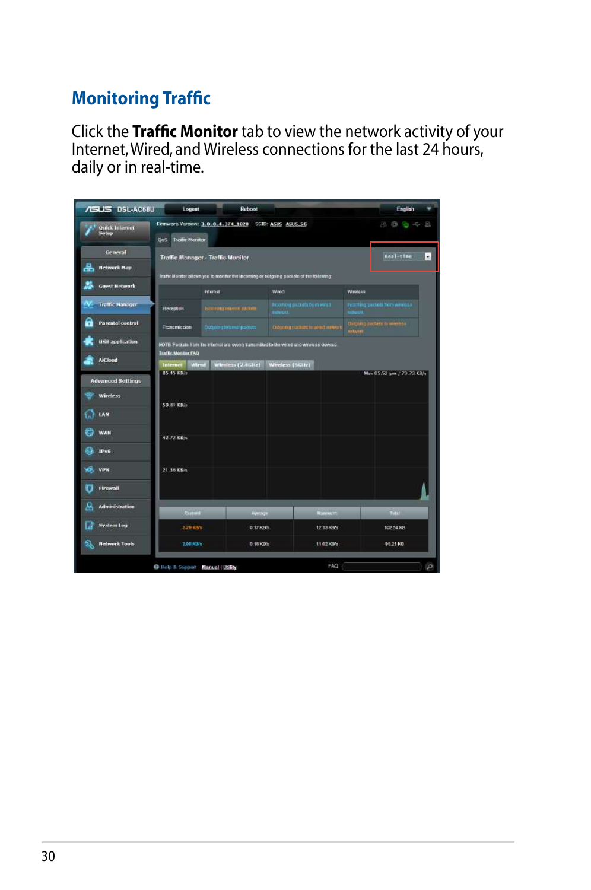## Monitoring Traffic

Click the **Traffic Monitor** tab to view the network activity of your Internet, Wired, and Wireless connections for the last 24 hours, daily or in real-time.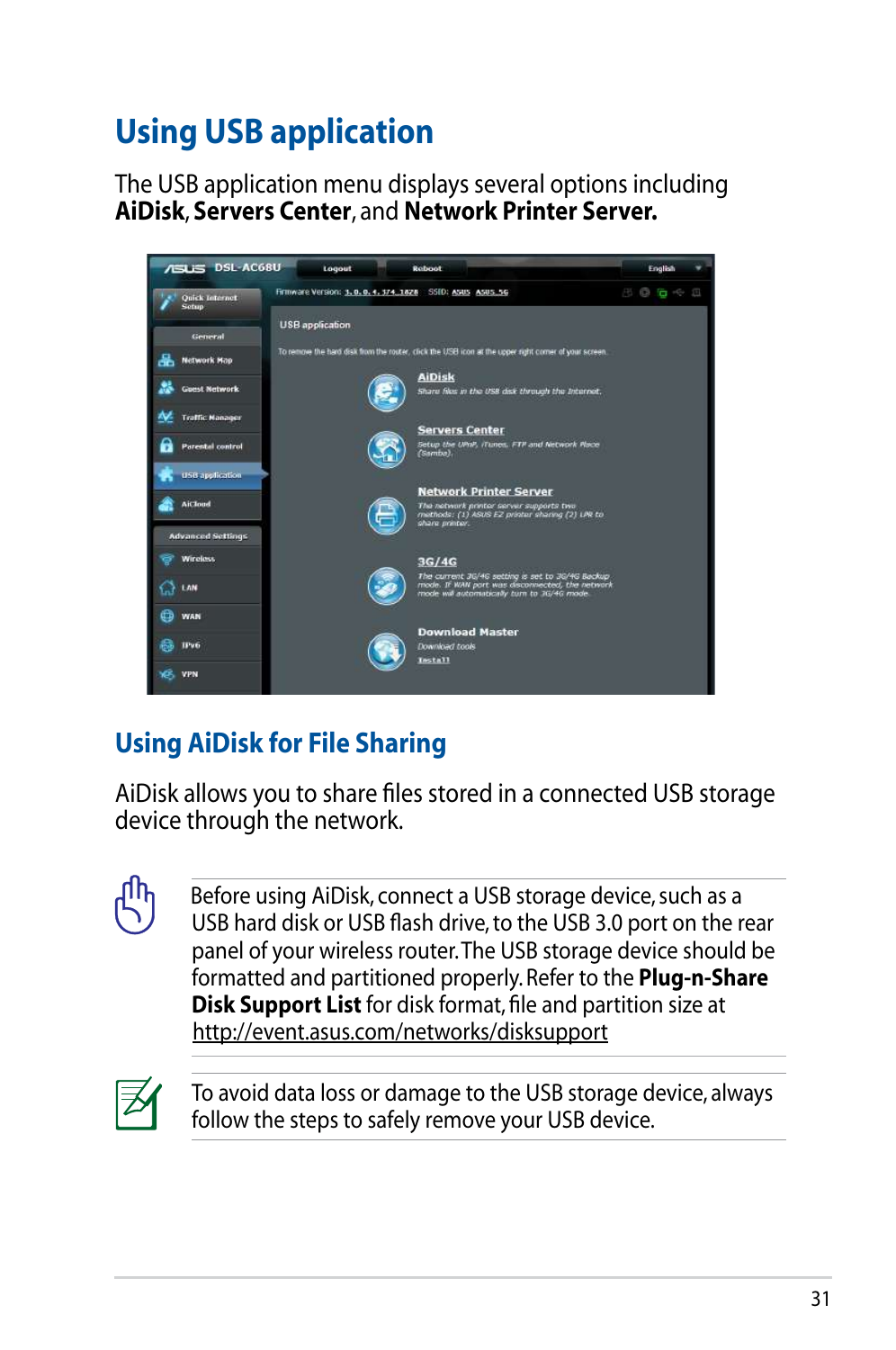# Using USB application

The USB application menu displays several options including **AiDisk**, **Servers Center**, and **Network Printer Server.**

## Using AiDisk for File Sharing

AiDisk allows you to share files stored in a connected USB storage device through the network.

Before using AiDisk, connect a USB storage device, such as a USB hard disk or USB flash drive, to the USB 3.0 port on the rear panel of your wireless router. The USB storage device should be formatted and partitioned properly. Refer to the **Plug-n-Share Disk Support List** for disk format, file and partition size at http://event.asus.com/networks/disksupport

To avoid data loss or damage to the USB storage device, always follow the steps to safely remove your USB device.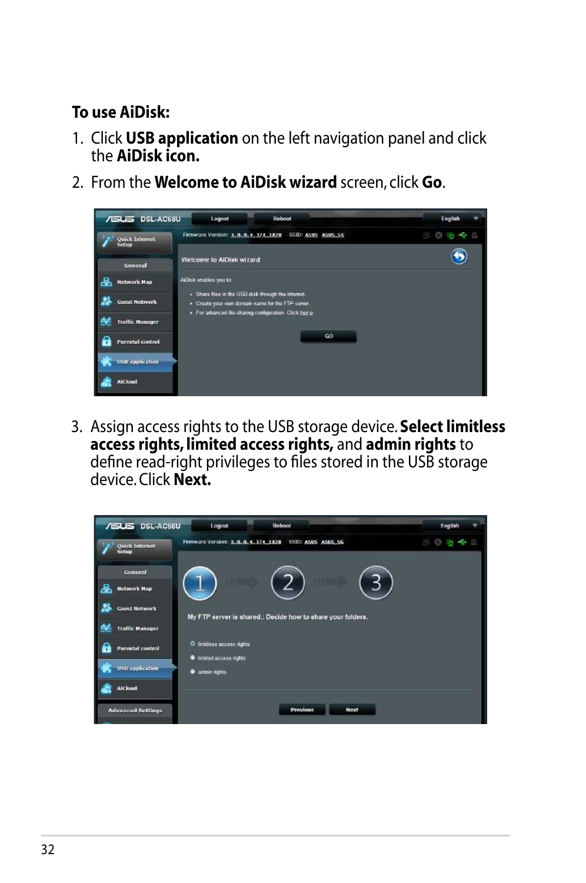**To use AiDisk:**

1. Click **USB application** on the left navigation panel and click the **AiDisk icon.**
2. From the **Welcome to AiDisk wizard** screen, click **Go**.
3. Assign access rights to the USB storage device. **Select limitless access rights, limited access rights,** and **admin rights** to define read-right privileges to files stored in the USB storage device. Click **Next.**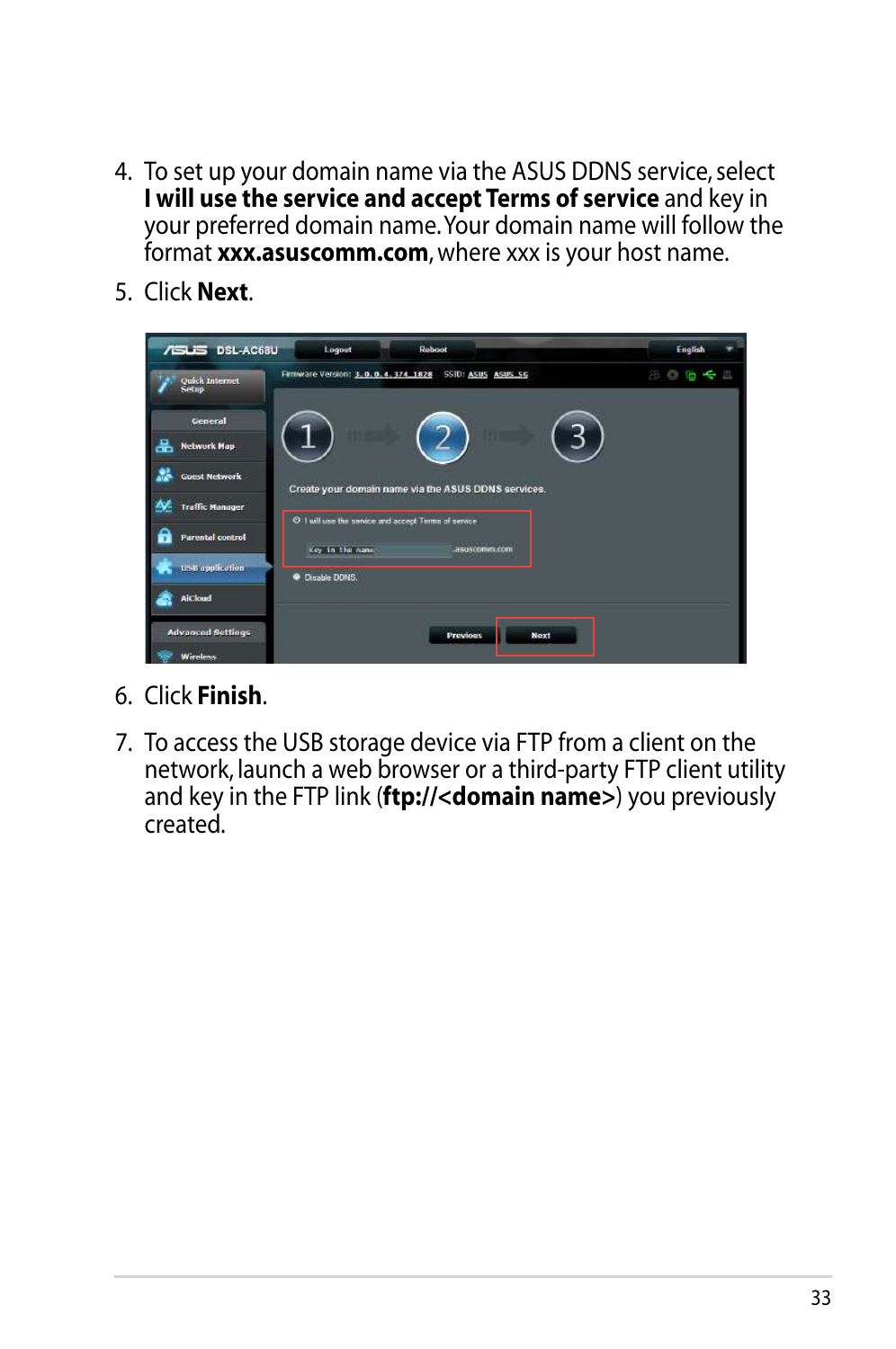4. To set up your domain name via the ASUS DDNS service, select **I will use the service and accept Terms of service** and key in your preferred domain name. Your domain name will follow the format **xxx.asuscomm.com**, where xxx is your host name.

5. Click **Next**.

6. Click **Finish**.

7. To access the USB storage device via FTP from a client on the network, launch a web browser or a third-party FTP client utility and key in the FTP link (**ftp://<domain name>**) you previously created.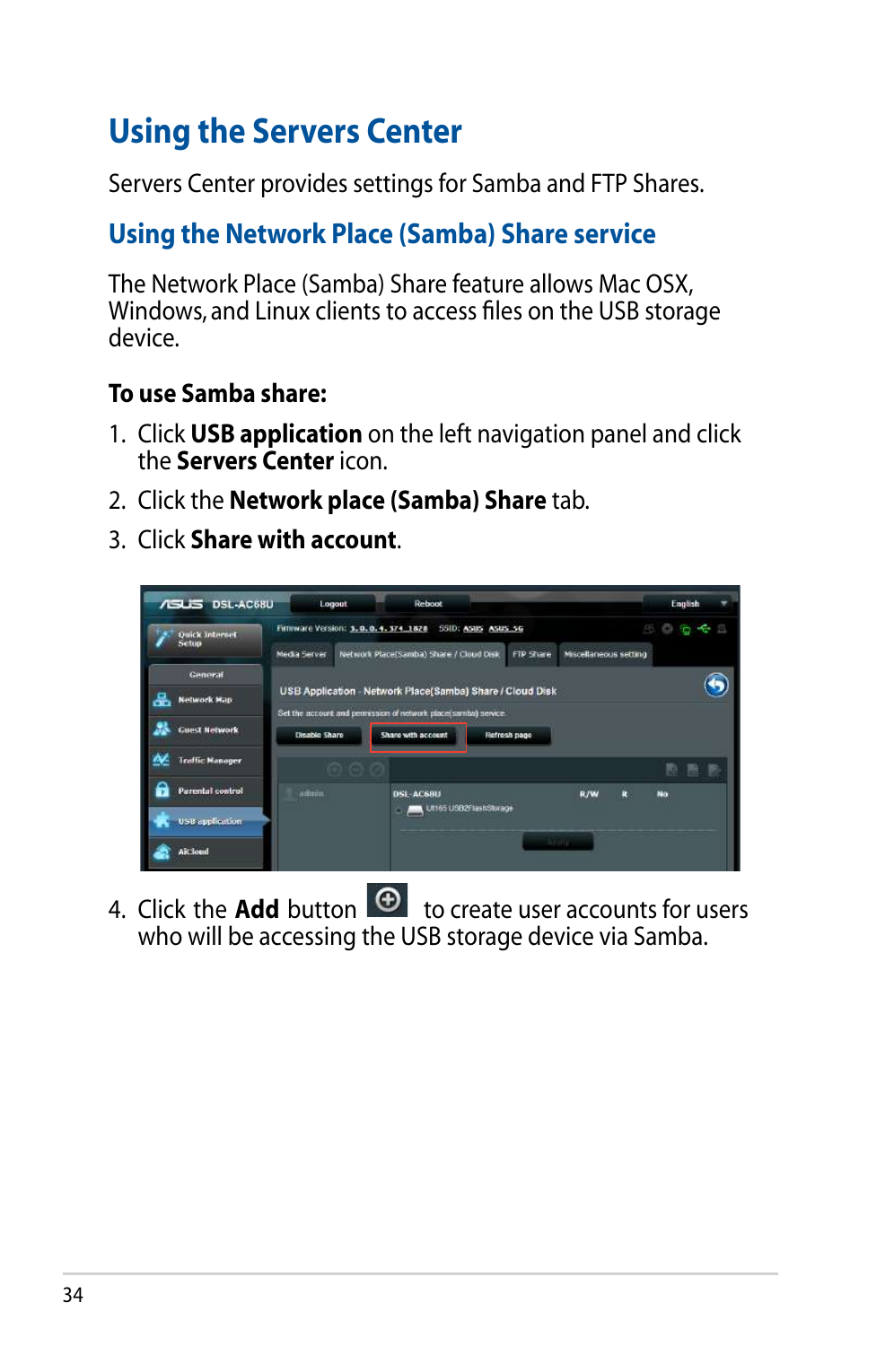# Using the Servers Center

Servers Center provides settings for Samba and FTP Shares.

## Using the Network Place (Samba) Share service

The Network Place (Samba) Share feature allows Mac OSX, Windows, and Linux clients to access files on the USB storage device.

**To use Samba share:**

1. Click **USB application** on the left navigation panel and click the **Servers Center** icon.
2. Click the **Network place (Samba) Share** tab.
3. Click **Share with account**.

4. Click the **Add** button to create user accounts for users who will be accessing the USB storage device via Samba.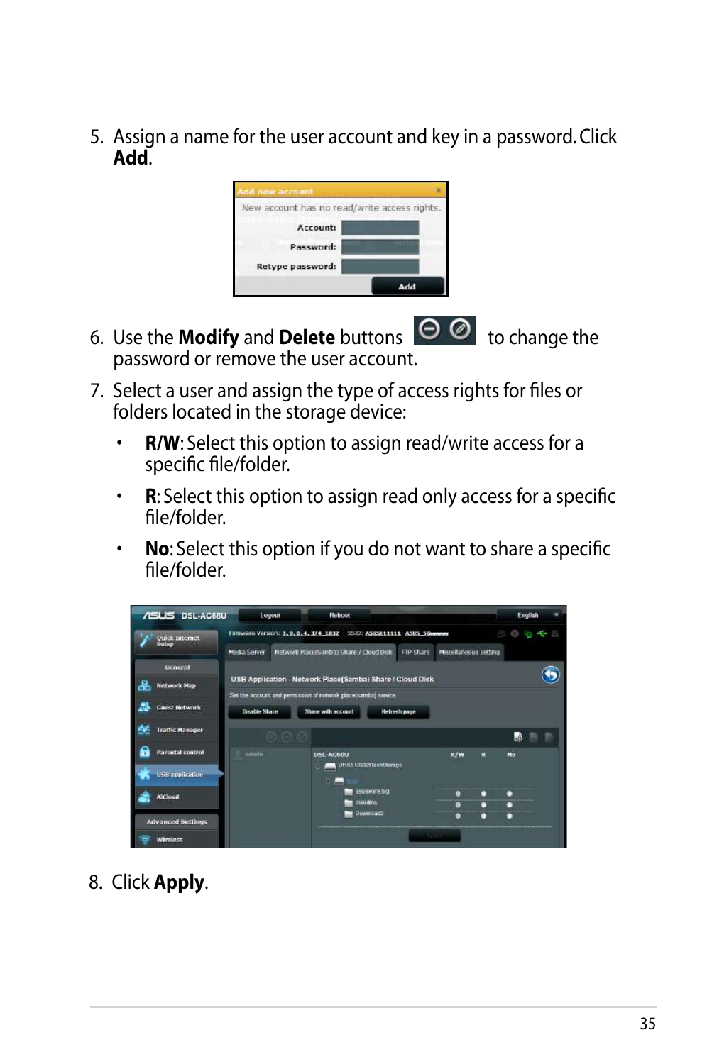5. Assign a name for the user account and key in a password. Click **Add**.

6. Use the **Modify** and **Delete** buttons to change the password or remove the user account.

7. Select a user and assign the type of access rights for files or folders located in the storage device:

   - **R/W**: Select this option to assign read/write access for a specific file/folder.
   - **R**: Select this option to assign read only access for a specific file/folder.
   - **No**: Select this option if you do not want to share a specific file/folder.

8. Click **Apply**.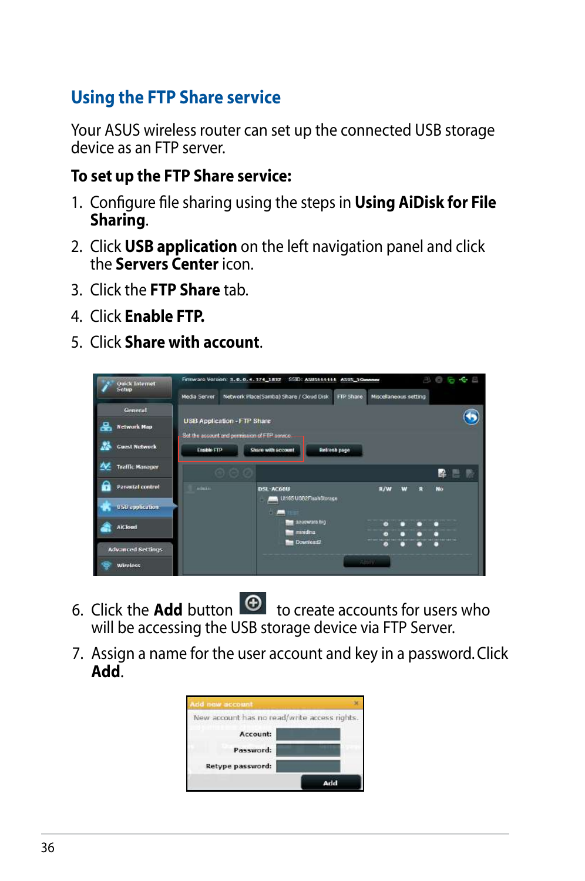## Using the FTP Share service

Your ASUS wireless router can set up the connected USB storage device as an FTP server.

**To set up the FTP Share service:**

1. Configure file sharing using the steps in **Using AiDisk for File Sharing**.
2. Click **USB application** on the left navigation panel and click the **Servers Center** icon.
3. Click the **FTP Share** tab.
4. Click **Enable FTP.**
5. Click **Share with account**.

6. Click the **Add** button to create accounts for users who will be accessing the USB storage device via FTP Server.
7. Assign a name for the user account and key in a password. Click **Add**.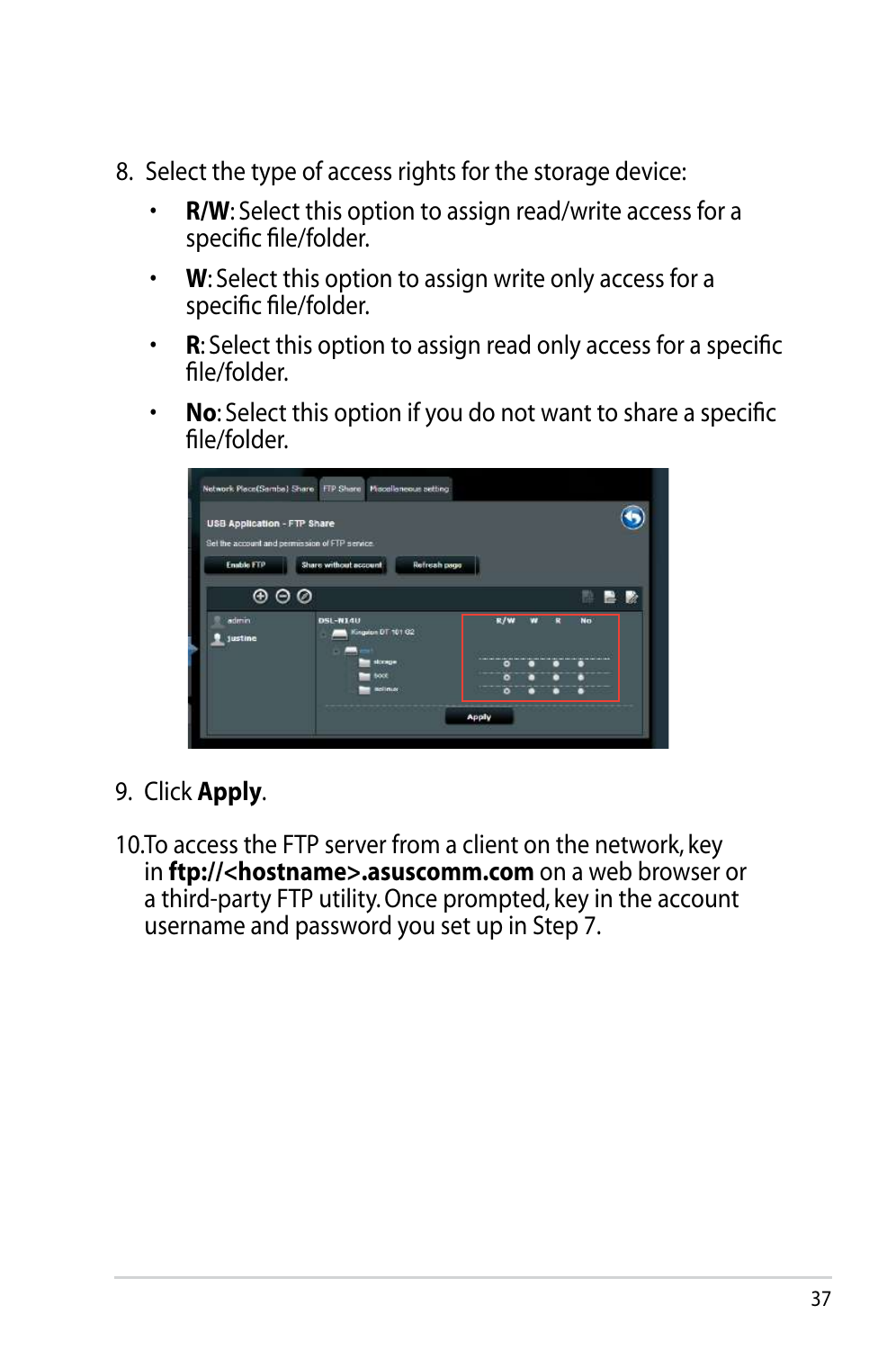8. Select the type of access rights for the storage device:
   - **R/W**: Select this option to assign read/write access for a specific file/folder.
   - **W**: Select this option to assign write only access for a specific file/folder.
   - **R**: Select this option to assign read only access for a specific file/folder.
   - **No**: Select this option if you do not want to share a specific file/folder.

9. Click **Apply**.

10. To access the FTP server from a client on the network, key in **ftp://<hostname>.asuscomm.com** on a web browser or a third-party FTP utility. Once prompted, key in the account username and password you set up in Step 7.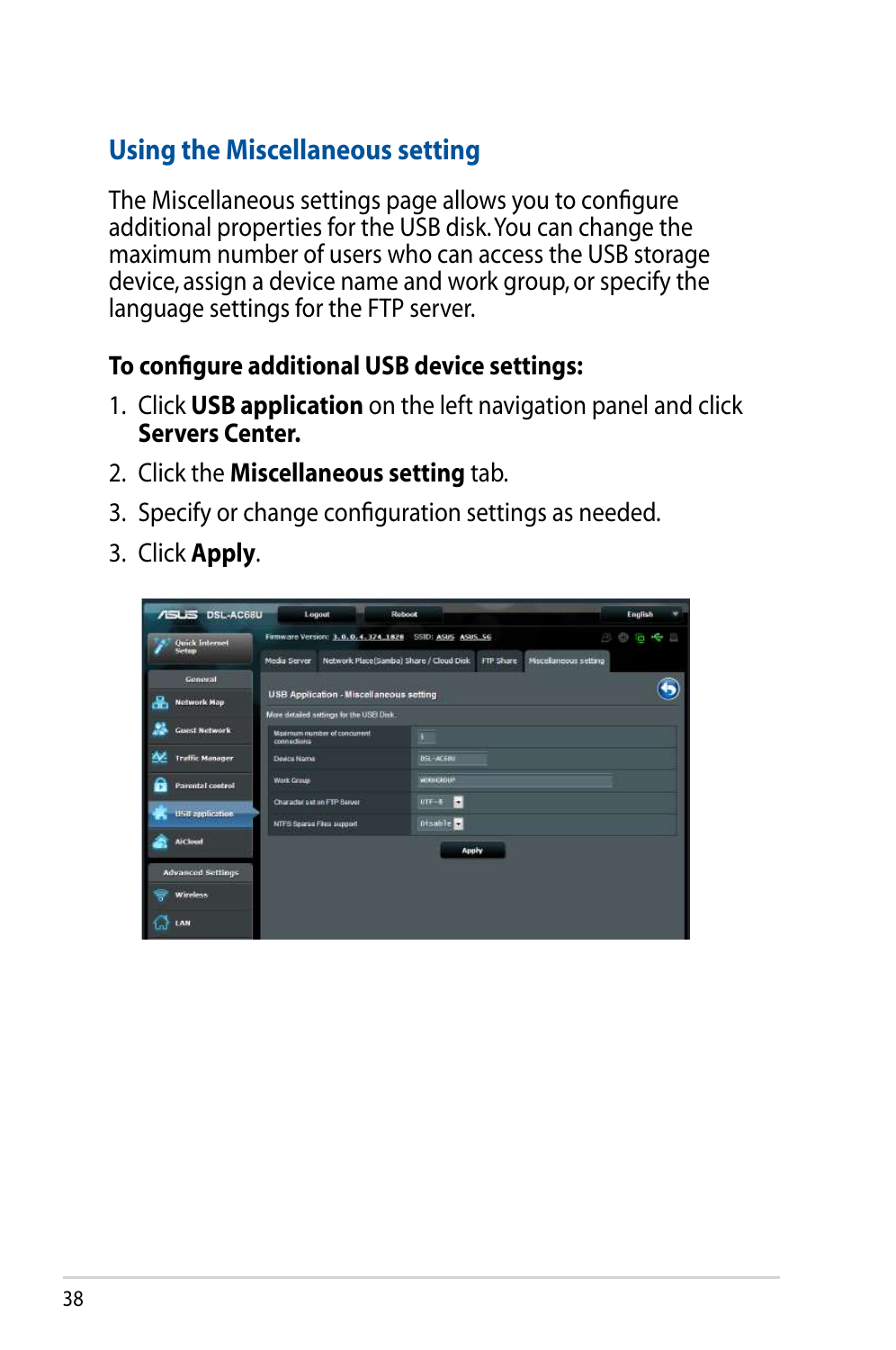## Using the Miscellaneous setting

The Miscellaneous settings page allows you to configure additional properties for the USB disk. You can change the maximum number of users who can access the USB storage device, assign a device name and work group, or specify the language settings for the FTP server.

**To configure additional USB device settings:**

1. Click **USB application** on the left navigation panel and click **Servers Center.**
2. Click the **Miscellaneous setting** tab.
3. Specify or change configuration settings as needed.
3. Click **Apply**.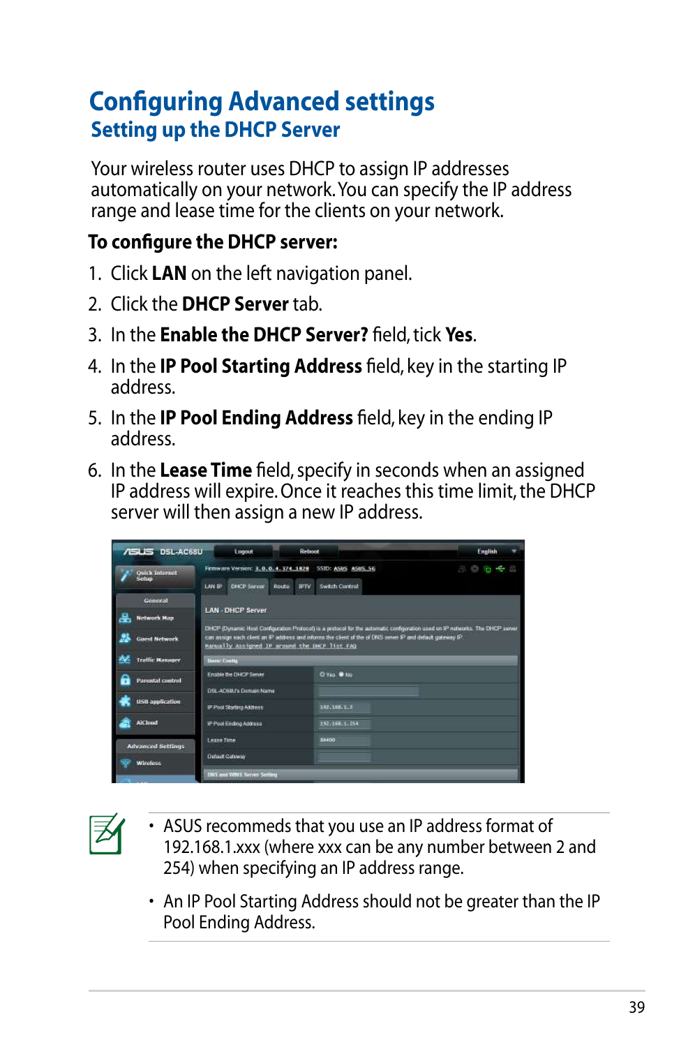# Configuring Advanced settings

## Setting up the DHCP Server

Your wireless router uses DHCP to assign IP addresses automatically on your network. You can specify the IP address range and lease time for the clients on your network.

**To configure the DHCP server:**

1. Click **LAN** on the left navigation panel.
2. Click the **DHCP Server** tab.
3. In the **Enable the DHCP Server?** field, tick **Yes**.
4. In the **IP Pool Starting Address** field, key in the starting IP address.
5. In the **IP Pool Ending Address** field, key in the ending IP address.
6. In the **Lease Time** field, specify in seconds when an assigned IP address will expire. Once it reaches this time limit, the DHCP server will then assign a new IP address.

- ASUS recommeds that you use an IP address format of 192.168.1.xxx (where xxx can be any number between 2 and 254) when specifying an IP address range.
- An IP Pool Starting Address should not be greater than the IP Pool Ending Address.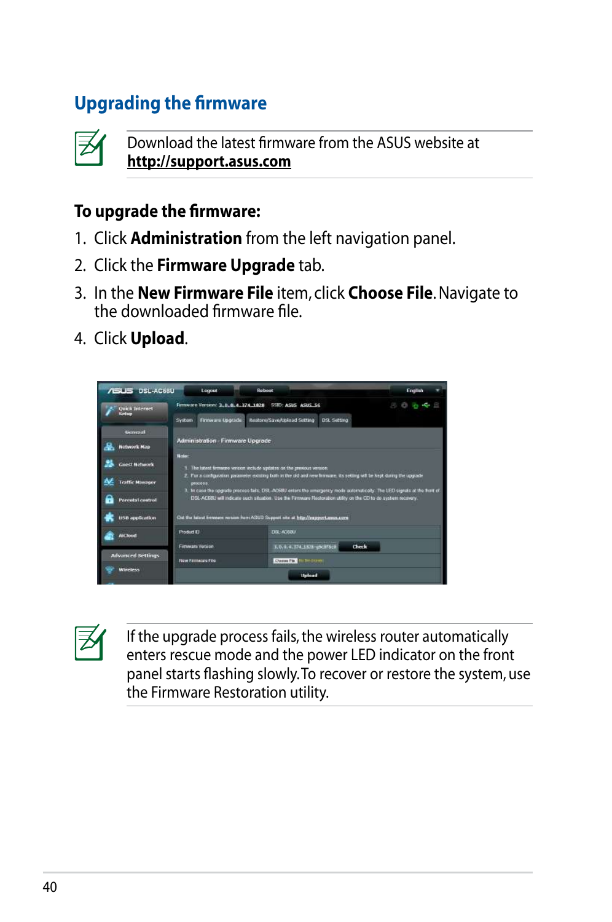## Upgrading the firmware

Download the latest firmware from the ASUS website at **http://support.asus.com**

**To upgrade the firmware:**

1. Click **Administration** from the left navigation panel.
2. Click the **Firmware Upgrade** tab.
3. In the **New Firmware File** item, click **Choose File**. Navigate to the downloaded firmware file.
4. Click **Upload**.

If the upgrade process fails, the wireless router automatically enters rescue mode and the power LED indicator on the front panel starts flashing slowly. To recover or restore the system, use the Firmware Restoration utility.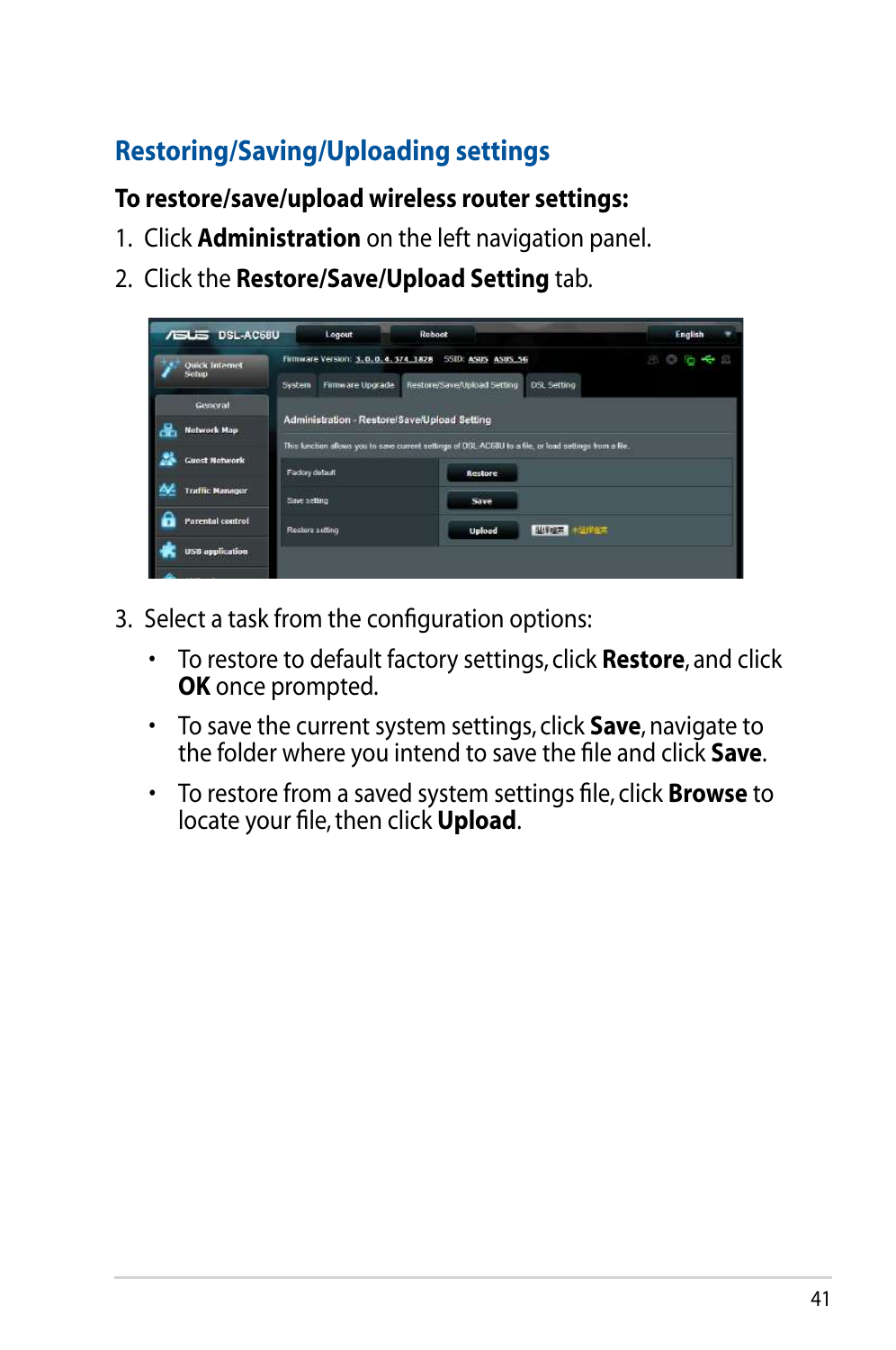## Restoring/Saving/Uploading settings

**To restore/save/upload wireless router settings:**

1. Click **Administration** on the left navigation panel.
2. Click the **Restore/Save/Upload Setting** tab.
3. Select a task from the configuration options:
   - To restore to default factory settings, click **Restore**, and click **OK** once prompted.
   - To save the current system settings, click **Save**, navigate to the folder where you intend to save the file and click **Save**.
   - To restore from a saved system settings file, click **Browse** to locate your file, then click **Upload**.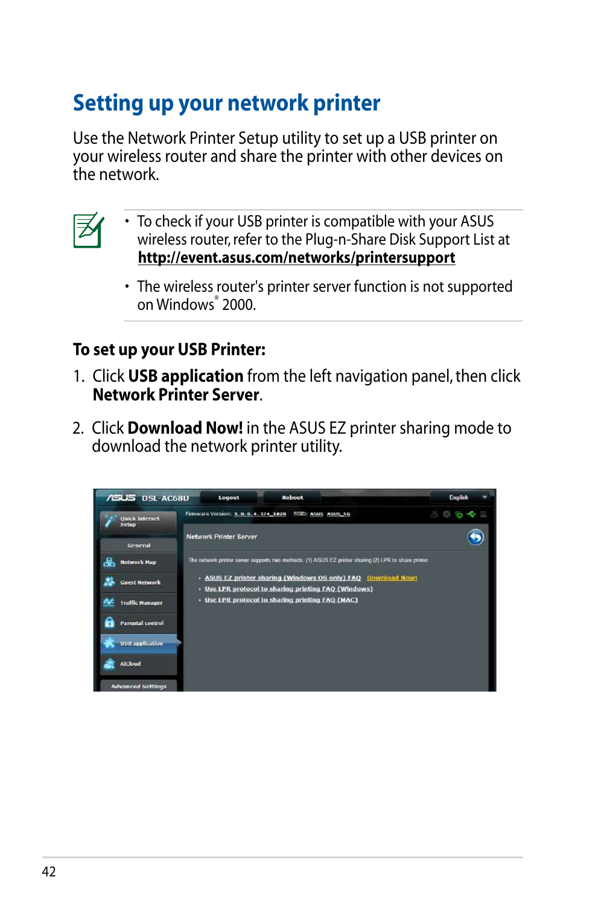# Setting up your network printer

Use the Network Printer Setup utility to set up a USB printer on your wireless router and share the printer with other devices on the network.

- To check if your USB printer is compatible with your ASUS wireless router, refer to the Plug-n-Share Disk Support List at **http://event.asus.com/networks/printersupport**
- The wireless router's printer server function is not supported on Windows® 2000.

**To set up your USB Printer:**

1. Click **USB application** from the left navigation panel, then click **Network Printer Server**.
2. Click **Download Now!** in the ASUS EZ printer sharing mode to download the network printer utility.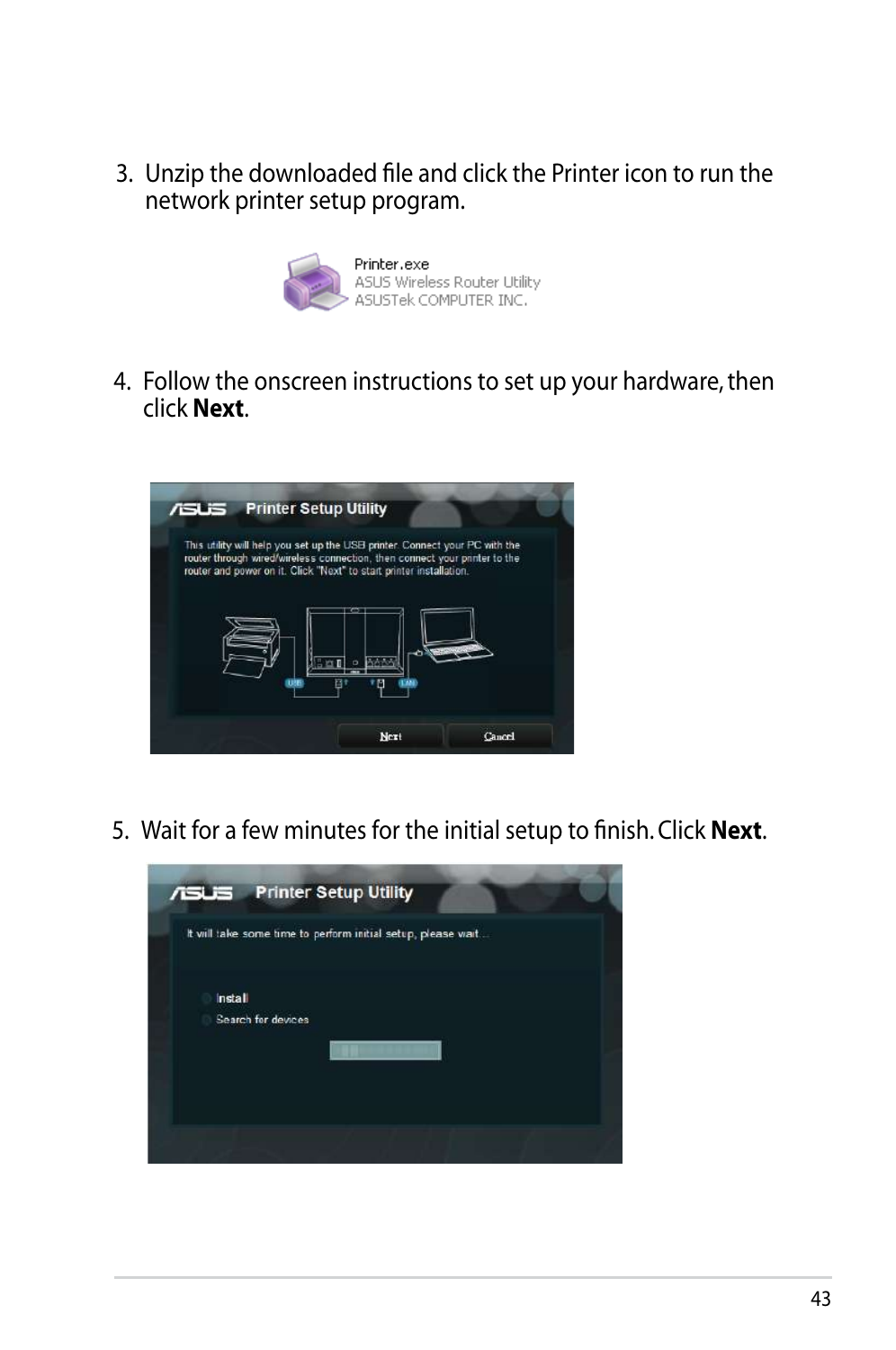3. Unzip the downloaded file and click the Printer icon to run the network printer setup program.

4. Follow the onscreen instructions to set up your hardware, then click **Next**.

5. Wait for a few minutes for the initial setup to finish. Click **Next**.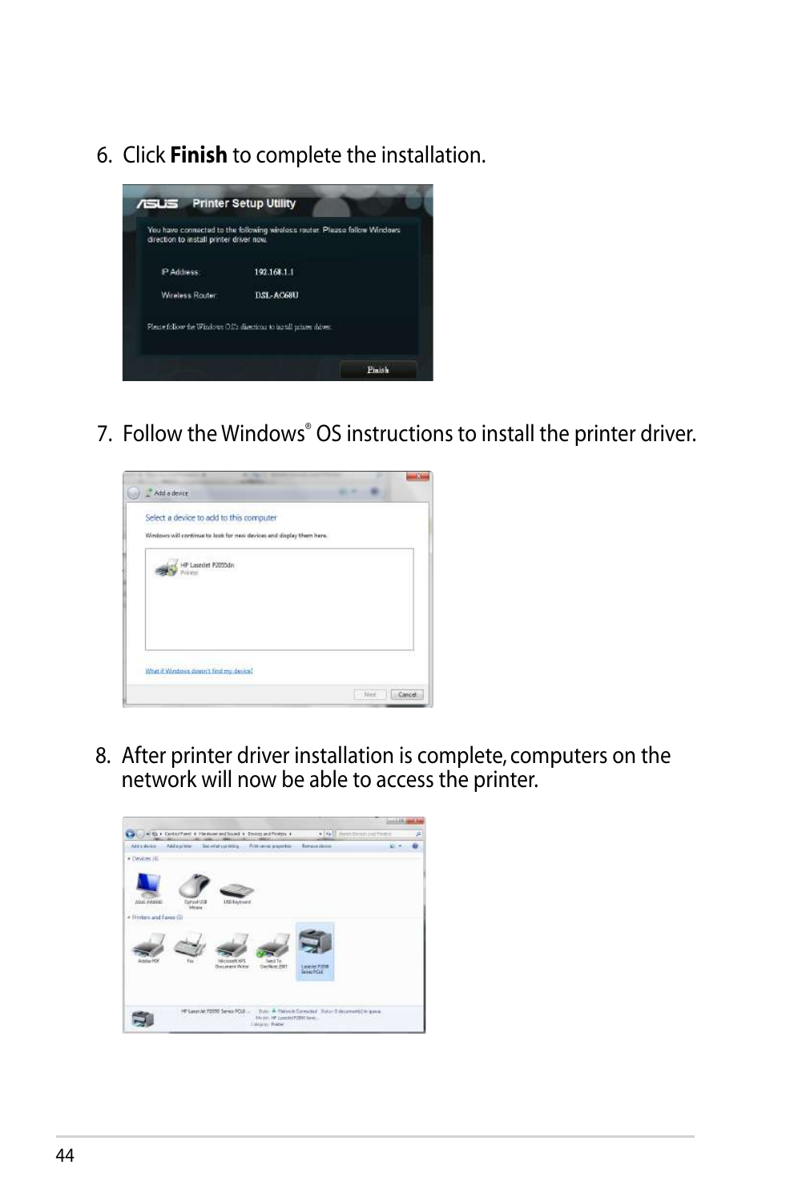6. Click **Finish** to complete the installation.

7. Follow the Windows® OS instructions to install the printer driver.

8. After printer driver installation is complete, computers on the network will now be able to access the printer.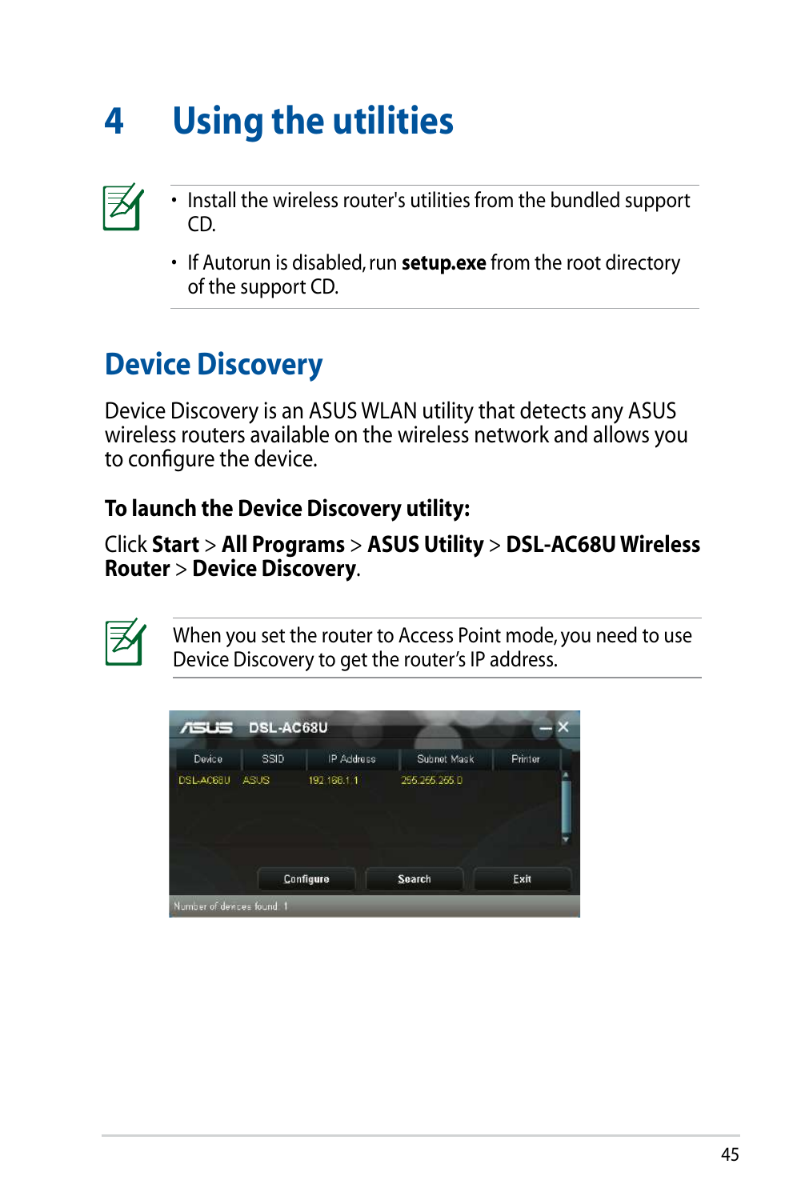# 4 Using the utilities

- Install the wireless router's utilities from the bundled support CD.
- If Autorun is disabled, run **setup.exe** from the root directory of the support CD.

## Device Discovery

Device Discovery is an ASUS WLAN utility that detects any ASUS wireless routers available on the wireless network and allows you to configure the device.

**To launch the Device Discovery utility:**

Click **Start** > **All Programs** > **ASUS Utility** > **DSL-AC68U Wireless Router** > **Device Discovery**.

When you set the router to Access Point mode, you need to use Device Discovery to get the router's IP address.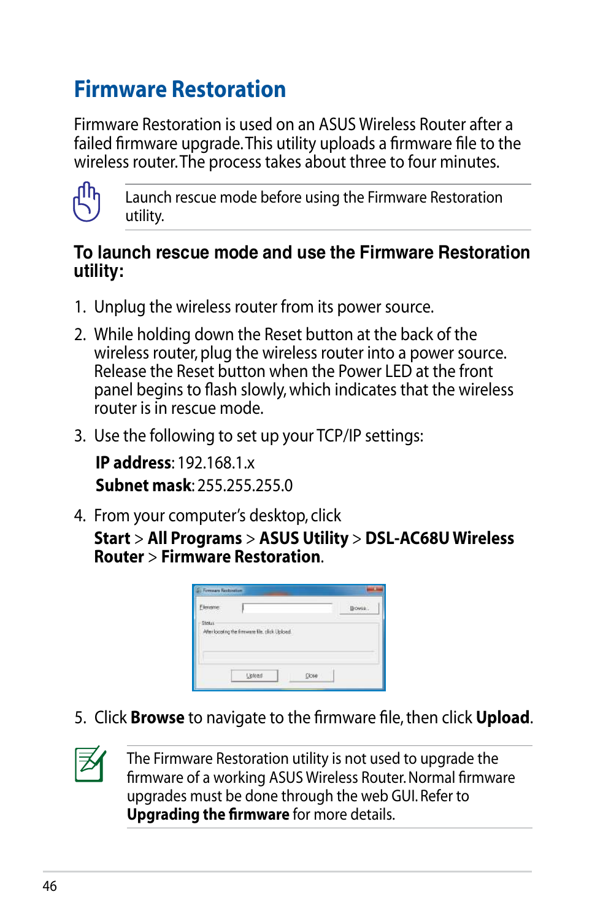# Firmware Restoration

Firmware Restoration is used on an ASUS Wireless Router after a failed firmware upgrade. This utility uploads a firmware file to the wireless router. The process takes about three to four minutes.

Launch rescue mode before using the Firmware Restoration utility.

### To launch rescue mode and use the Firmware Restoration utility:

1. Unplug the wireless router from its power source.
2. While holding down the Reset button at the back of the wireless router, plug the wireless router into a power source. Release the Reset button when the Power LED at the front panel begins to flash slowly, which indicates that the wireless router is in rescue mode.
3. Use the following to set up your TCP/IP settings:

   **IP address**: 192.168.1.x
   **Subnet mask**: 255.255.255.0

4. From your computer's desktop, click **Start** > **All Programs** > **ASUS Utility** > **DSL-AC68U Wireless Router** > **Firmware Restoration**.
5. Click **Browse** to navigate to the firmware file, then click **Upload**.

The Firmware Restoration utility is not used to upgrade the firmware of a working ASUS Wireless Router. Normal firmware upgrades must be done through the web GUI. Refer to **Upgrading the firmware** for more details.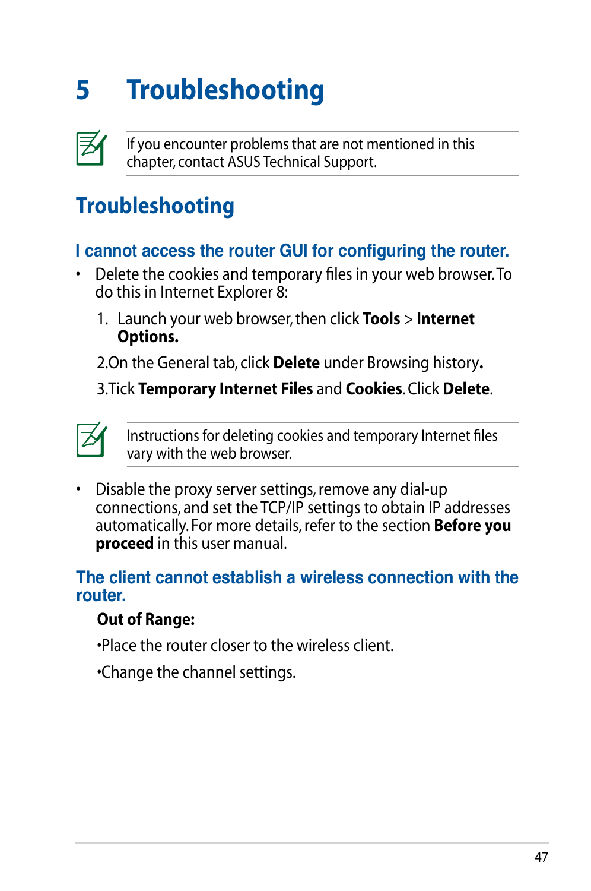# 5 Troubleshooting

> If you encounter problems that are not mentioned in this chapter, contact ASUS Technical Support.

## Troubleshooting

### I cannot access the router GUI for configuring the router.

- Delete the cookies and temporary files in your web browser. To do this in Internet Explorer 8:

  1. Launch your web browser, then click **Tools** > **Internet Options.**
  2. On the General tab, click **Delete** under Browsing history**.**
  3. Tick **Temporary Internet Files** and **Cookies**. Click **Delete**.

> Instructions for deleting cookies and temporary Internet files vary with the web browser.

- Disable the proxy server settings, remove any dial-up connections, and set the TCP/IP settings to obtain IP addresses automatically. For more details, refer to the section **Before you proceed** in this user manual.

### The client cannot establish a wireless connection with the router.

**Out of Range:**

- Place the router closer to the wireless client.
- Change the channel settings.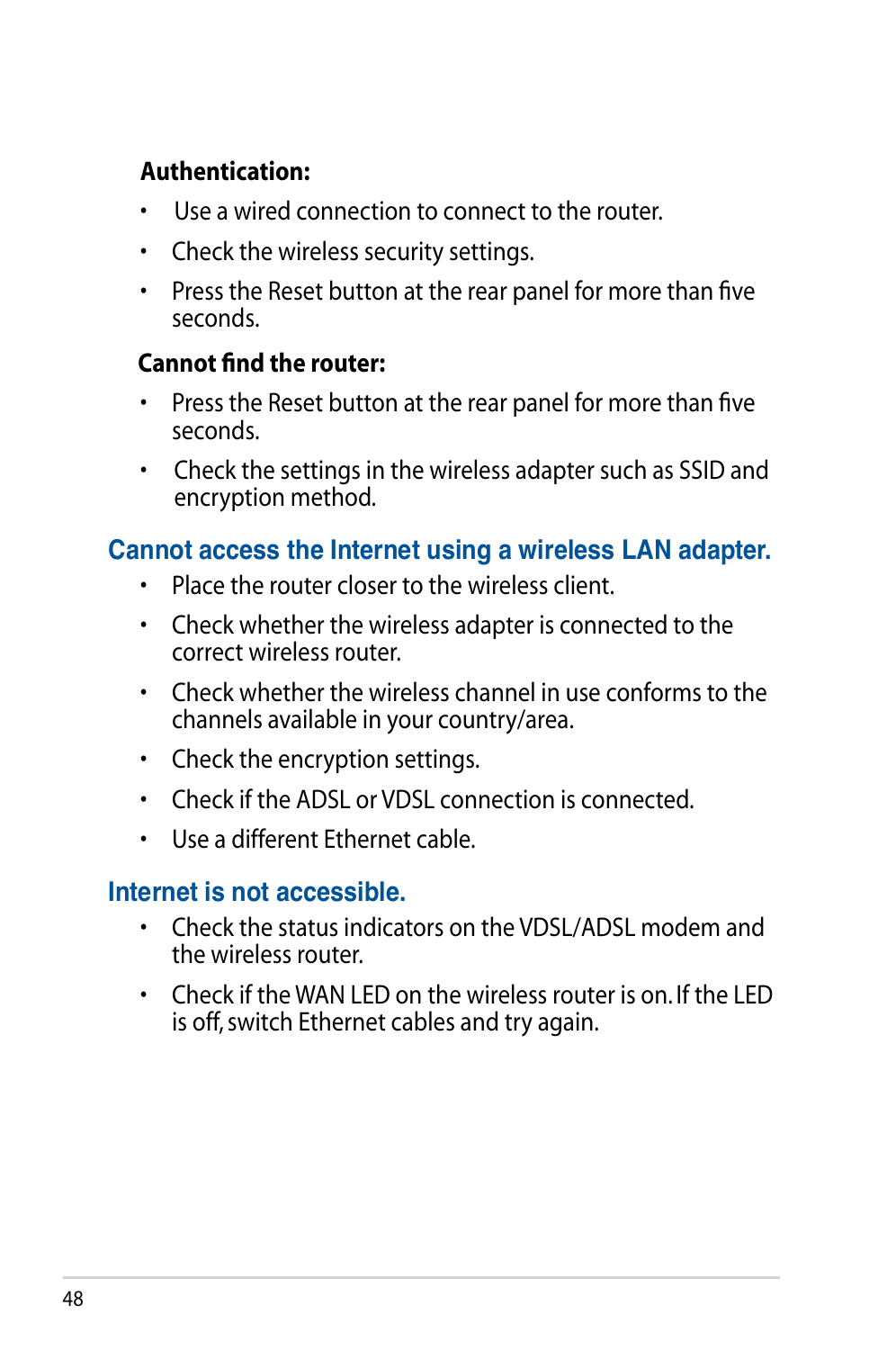**Authentication:**

- Use a wired connection to connect to the router.
- Check the wireless security settings.
- Press the Reset button at the rear panel for more than five seconds.

**Cannot find the router:**

- Press the Reset button at the rear panel for more than five seconds.
- Check the settings in the wireless adapter such as SSID and encryption method.

## Cannot access the Internet using a wireless LAN adapter.

- Place the router closer to the wireless client.
- Check whether the wireless adapter is connected to the correct wireless router.
- Check whether the wireless channel in use conforms to the channels available in your country/area.
- Check the encryption settings.
- Check if the ADSL or VDSL connection is connected.
- Use a different Ethernet cable.

## Internet is not accessible.

- Check the status indicators on the VDSL/ADSL modem and the wireless router.
- Check if the WAN LED on the wireless router is on. If the LED is off, switch Ethernet cables and try again.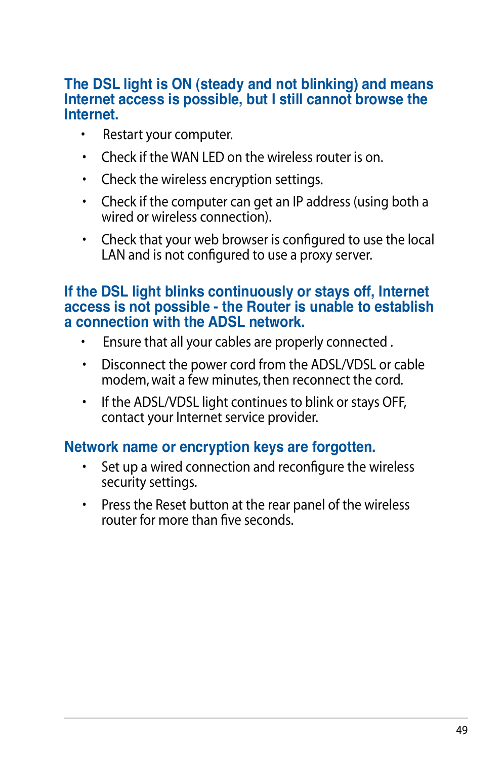### The DSL light is ON (steady and not blinking) and means Internet access is possible, but I still cannot browse the Internet.

- Restart your computer.
- Check if the WAN LED on the wireless router is on.
- Check the wireless encryption settings.
- Check if the computer can get an IP address (using both a wired or wireless connection).
- Check that your web browser is configured to use the local LAN and is not configured to use a proxy server.

### If the DSL light blinks continuously or stays off, Internet access is not possible - the Router is unable to establish a connection with the ADSL network.

- Ensure that all your cables are properly connected .
- Disconnect the power cord from the ADSL/VDSL or cable modem, wait a few minutes, then reconnect the cord.
- If the ADSL/VDSL light continues to blink or stays OFF, contact your Internet service provider.

### Network name or encryption keys are forgotten.

- Set up a wired connection and reconfigure the wireless security settings.
- Press the Reset button at the rear panel of the wireless router for more than five seconds.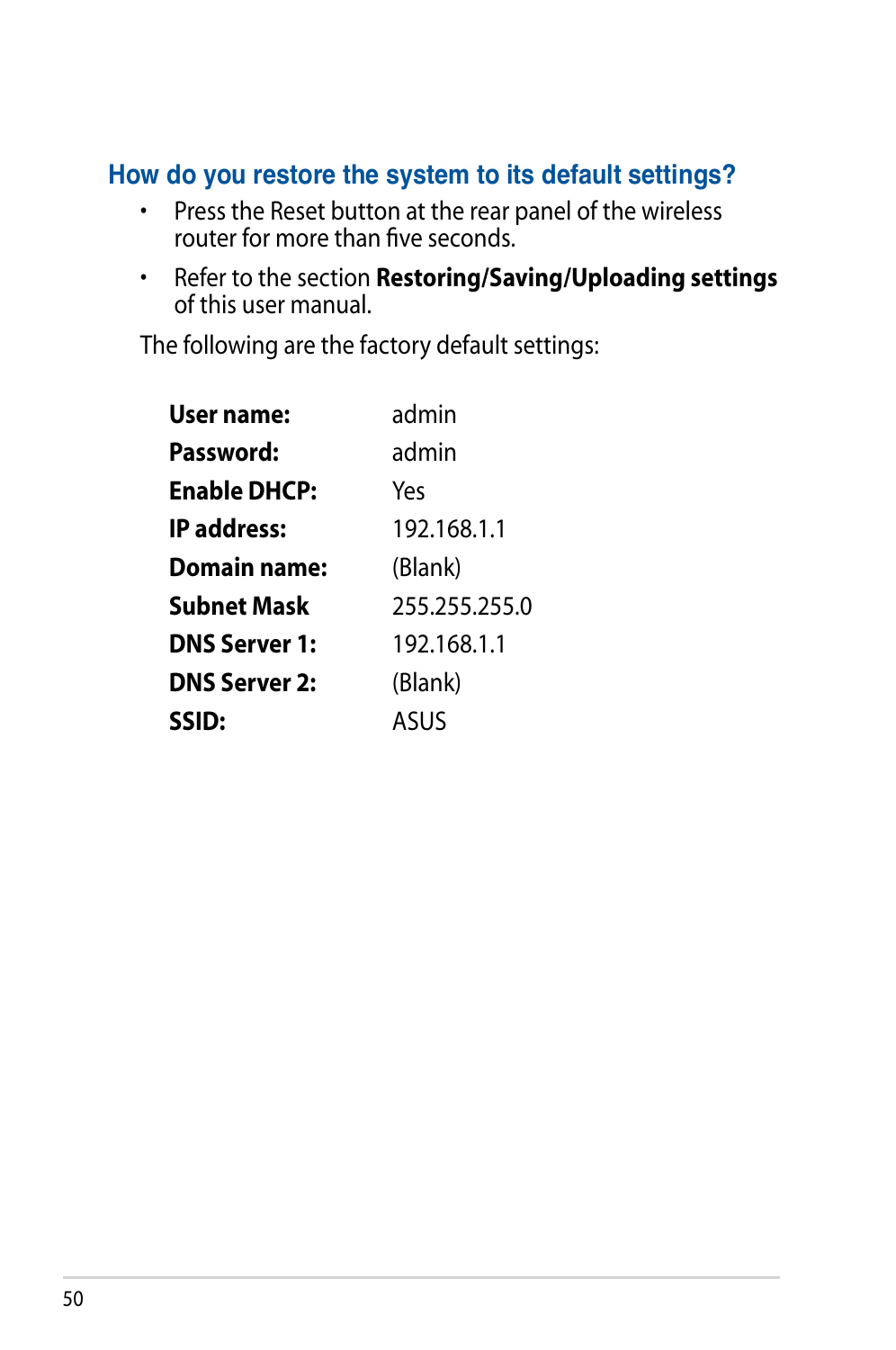### How do you restore the system to its default settings?

- Press the Reset button at the rear panel of the wireless router for more than five seconds.
- Refer to the section **Restoring/Saving/Uploading settings** of this user manual.

The following are the factory default settings:

| | |
|---|---|
| **User name:** | admin |
| **Password:** | admin |
| **Enable DHCP:** | Yes |
| **IP address:** | 192.168.1.1 |
| **Domain name:** | (Blank) |
| **Subnet Mask** | 255.255.255.0 |
| **DNS Server 1:** | 192.168.1.1 |
| **DNS Server 2:** | (Blank) |
| **SSID:** | ASUS |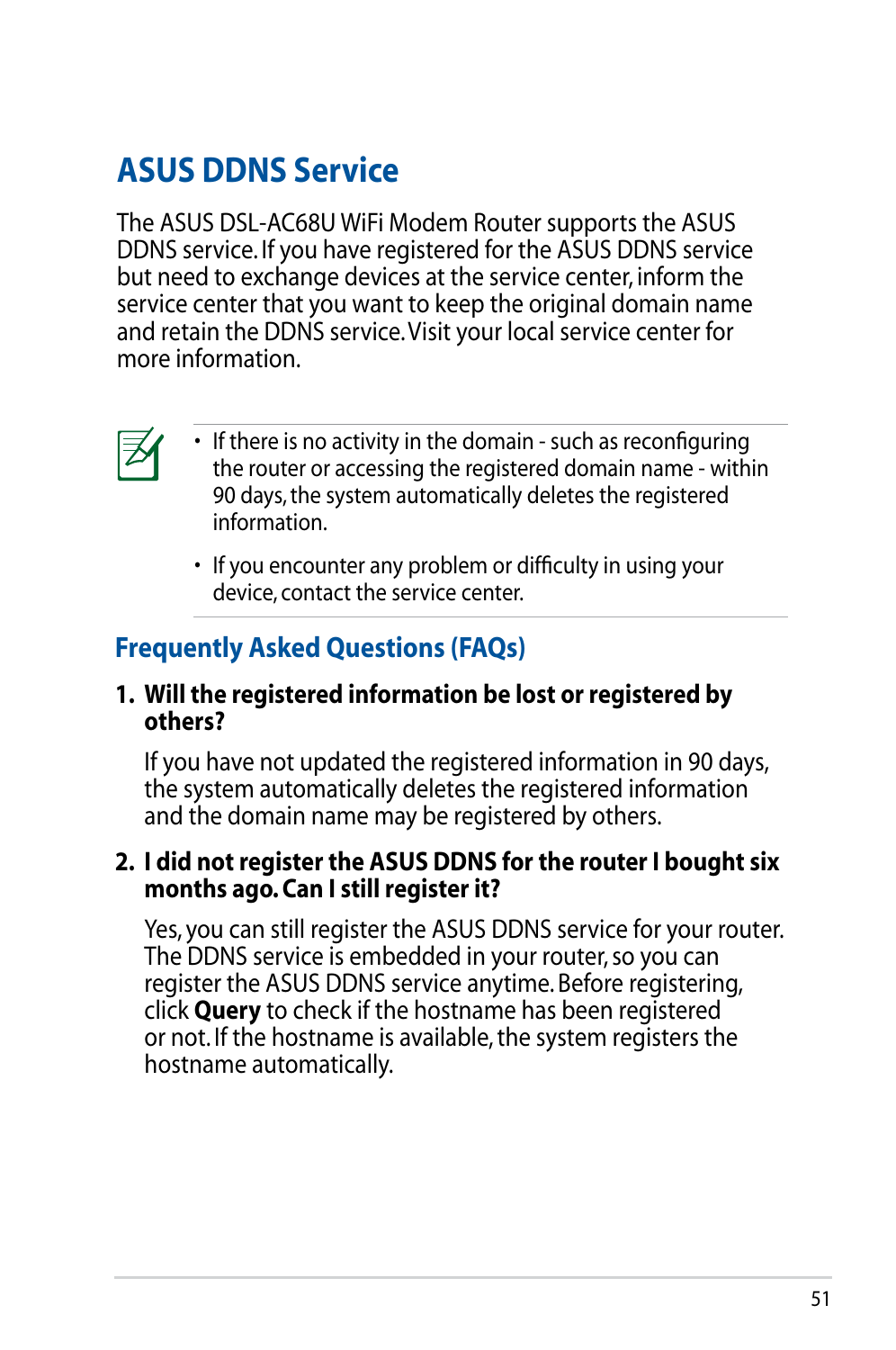# ASUS DDNS Service

The ASUS DSL-AC68U WiFi Modem Router supports the ASUS DDNS service. If you have registered for the ASUS DDNS service but need to exchange devices at the service center, inform the service center that you want to keep the original domain name and retain the DDNS service. Visit your local service center for more information.

- If there is no activity in the domain - such as reconfiguring the router or accessing the registered domain name - within 90 days, the system automatically deletes the registered information.
- If you encounter any problem or difficulty in using your device, contact the service center.

## Frequently Asked Questions (FAQs)

1. **Will the registered information be lost or registered by others?**

   If you have not updated the registered information in 90 days, the system automatically deletes the registered information and the domain name may be registered by others.

2. **I did not register the ASUS DDNS for the router I bought six months ago. Can I still register it?**

   Yes, you can still register the ASUS DDNS service for your router. The DDNS service is embedded in your router, so you can register the ASUS DDNS service anytime. Before registering, click **Query** to check if the hostname has been registered or not. If the hostname is available, the system registers the hostname automatically.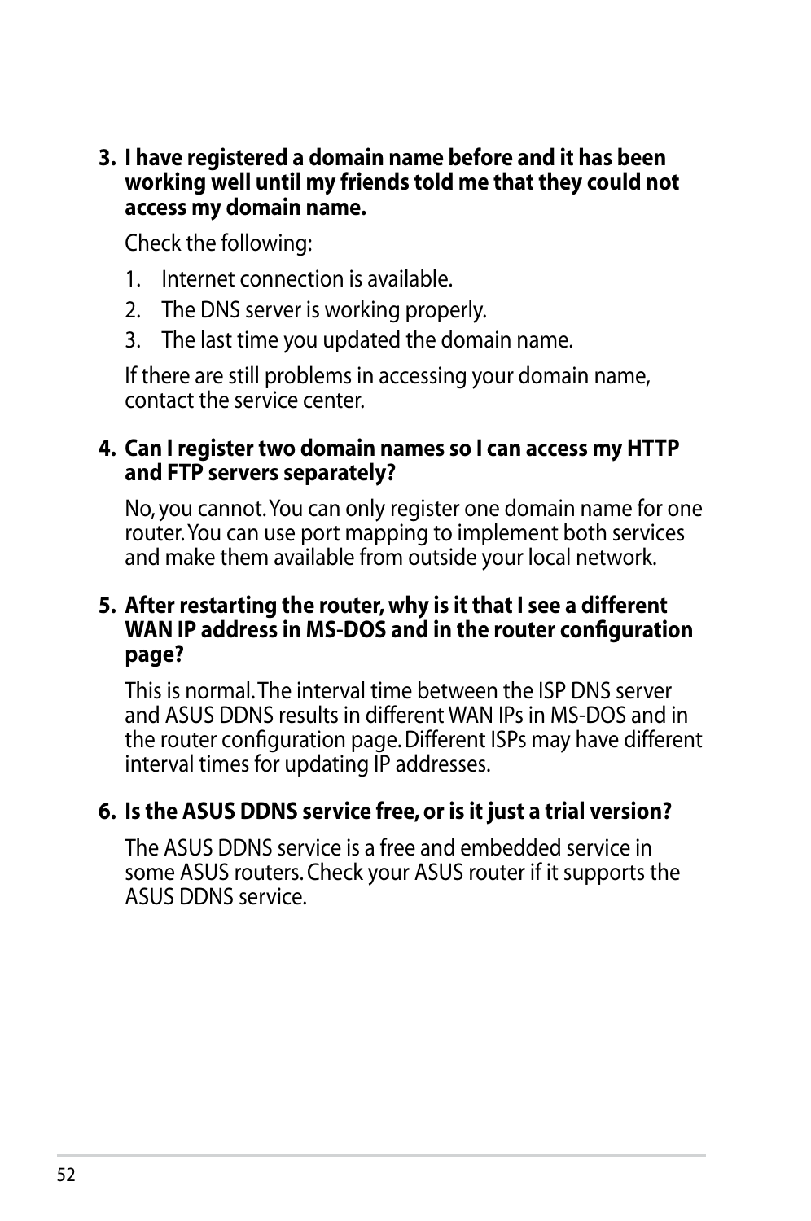3. **I have registered a domain name before and it has been working well until my friends told me that they could not access my domain name.**

   Check the following:

   1. Internet connection is available.
   2. The DNS server is working properly.
   3. The last time you updated the domain name.

   If there are still problems in accessing your domain name, contact the service center.

4. **Can I register two domain names so I can access my HTTP and FTP servers separately?**

   No, you cannot. You can only register one domain name for one router. You can use port mapping to implement both services and make them available from outside your local network.

5. **After restarting the router, why is it that I see a different WAN IP address in MS-DOS and in the router configuration page?**

   This is normal. The interval time between the ISP DNS server and ASUS DDNS results in different WAN IPs in MS-DOS and in the router configuration page. Different ISPs may have different interval times for updating IP addresses.

6. **Is the ASUS DDNS service free, or is it just a trial version?**

   The ASUS DDNS service is a free and embedded service in some ASUS routers. Check your ASUS router if it supports the ASUS DDNS service.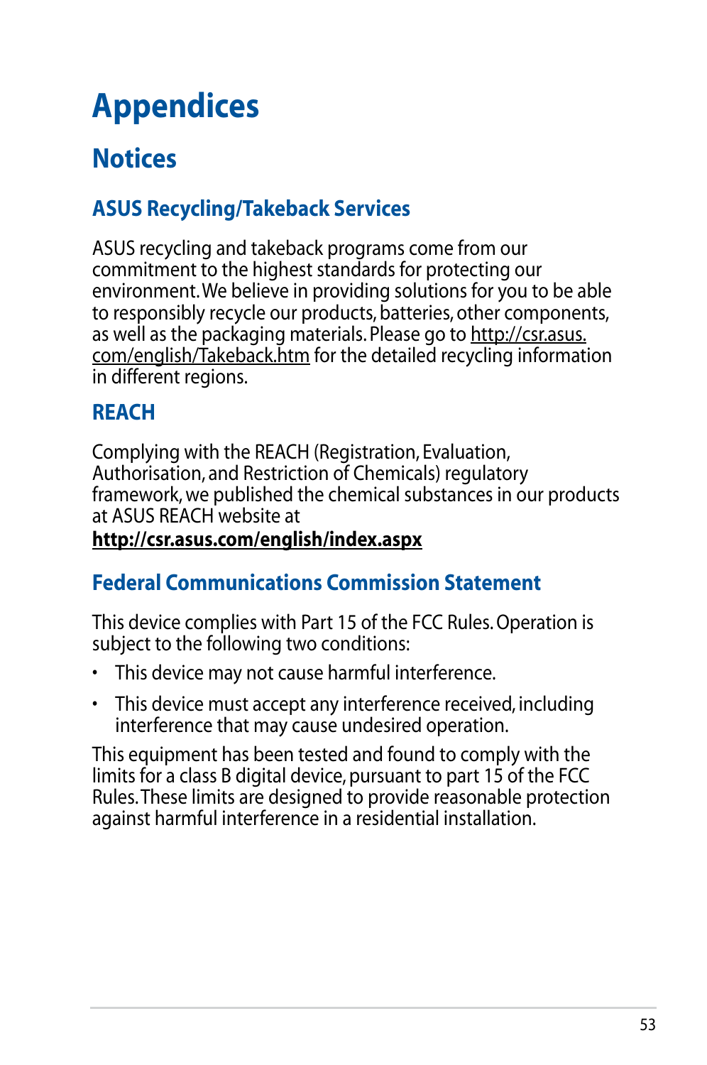# Appendices

## Notices

### ASUS Recycling/Takeback Services

ASUS recycling and takeback programs come from our commitment to the highest standards for protecting our environment. We believe in providing solutions for you to be able to responsibly recycle our products, batteries, other components, as well as the packaging materials. Please go to http://csr.asus.com/english/Takeback.htm for the detailed recycling information in different regions.

### REACH

Complying with the REACH (Registration, Evaluation, Authorisation, and Restriction of Chemicals) regulatory framework, we published the chemical substances in our products at ASUS REACH website at
**http://csr.asus.com/english/index.aspx**

### Federal Communications Commission Statement

This device complies with Part 15 of the FCC Rules. Operation is subject to the following two conditions:

- This device may not cause harmful interference.
- This device must accept any interference received, including interference that may cause undesired operation.

This equipment has been tested and found to comply with the limits for a class B digital device, pursuant to part 15 of the FCC Rules. These limits are designed to provide reasonable protection against harmful interference in a residential installation.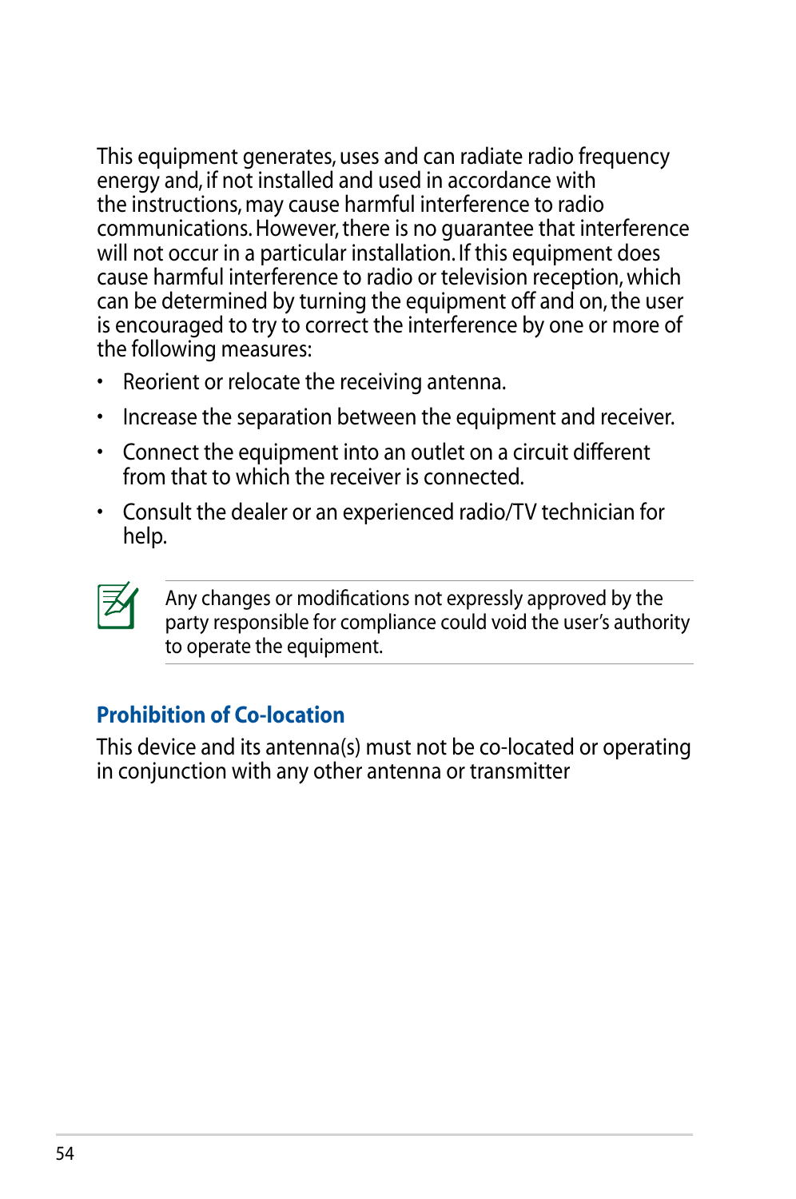This equipment generates, uses and can radiate radio frequency energy and, if not installed and used in accordance with the instructions, may cause harmful interference to radio communications. However, there is no guarantee that interference will not occur in a particular installation. If this equipment does cause harmful interference to radio or television reception, which can be determined by turning the equipment off and on, the user is encouraged to try to correct the interference by one or more of the following measures:

- Reorient or relocate the receiving antenna.
- Increase the separation between the equipment and receiver.
- Connect the equipment into an outlet on a circuit different from that to which the receiver is connected.
- Consult the dealer or an experienced radio/TV technician for help.

> Any changes or modifications not expressly approved by the party responsible for compliance could void the user's authority to operate the equipment.

## Prohibition of Co-location

This device and its antenna(s) must not be co-located or operating in conjunction with any other antenna or transmitter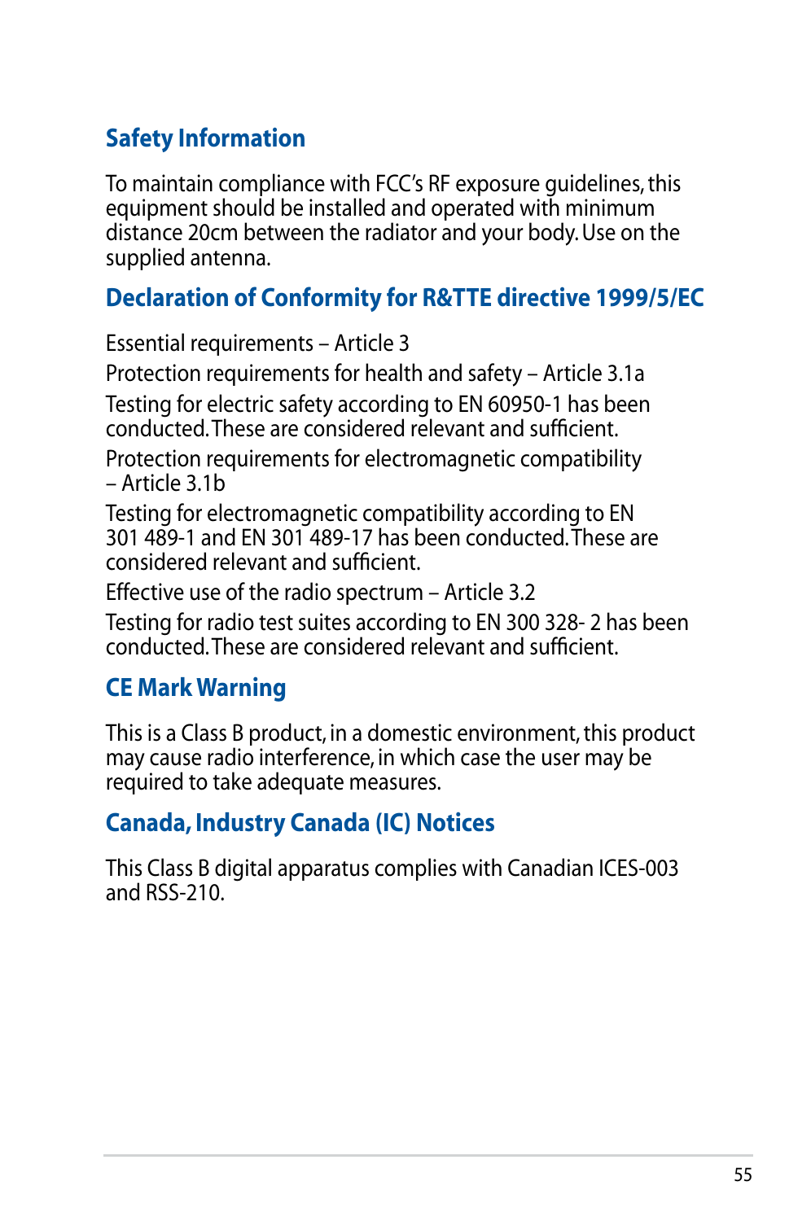## Safety Information

To maintain compliance with FCC's RF exposure guidelines, this equipment should be installed and operated with minimum distance 20cm between the radiator and your body. Use on the supplied antenna.

## Declaration of Conformity for R&TTE directive 1999/5/EC

Essential requirements – Article 3

Protection requirements for health and safety – Article 3.1a

Testing for electric safety according to EN 60950-1 has been conducted. These are considered relevant and sufficient.

Protection requirements for electromagnetic compatibility – Article 3.1b

Testing for electromagnetic compatibility according to EN 301 489-1 and EN 301 489-17 has been conducted. These are considered relevant and sufficient.

Effective use of the radio spectrum – Article 3.2

Testing for radio test suites according to EN 300 328- 2 has been conducted. These are considered relevant and sufficient.

## CE Mark Warning

This is a Class B product, in a domestic environment, this product may cause radio interference, in which case the user may be required to take adequate measures.

## Canada, Industry Canada (IC) Notices

This Class B digital apparatus complies with Canadian ICES-003 and RSS-210.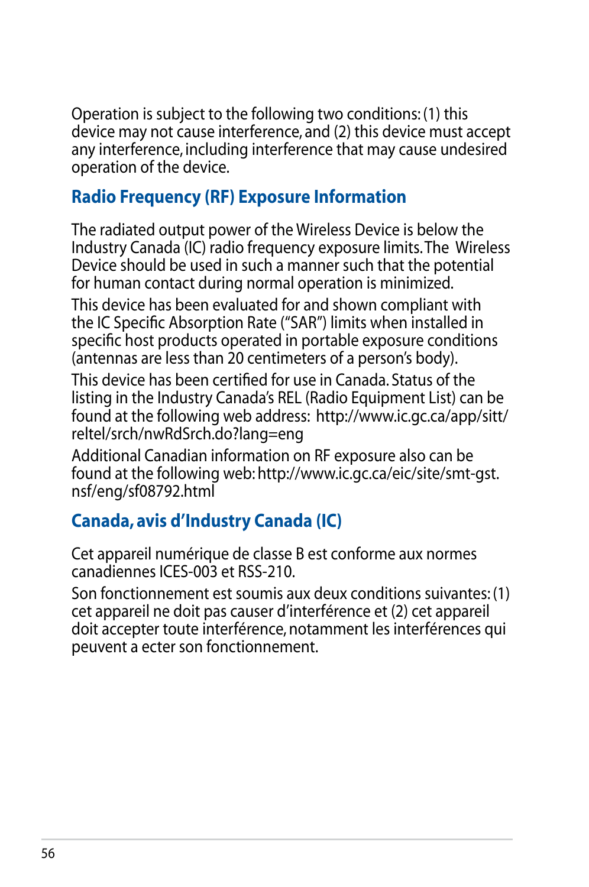Operation is subject to the following two conditions: (1) this device may not cause interference, and (2) this device must accept any interference, including interference that may cause undesired operation of the device.

## Radio Frequency (RF) Exposure Information

The radiated output power of the Wireless Device is below the Industry Canada (IC) radio frequency exposure limits. The Wireless Device should be used in such a manner such that the potential for human contact during normal operation is minimized.

This device has been evaluated for and shown compliant with the IC Specific Absorption Rate ("SAR") limits when installed in specific host products operated in portable exposure conditions (antennas are less than 20 centimeters of a person's body).

This device has been certified for use in Canada. Status of the listing in the Industry Canada's REL (Radio Equipment List) can be found at the following web address: http://www.ic.gc.ca/app/sitt/reltel/srch/nwRdSrch.do?lang=eng

Additional Canadian information on RF exposure also can be found at the following web: http://www.ic.gc.ca/eic/site/smt-gst.nsf/eng/sf08792.html

## Canada, avis d'Industry Canada (IC)

Cet appareil numérique de classe B est conforme aux normes canadiennes ICES-003 et RSS-210.

Son fonctionnement est soumis aux deux conditions suivantes: (1) cet appareil ne doit pas causer d'interférence et (2) cet appareil doit accepter toute interférence, notamment les interférences qui peuvent a ecter son fonctionnement.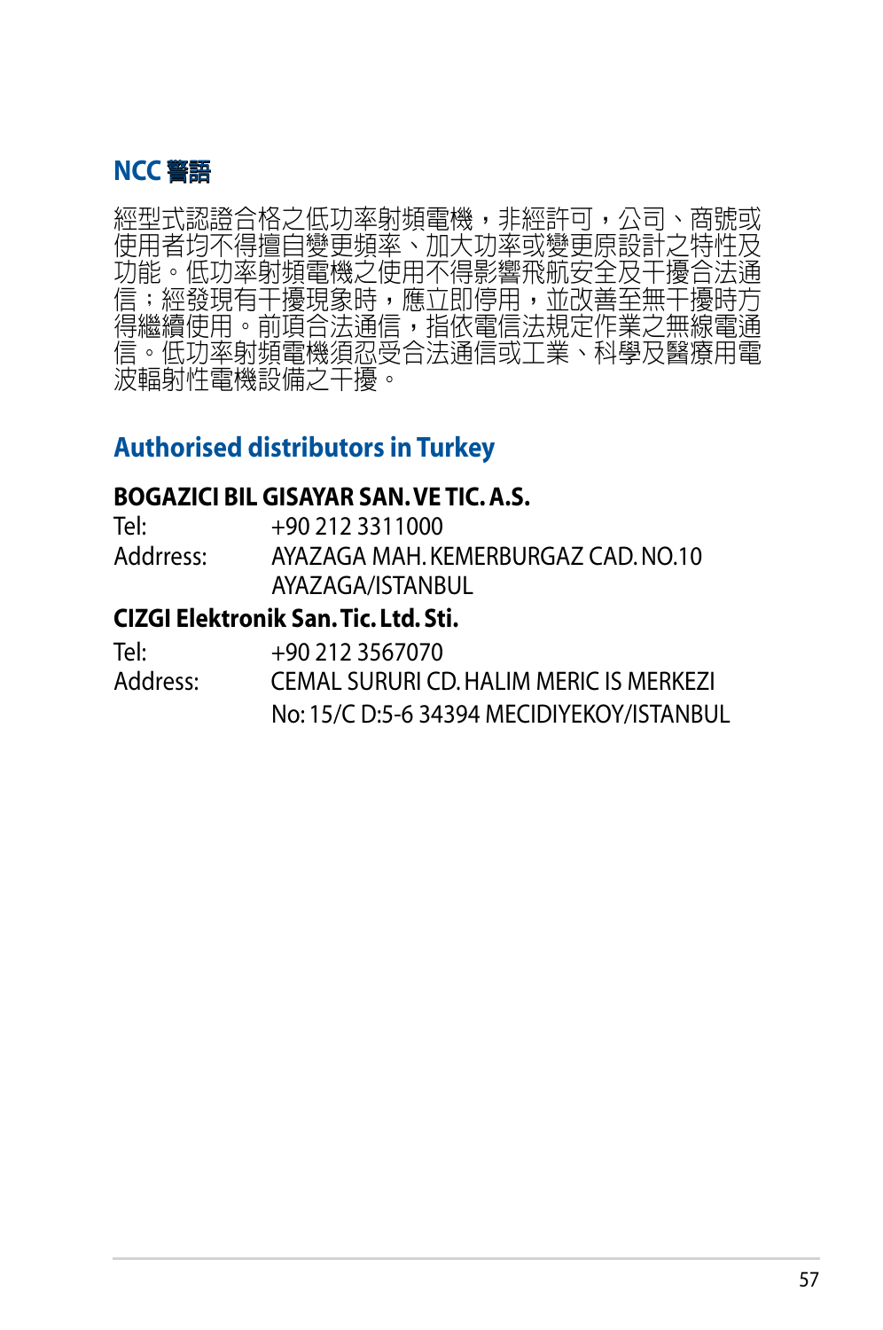## NCC 警語

經型式認證合格之低功率射頻電機，非經許可，公司、商號或使用者均不得擅自變更頻率、加大功率或變更原設計之特性及功能。低功率射頻電機之使用不得影響飛航安全及干擾合法通信；經發現有干擾現象時，應立即停用，並改善至無干擾時方得繼續使用。前項合法通信，指依電信法規定作業之無線電通信。低功率射頻電機須忍受合法通信或工業、科學及醫療用電波輻射性電機設備之干擾。

## Authorised distributors in Turkey

**BOGAZICI BIL GISAYAR SAN. VE TIC. A.S.**

| | |
|---|---|
| Tel: | +90 212 3311000 |
| Addrress: | AYAZAGA MAH. KEMERBURGAZ CAD. NO.10 AYAZAGA/ISTANBUL |

**CIZGI Elektronik San. Tic. Ltd. Sti.**

| | |
|---|---|
| Tel: | +90 212 3567070 |
| Address: | CEMAL SURURI CD. HALIM MERIC IS MERKEZI No: 15/C D:5-6 34394 MECIDIYEKOY/ISTANBUL |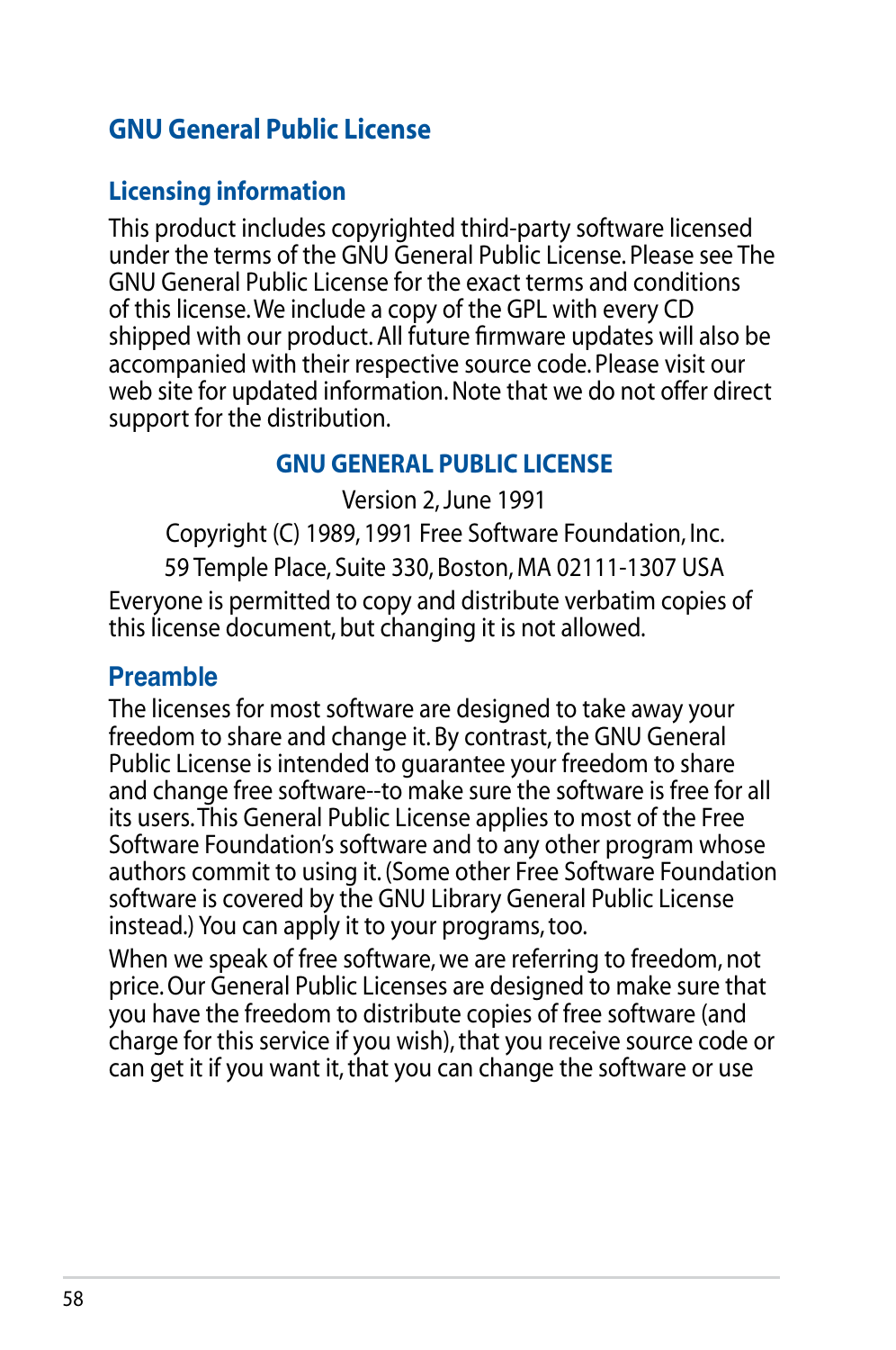## GNU General Public License

### Licensing information

This product includes copyrighted third-party software licensed under the terms of the GNU General Public License. Please see The GNU General Public License for the exact terms and conditions of this license. We include a copy of the GPL with every CD shipped with our product. All future firmware updates will also be accompanied with their respective source code. Please visit our web site for updated information. Note that we do not offer direct support for the distribution.

### GNU GENERAL PUBLIC LICENSE

Version 2, June 1991

Copyright (C) 1989, 1991 Free Software Foundation, Inc.

59 Temple Place, Suite 330, Boston, MA 02111-1307 USA

Everyone is permitted to copy and distribute verbatim copies of this license document, but changing it is not allowed.

### Preamble

The licenses for most software are designed to take away your freedom to share and change it. By contrast, the GNU General Public License is intended to guarantee your freedom to share and change free software--to make sure the software is free for all its users. This General Public License applies to most of the Free Software Foundation's software and to any other program whose authors commit to using it. (Some other Free Software Foundation software is covered by the GNU Library General Public License instead.) You can apply it to your programs, too.

When we speak of free software, we are referring to freedom, not price. Our General Public Licenses are designed to make sure that you have the freedom to distribute copies of free software (and charge for this service if you wish), that you receive source code or can get it if you want it, that you can change the software or use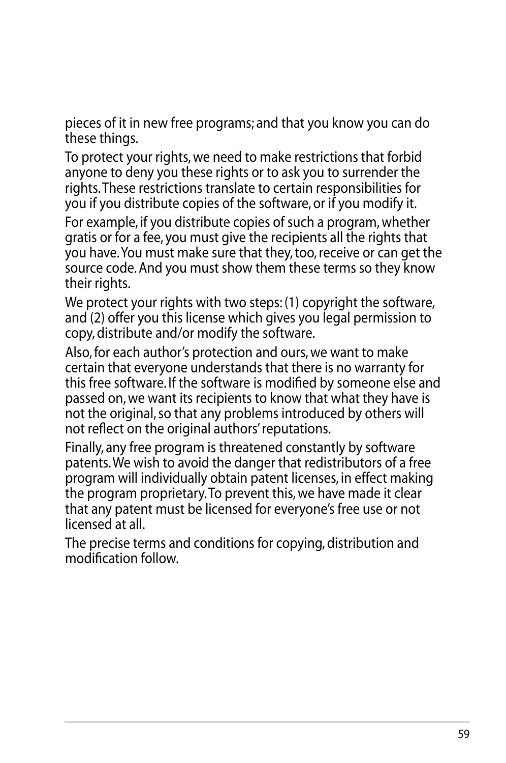pieces of it in new free programs; and that you know you can do these things.

To protect your rights, we need to make restrictions that forbid anyone to deny you these rights or to ask you to surrender the rights. These restrictions translate to certain responsibilities for you if you distribute copies of the software, or if you modify it.

For example, if you distribute copies of such a program, whether gratis or for a fee, you must give the recipients all the rights that you have. You must make sure that they, too, receive or can get the source code. And you must show them these terms so they know their rights.

We protect your rights with two steps: (1) copyright the software, and (2) offer you this license which gives you legal permission to copy, distribute and/or modify the software.

Also, for each author's protection and ours, we want to make certain that everyone understands that there is no warranty for this free software. If the software is modified by someone else and passed on, we want its recipients to know that what they have is not the original, so that any problems introduced by others will not reflect on the original authors' reputations.

Finally, any free program is threatened constantly by software patents. We wish to avoid the danger that redistributors of a free program will individually obtain patent licenses, in effect making the program proprietary. To prevent this, we have made it clear that any patent must be licensed for everyone's free use or not licensed at all.

The precise terms and conditions for copying, distribution and modification follow.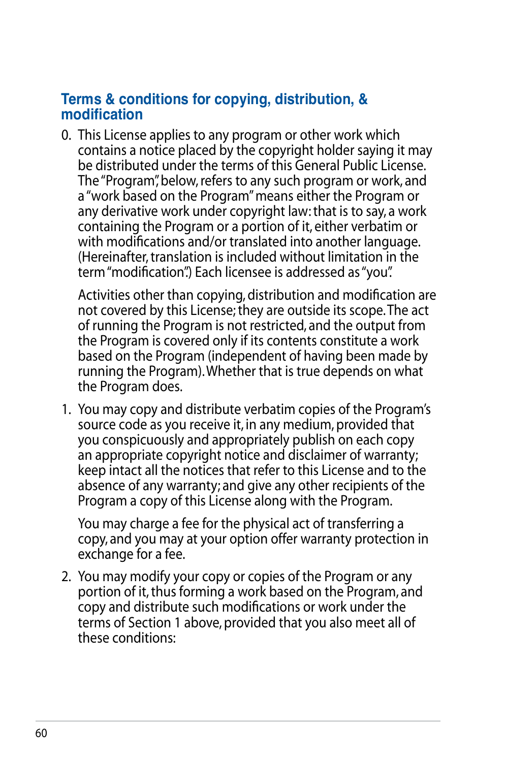## Terms & conditions for copying, distribution, & modification

0. This License applies to any program or other work which contains a notice placed by the copyright holder saying it may be distributed under the terms of this General Public License. The "Program", below, refers to any such program or work, and a "work based on the Program" means either the Program or any derivative work under copyright law: that is to say, a work containing the Program or a portion of it, either verbatim or with modifications and/or translated into another language. (Hereinafter, translation is included without limitation in the term "modification".) Each licensee is addressed as "you".

   Activities other than copying, distribution and modification are not covered by this License; they are outside its scope. The act of running the Program is not restricted, and the output from the Program is covered only if its contents constitute a work based on the Program (independent of having been made by running the Program). Whether that is true depends on what the Program does.

1. You may copy and distribute verbatim copies of the Program's source code as you receive it, in any medium, provided that you conspicuously and appropriately publish on each copy an appropriate copyright notice and disclaimer of warranty; keep intact all the notices that refer to this License and to the absence of any warranty; and give any other recipients of the Program a copy of this License along with the Program.

   You may charge a fee for the physical act of transferring a copy, and you may at your option offer warranty protection in exchange for a fee.

2. You may modify your copy or copies of the Program or any portion of it, thus forming a work based on the Program, and copy and distribute such modifications or work under the terms of Section 1 above, provided that you also meet all of these conditions: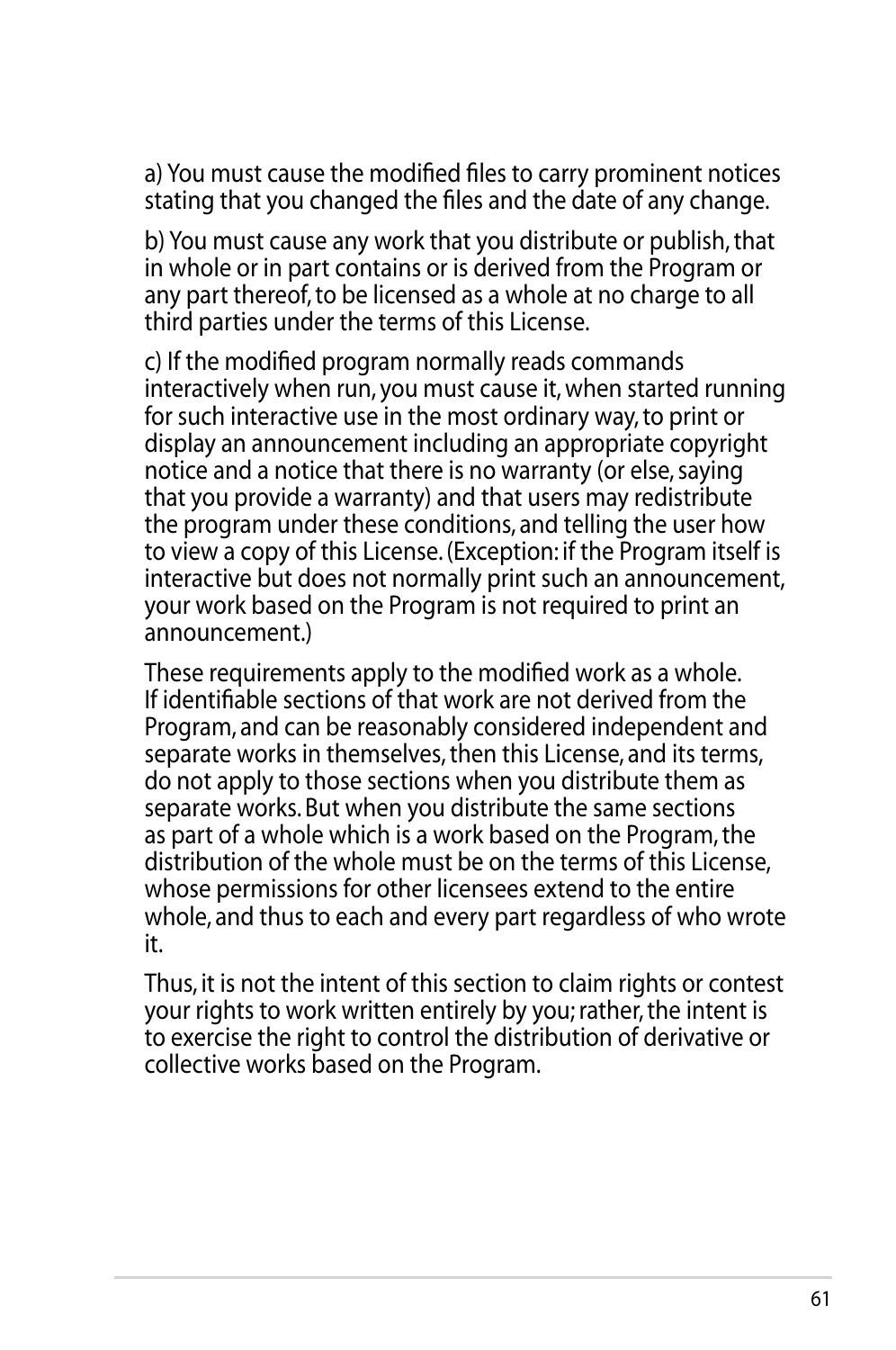a) You must cause the modified files to carry prominent notices stating that you changed the files and the date of any change.

b) You must cause any work that you distribute or publish, that in whole or in part contains or is derived from the Program or any part thereof, to be licensed as a whole at no charge to all third parties under the terms of this License.

c) If the modified program normally reads commands interactively when run, you must cause it, when started running for such interactive use in the most ordinary way, to print or display an announcement including an appropriate copyright notice and a notice that there is no warranty (or else, saying that you provide a warranty) and that users may redistribute the program under these conditions, and telling the user how to view a copy of this License. (Exception: if the Program itself is interactive but does not normally print such an announcement, your work based on the Program is not required to print an announcement.)

These requirements apply to the modified work as a whole. If identifiable sections of that work are not derived from the Program, and can be reasonably considered independent and separate works in themselves, then this License, and its terms, do not apply to those sections when you distribute them as separate works. But when you distribute the same sections as part of a whole which is a work based on the Program, the distribution of the whole must be on the terms of this License, whose permissions for other licensees extend to the entire whole, and thus to each and every part regardless of who wrote it.

Thus, it is not the intent of this section to claim rights or contest your rights to work written entirely by you; rather, the intent is to exercise the right to control the distribution of derivative or collective works based on the Program.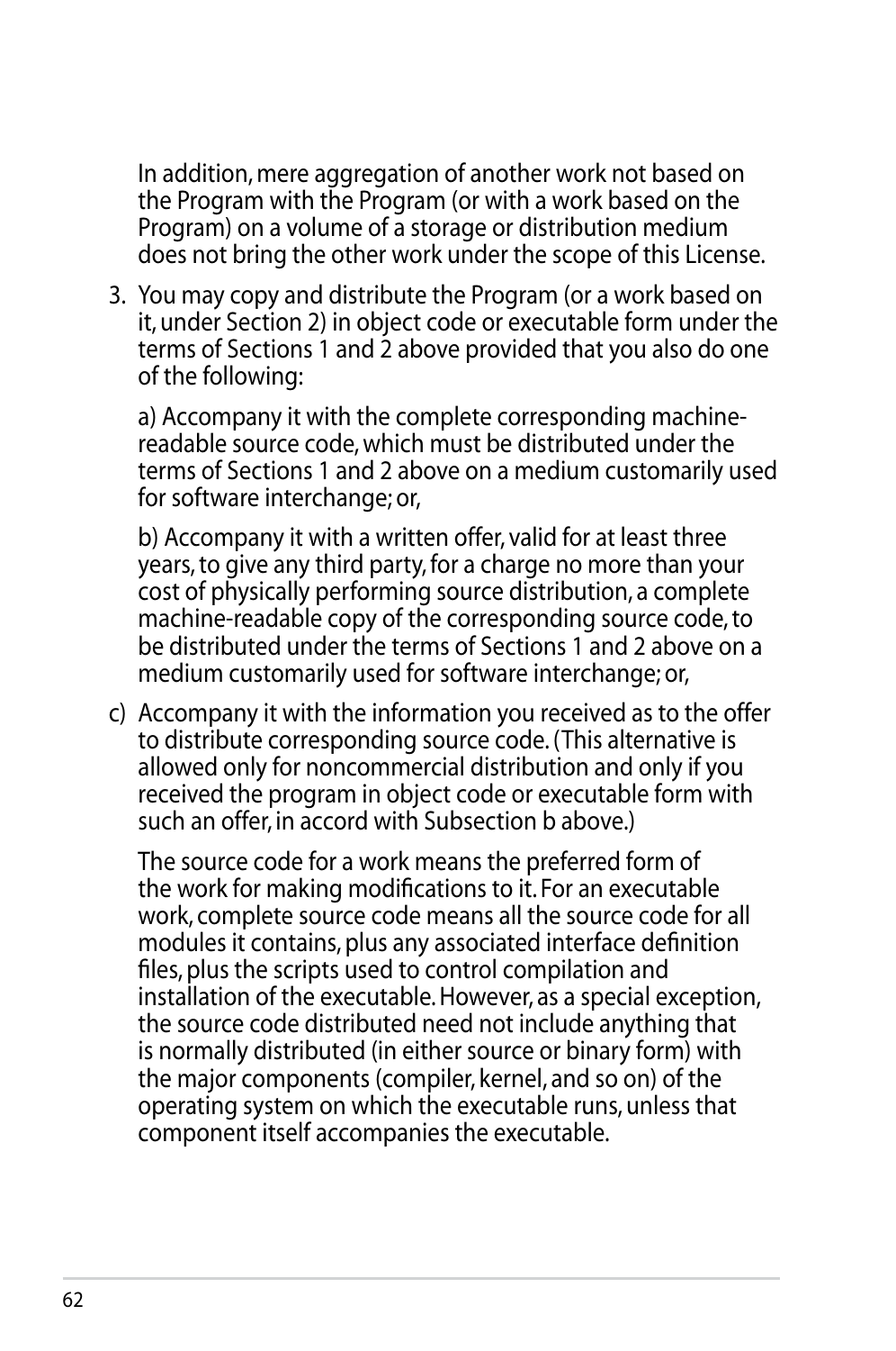In addition, mere aggregation of another work not based on the Program with the Program (or with a work based on the Program) on a volume of a storage or distribution medium does not bring the other work under the scope of this License.

3. You may copy and distribute the Program (or a work based on it, under Section 2) in object code or executable form under the terms of Sections 1 and 2 above provided that you also do one of the following:

   a) Accompany it with the complete corresponding machine-readable source code, which must be distributed under the terms of Sections 1 and 2 above on a medium customarily used for software interchange; or,

   b) Accompany it with a written offer, valid for at least three years, to give any third party, for a charge no more than your cost of physically performing source distribution, a complete machine-readable copy of the corresponding source code, to be distributed under the terms of Sections 1 and 2 above on a medium customarily used for software interchange; or,

c) Accompany it with the information you received as to the offer to distribute corresponding source code. (This alternative is allowed only for noncommercial distribution and only if you received the program in object code or executable form with such an offer, in accord with Subsection b above.)

   The source code for a work means the preferred form of the work for making modifications to it. For an executable work, complete source code means all the source code for all modules it contains, plus any associated interface definition files, plus the scripts used to control compilation and installation of the executable. However, as a special exception, the source code distributed need not include anything that is normally distributed (in either source or binary form) with the major components (compiler, kernel, and so on) of the operating system on which the executable runs, unless that component itself accompanies the executable.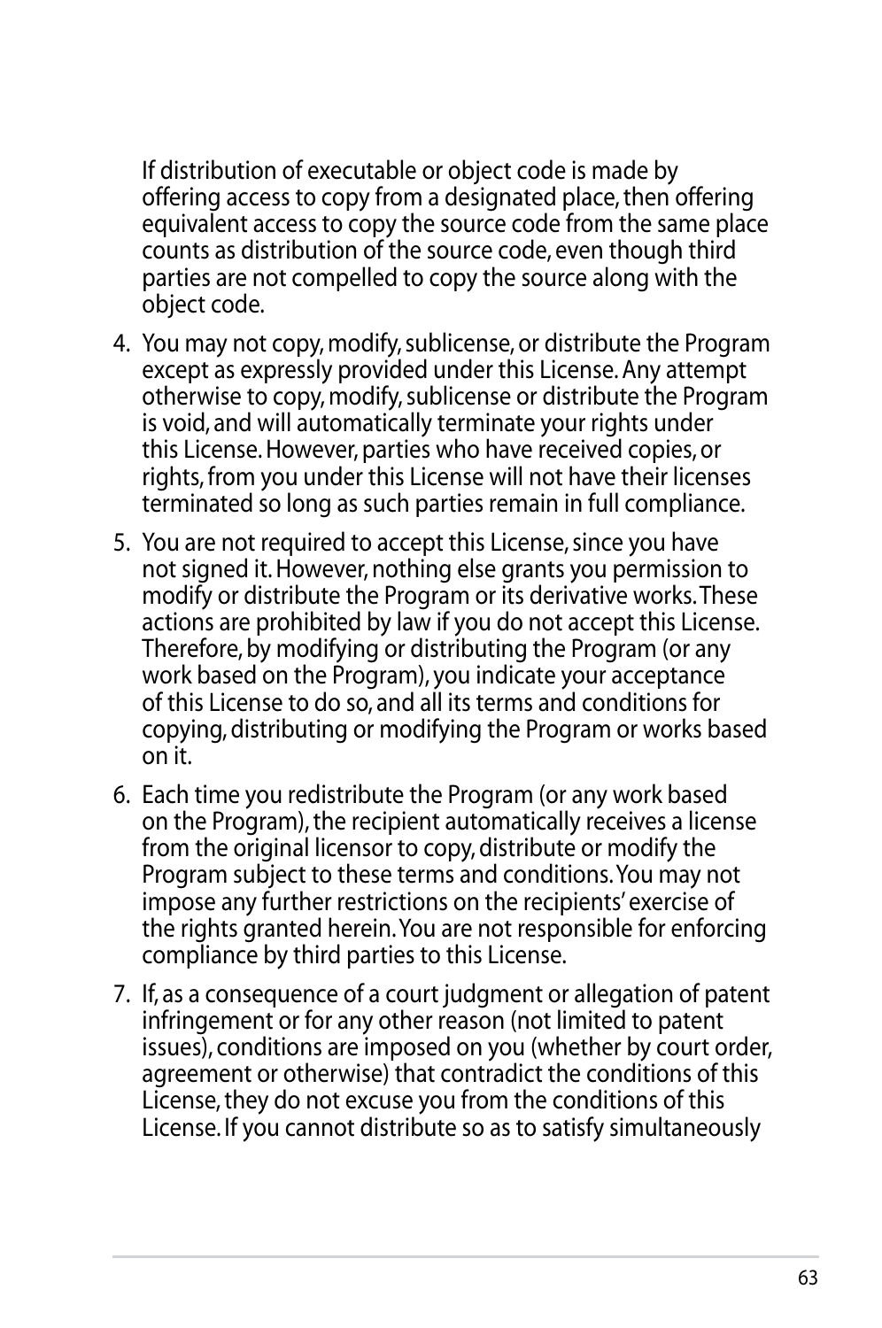If distribution of executable or object code is made by offering access to copy from a designated place, then offering equivalent access to copy the source code from the same place counts as distribution of the source code, even though third parties are not compelled to copy the source along with the object code.

4. You may not copy, modify, sublicense, or distribute the Program except as expressly provided under this License. Any attempt otherwise to copy, modify, sublicense or distribute the Program is void, and will automatically terminate your rights under this License. However, parties who have received copies, or rights, from you under this License will not have their licenses terminated so long as such parties remain in full compliance.

5. You are not required to accept this License, since you have not signed it. However, nothing else grants you permission to modify or distribute the Program or its derivative works. These actions are prohibited by law if you do not accept this License. Therefore, by modifying or distributing the Program (or any work based on the Program), you indicate your acceptance of this License to do so, and all its terms and conditions for copying, distributing or modifying the Program or works based on it.

6. Each time you redistribute the Program (or any work based on the Program), the recipient automatically receives a license from the original licensor to copy, distribute or modify the Program subject to these terms and conditions. You may not impose any further restrictions on the recipients' exercise of the rights granted herein. You are not responsible for enforcing compliance by third parties to this License.

7. If, as a consequence of a court judgment or allegation of patent infringement or for any other reason (not limited to patent issues), conditions are imposed on you (whether by court order, agreement or otherwise) that contradict the conditions of this License, they do not excuse you from the conditions of this License. If you cannot distribute so as to satisfy simultaneously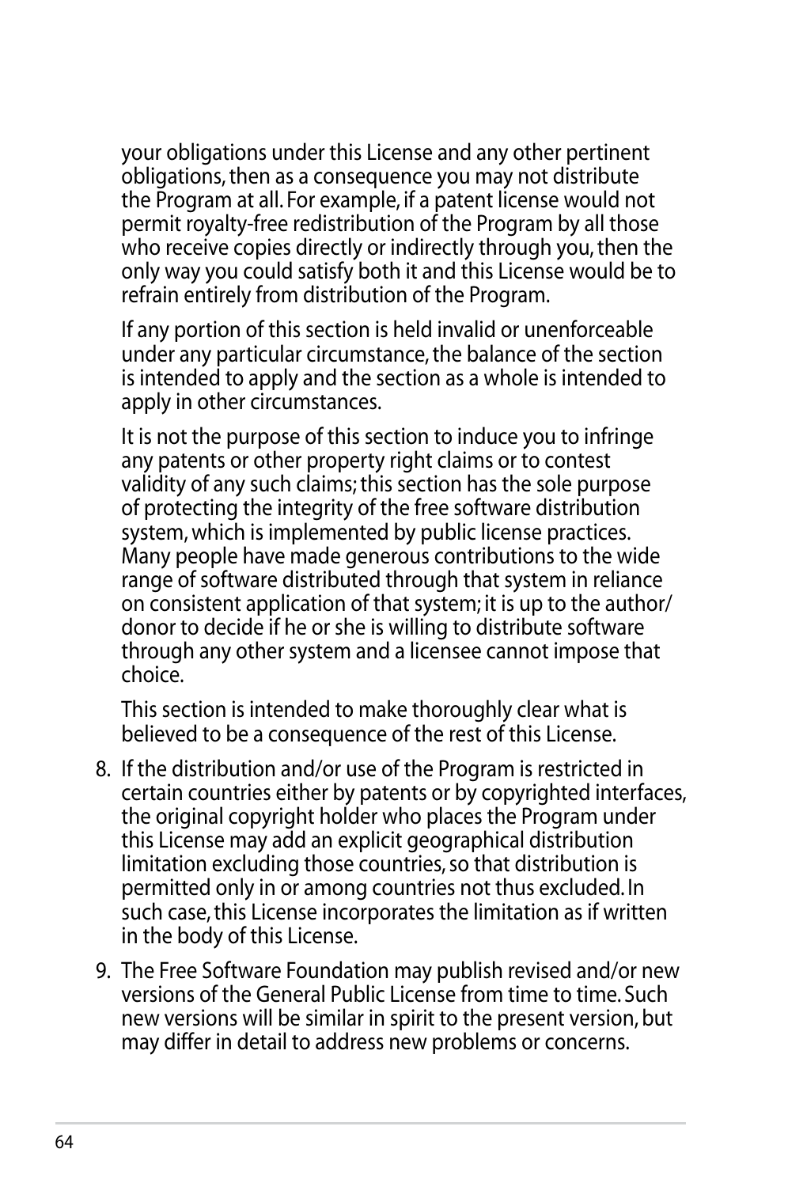your obligations under this License and any other pertinent obligations, then as a consequence you may not distribute the Program at all. For example, if a patent license would not permit royalty-free redistribution of the Program by all those who receive copies directly or indirectly through you, then the only way you could satisfy both it and this License would be to refrain entirely from distribution of the Program.

If any portion of this section is held invalid or unenforceable under any particular circumstance, the balance of the section is intended to apply and the section as a whole is intended to apply in other circumstances.

It is not the purpose of this section to induce you to infringe any patents or other property right claims or to contest validity of any such claims; this section has the sole purpose of protecting the integrity of the free software distribution system, which is implemented by public license practices. Many people have made generous contributions to the wide range of software distributed through that system in reliance on consistent application of that system; it is up to the author/donor to decide if he or she is willing to distribute software through any other system and a licensee cannot impose that choice.

This section is intended to make thoroughly clear what is believed to be a consequence of the rest of this License.

8. If the distribution and/or use of the Program is restricted in certain countries either by patents or by copyrighted interfaces, the original copyright holder who places the Program under this License may add an explicit geographical distribution limitation excluding those countries, so that distribution is permitted only in or among countries not thus excluded. In such case, this License incorporates the limitation as if written in the body of this License.

9. The Free Software Foundation may publish revised and/or new versions of the General Public License from time to time. Such new versions will be similar in spirit to the present version, but may differ in detail to address new problems or concerns.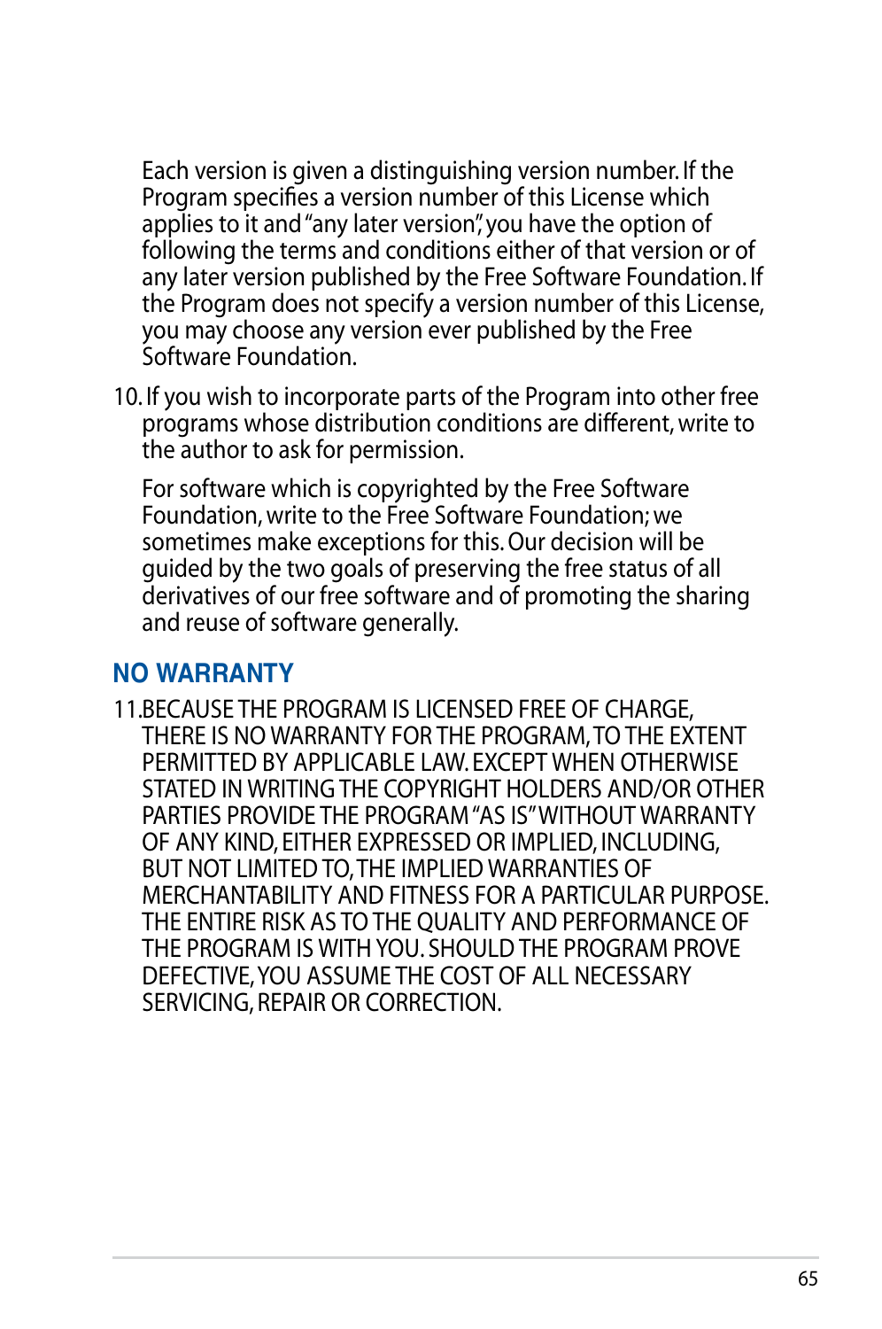Each version is given a distinguishing version number. If the Program specifies a version number of this License which applies to it and "any later version", you have the option of following the terms and conditions either of that version or of any later version published by the Free Software Foundation. If the Program does not specify a version number of this License, you may choose any version ever published by the Free Software Foundation.

10. If you wish to incorporate parts of the Program into other free programs whose distribution conditions are different, write to the author to ask for permission.

    For software which is copyrighted by the Free Software Foundation, write to the Free Software Foundation; we sometimes make exceptions for this. Our decision will be guided by the two goals of preserving the free status of all derivatives of our free software and of promoting the sharing and reuse of software generally.

## NO WARRANTY

11. BECAUSE THE PROGRAM IS LICENSED FREE OF CHARGE, THERE IS NO WARRANTY FOR THE PROGRAM, TO THE EXTENT PERMITTED BY APPLICABLE LAW. EXCEPT WHEN OTHERWISE STATED IN WRITING THE COPYRIGHT HOLDERS AND/OR OTHER PARTIES PROVIDE THE PROGRAM "AS IS" WITHOUT WARRANTY OF ANY KIND, EITHER EXPRESSED OR IMPLIED, INCLUDING, BUT NOT LIMITED TO, THE IMPLIED WARRANTIES OF MERCHANTABILITY AND FITNESS FOR A PARTICULAR PURPOSE. THE ENTIRE RISK AS TO THE QUALITY AND PERFORMANCE OF THE PROGRAM IS WITH YOU. SHOULD THE PROGRAM PROVE DEFECTIVE, YOU ASSUME THE COST OF ALL NECESSARY SERVICING, REPAIR OR CORRECTION.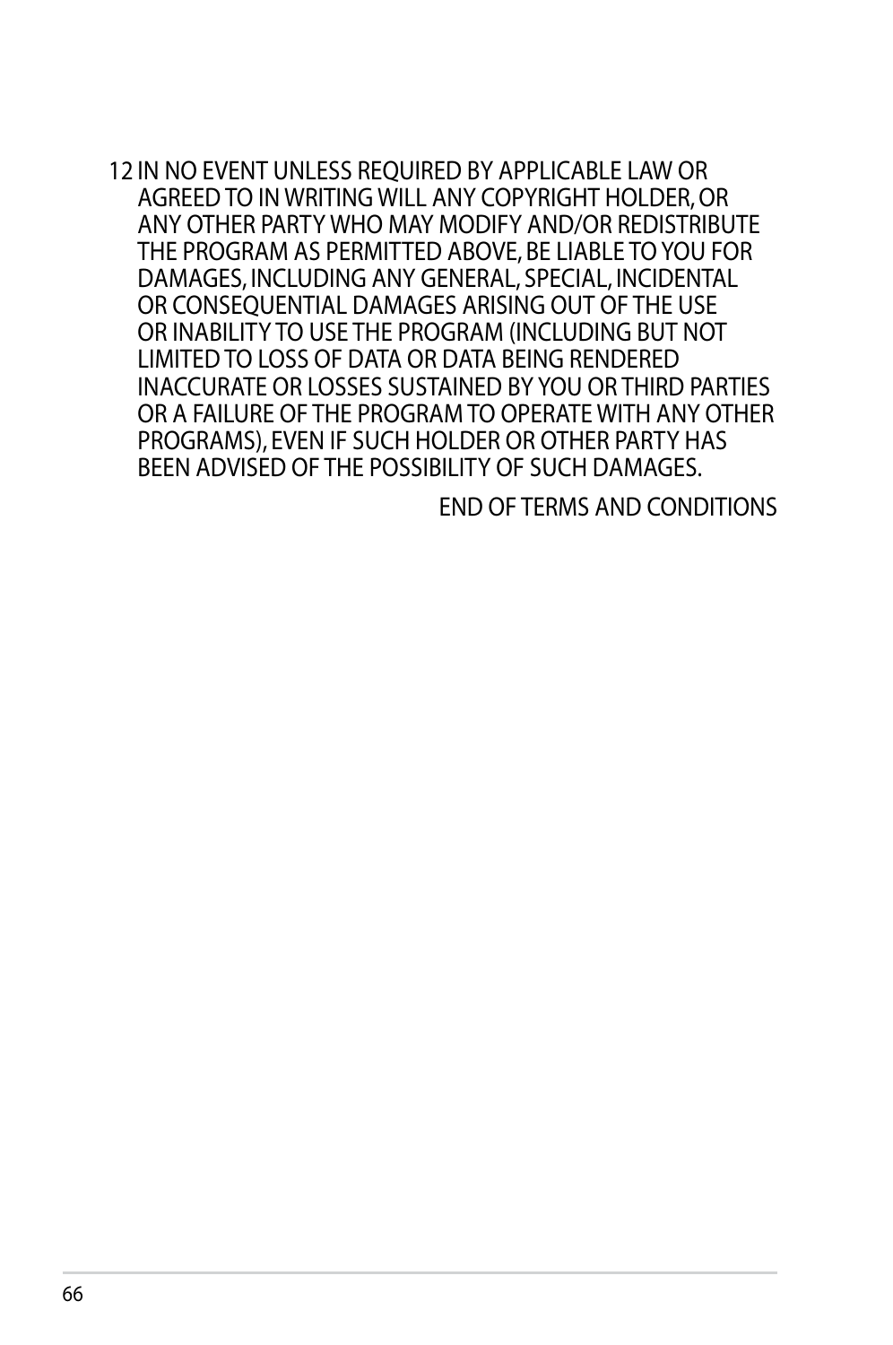12 IN NO EVENT UNLESS REQUIRED BY APPLICABLE LAW OR AGREED TO IN WRITING WILL ANY COPYRIGHT HOLDER, OR ANY OTHER PARTY WHO MAY MODIFY AND/OR REDISTRIBUTE THE PROGRAM AS PERMITTED ABOVE, BE LIABLE TO YOU FOR DAMAGES, INCLUDING ANY GENERAL, SPECIAL, INCIDENTAL OR CONSEQUENTIAL DAMAGES ARISING OUT OF THE USE OR INABILITY TO USE THE PROGRAM (INCLUDING BUT NOT LIMITED TO LOSS OF DATA OR DATA BEING RENDERED INACCURATE OR LOSSES SUSTAINED BY YOU OR THIRD PARTIES OR A FAILURE OF THE PROGRAM TO OPERATE WITH ANY OTHER PROGRAMS), EVEN IF SUCH HOLDER OR OTHER PARTY HAS BEEN ADVISED OF THE POSSIBILITY OF SUCH DAMAGES.

END OF TERMS AND CONDITIONS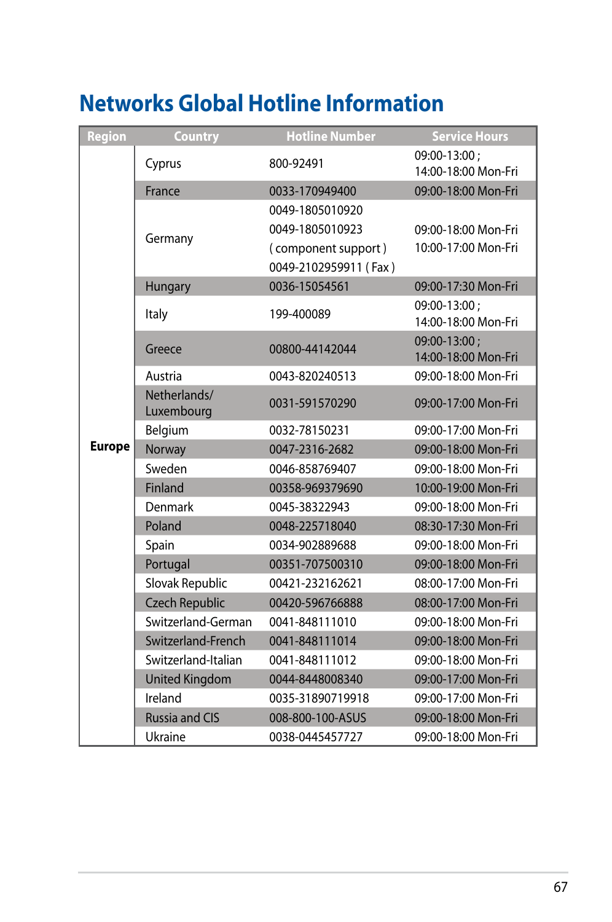# Networks Global Hotline Information

| Region | Country | Hotline Number | Service Hours |
| --- | --- | --- | --- |
| Europe | Cyprus | 800-92491 | 09:00-13:00 ; 14:00-18:00 Mon-Fri |
| | France | 0033-170949400 | 09:00-18:00 Mon-Fri |
| | Germany | 0049-1805010920<br>0049-1805010923<br>( component support )<br>0049-2102959911 ( Fax ) | 09:00-18:00 Mon-Fri<br>10:00-17:00 Mon-Fri |
| | Hungary | 0036-15054561 | 09:00-17:30 Mon-Fri |
| | Italy | 199-400089 | 09:00-13:00 ; 14:00-18:00 Mon-Fri |
| | Greece | 00800-44142044 | 09:00-13:00 ; 14:00-18:00 Mon-Fri |
| | Austria | 0043-820240513 | 09:00-18:00 Mon-Fri |
| | Netherlands/ Luxembourg | 0031-591570290 | 09:00-17:00 Mon-Fri |
| | Belgium | 0032-78150231 | 09:00-17:00 Mon-Fri |
| | Norway | 0047-2316-2682 | 09:00-18:00 Mon-Fri |
| | Sweden | 0046-858769407 | 09:00-18:00 Mon-Fri |
| | Finland | 00358-969379690 | 10:00-19:00 Mon-Fri |
| | Denmark | 0045-38322943 | 09:00-18:00 Mon-Fri |
| | Poland | 0048-225718040 | 08:30-17:30 Mon-Fri |
| | Spain | 0034-902889688 | 09:00-18:00 Mon-Fri |
| | Portugal | 00351-707500310 | 09:00-18:00 Mon-Fri |
| | Slovak Republic | 00421-232162621 | 08:00-17:00 Mon-Fri |
| | Czech Republic | 00420-596766888 | 08:00-17:00 Mon-Fri |
| | Switzerland-German | 0041-848111010 | 09:00-18:00 Mon-Fri |
| | Switzerland-French | 0041-848111014 | 09:00-18:00 Mon-Fri |
| | Switzerland-Italian | 0041-848111012 | 09:00-18:00 Mon-Fri |
| | United Kingdom | 0044-8448008340 | 09:00-17:00 Mon-Fri |
| | Ireland | 0035-31890719918 | 09:00-17:00 Mon-Fri |
| | Russia and CIS | 008-800-100-ASUS | 09:00-18:00 Mon-Fri |
| | Ukraine | 0038-0445457727 | 09:00-18:00 Mon-Fri |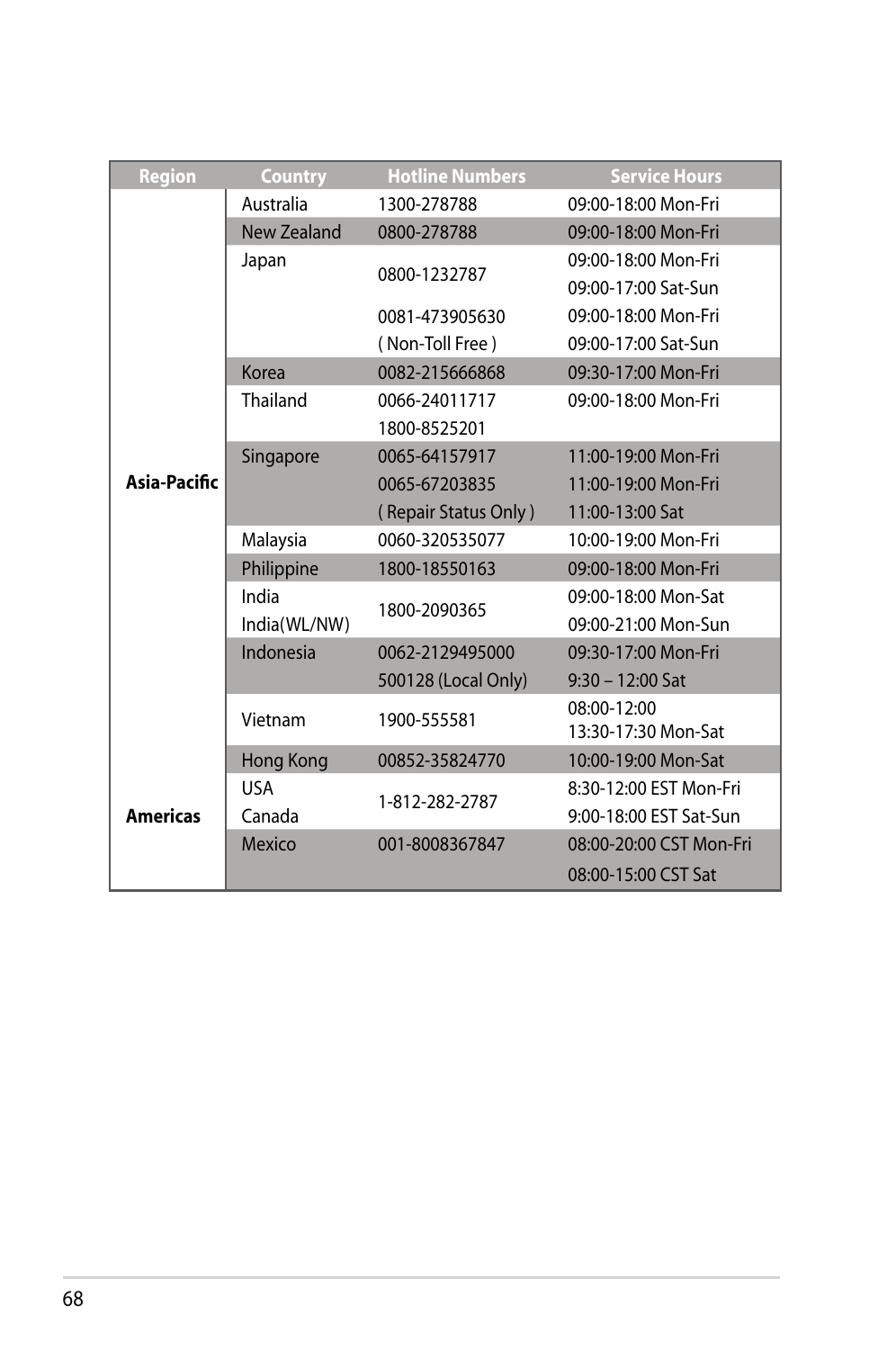| Region | Country | Hotline Numbers | Service Hours |
|---|---|---|---|
| Asia-Pacific | Australia | 1300-278788 | 09:00-18:00 Mon-Fri |
| | New Zealand | 0800-278788 | 09:00-18:00 Mon-Fri |
| | Japan | 0800-1232787 | 09:00-18:00 Mon-Fri |
| | | | 09:00-17:00 Sat-Sun |
| | | 0081-473905630 | 09:00-18:00 Mon-Fri |
| | | ( Non-Toll Free ) | 09:00-17:00 Sat-Sun |
| | Korea | 0082-215666868 | 09:30-17:00 Mon-Fri |
| | Thailand | 0066-24011717 | 09:00-18:00 Mon-Fri |
| | | 1800-8525201 | |
| | Singapore | 0065-64157917 | 11:00-19:00 Mon-Fri |
| | | 0065-67203835 | 11:00-19:00 Mon-Fri |
| | | ( Repair Status Only ) | 11:00-13:00 Sat |
| | Malaysia | 0060-320535077 | 10:00-19:00 Mon-Fri |
| | Philippine | 1800-18550163 | 09:00-18:00 Mon-Fri |
| | India | 1800-2090365 | 09:00-18:00 Mon-Sat |
| | India(WL/NW) | | 09:00-21:00 Mon-Sun |
| | Indonesia | 0062-2129495000 | 09:30-17:00 Mon-Fri |
| | | 500128 (Local Only) | 9:30 – 12:00 Sat |
| | Vietnam | 1900-555581 | 08:00-12:00<br>13:30-17:30 Mon-Sat |
| | Hong Kong | 00852-35824770 | 10:00-19:00 Mon-Sat |
| Americas | USA | 1-812-282-2787 | 8:30-12:00 EST Mon-Fri |
| | Canada | | 9:00-18:00 EST Sat-Sun |
| | Mexico | 001-8008367847 | 08:00-20:00 CST Mon-Fri |
| | | | 08:00-15:00 CST Sat |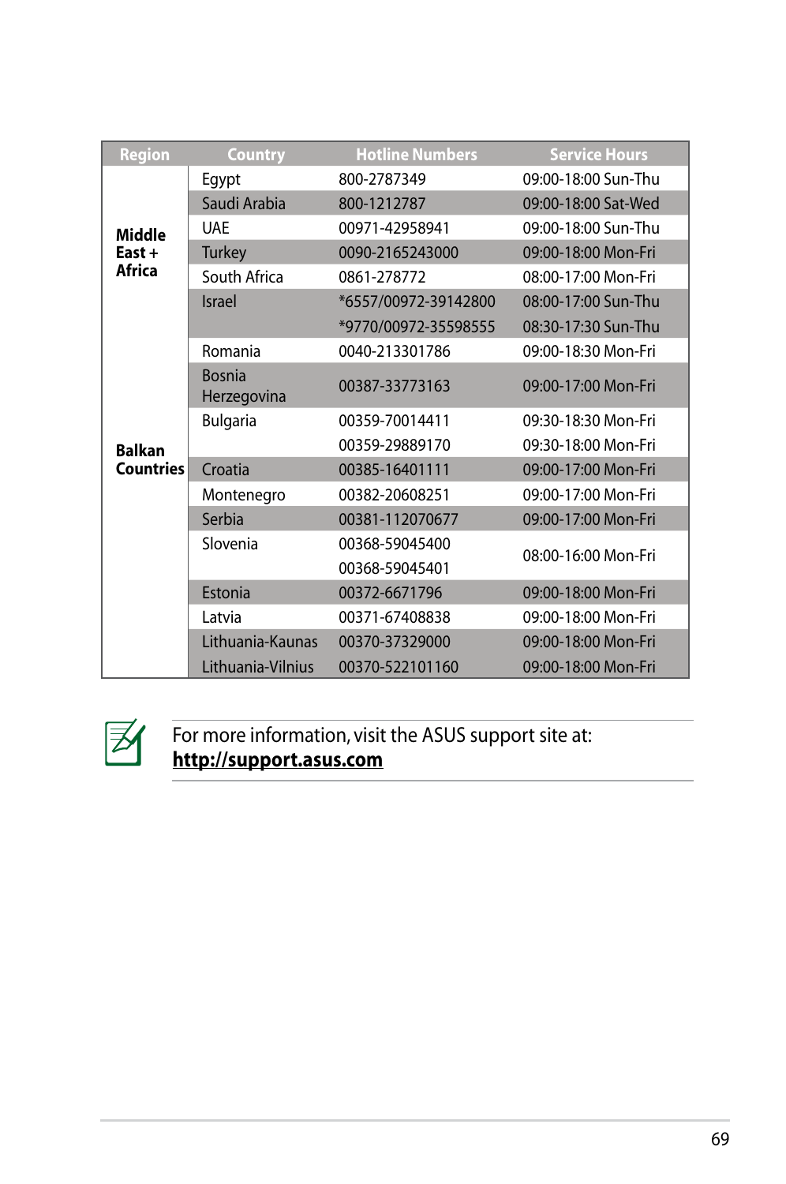| Region | Country | Hotline Numbers | Service Hours |
| --- | --- | --- | --- |
| Middle East + Africa | Egypt | 800-2787349 | 09:00-18:00 Sun-Thu |
| | Saudi Arabia | 800-1212787 | 09:00-18:00 Sat-Wed |
| | UAE | 00971-42958941 | 09:00-18:00 Sun-Thu |
| | Turkey | 0090-2165243000 | 09:00-18:00 Mon-Fri |
| | South Africa | 0861-278772 | 08:00-17:00 Mon-Fri |
| | Israel | *6557/00972-39142800 | 08:00-17:00 Sun-Thu |
| | | *9770/00972-35598555 | 08:30-17:30 Sun-Thu |
| Balkan Countries | Romania | 0040-213301786 | 09:00-18:30 Mon-Fri |
| | Bosnia Herzegovina | 00387-33773163 | 09:00-17:00 Mon-Fri |
| | Bulgaria | 00359-70014411 | 09:30-18:30 Mon-Fri |
| | | 00359-29889170 | 09:30-18:00 Mon-Fri |
| | Croatia | 00385-16401111 | 09:00-17:00 Mon-Fri |
| | Montenegro | 00382-20608251 | 09:00-17:00 Mon-Fri |
| | Serbia | 00381-112070677 | 09:00-17:00 Mon-Fri |
| | Slovenia | 00368-59045400 | 08:00-16:00 Mon-Fri |
| | | 00368-59045401 | |
| | Estonia | 00372-6671796 | 09:00-18:00 Mon-Fri |
| | Latvia | 00371-67408838 | 09:00-18:00 Mon-Fri |
| | Lithuania-Kaunas | 00370-37329000 | 09:00-18:00 Mon-Fri |
| | Lithuania-Vilnius | 00370-522101160 | 09:00-18:00 Mon-Fri |

For more information, visit the ASUS support site at:
**http://support.asus.com**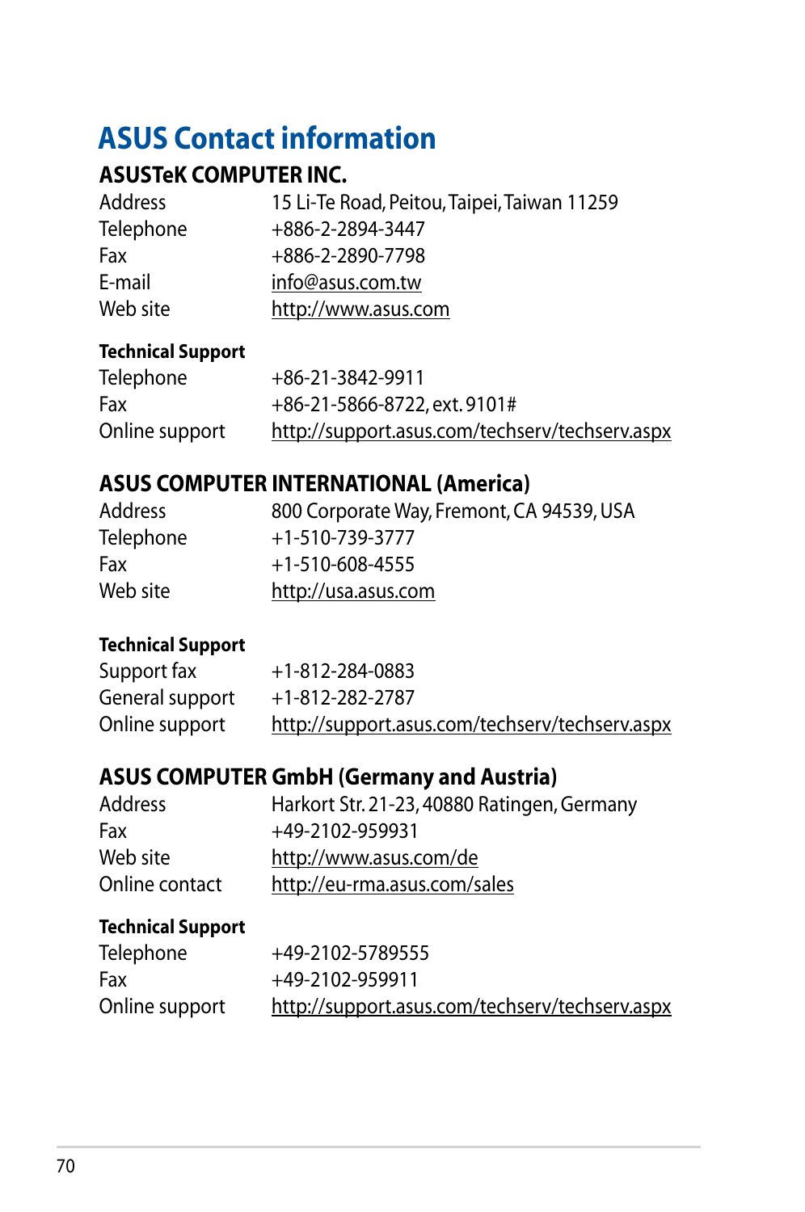# ASUS Contact information

## ASUSTeK COMPUTER INC.

| | |
|---|---|
| Address | 15 Li-Te Road, Peitou, Taipei, Taiwan 11259 |
| Telephone | +886-2-2894-3447 |
| Fax | +886-2-2890-7798 |
| E-mail | info@asus.com.tw |
| Web site | http://www.asus.com |

### Technical Support

| | |
|---|---|
| Telephone | +86-21-3842-9911 |
| Fax | +86-21-5866-8722, ext. 9101# |
| Online support | http://support.asus.com/techserv/techserv.aspx |

## ASUS COMPUTER INTERNATIONAL (America)

| | |
|---|---|
| Address | 800 Corporate Way, Fremont, CA 94539, USA |
| Telephone | +1-510-739-3777 |
| Fax | +1-510-608-4555 |
| Web site | http://usa.asus.com |

### Technical Support

| | |
|---|---|
| Support fax | +1-812-284-0883 |
| General support | +1-812-282-2787 |
| Online support | http://support.asus.com/techserv/techserv.aspx |

## ASUS COMPUTER GmbH (Germany and Austria)

| | |
|---|---|
| Address | Harkort Str. 21-23, 40880 Ratingen, Germany |
| Fax | +49-2102-959931 |
| Web site | http://www.asus.com/de |
| Online contact | http://eu-rma.asus.com/sales |

### Technical Support

| | |
|---|---|
| Telephone | +49-2102-5789555 |
| Fax | +49-2102-959911 |
| Online support | http://support.asus.com/techserv/techserv.aspx |